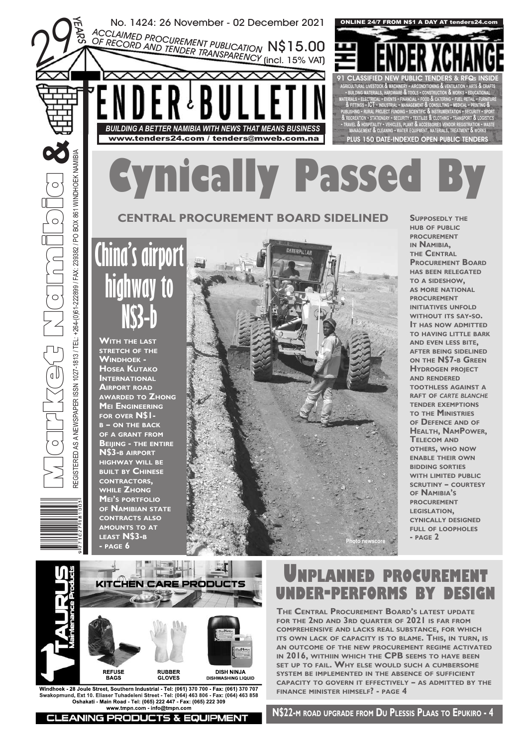29 YEARS

No. 1424: 26 November - 02 December 2021

ACCLAIMED PROCUREMENT PUBLICATION OF RECORD AND TENDER TRANSPARENCY N$15.00 (incl. 15% VAT)

# TENDER BULLETIN

Market Namibia &

BUILDING A BETTER NAMIBIA WITH NEWS THAT MEANS BUSINESS

www.tenders24.com / tenders@mweb.com.na

REGISTERED AS A NEWSPAPER ISSN 1027-1813 / TEL: +264-(0)61-222899 / FAX: 239382 / PO BOX 861 WINDHOEK NAMIBIA

ONLINE 24/7 FROM N$1 A DAY AT tenders24.com

## THE TENDER XCHANGE

91 CLASSIFIED NEW PUBLIC TENDERS & RFQs INSIDE

AGRICULTURAL LIVESTOCK & MACHINERY • AIRCONDITIONING & VENTILATION • ARTS & CRAFTS • BUILDING MATERIALS, HARDWARE & TOOLS • CONSTRUCTION & WORKS • EDUCATIONAL MATERIALS • ELECTRICAL • EVENTS • FINANCIAL • FOOD & CATERING • FUEL RETAIL • FURNITURE & FITTINGS • ICT • INDUSTRIAL • MANAGEMENT & CONSULTING • MEDICAL • PRINTING & PUBLISHING • RURAL PROJECT FUNDING • SCIENTIFIC & INSTRUMENTATION • SECURITY • SPORT & RECREATION • STATIONERY • SECURITY • TEXTILES & CLOTHING • TRANSPORT & LOGISTICS • TRAVEL & HOSPITALITY • VEHICLES, PLANT & ACCESSORIES VENDOR REGISTRATION • WASTE MANAGEMENT & CLEANING • WATER EQUIPMENT, MATERIALS, TREATMENT & WORKS

PLUS 150 DATE-INDEXED OPEN PUBLIC TENDERS

# Cynically Passed By

## CENTRAL PROCUREMENT BOARD SIDELINED

SUPPOSEDLY THE HUB OF PUBLIC PROCUREMENT IN NAMIBIA, THE CENTRAL PROCUREMENT BOARD HAS BEEN RELEGATED TO A SIDESHOW, AS MORE NATIONAL PROCUREMENT INITIATIVES UNFOLD WITHOUT ITS SAY-SO. IT HAS NOW ADMITTED TO HAVING LITTLE BARK AND EVEN LESS BITE, AFTER BEING SIDELINED ON THE N$7-B GREEN HYDROGEN PROJECT AND RENDERED TOOTHLESS AGAINST A RAFT OF *CARTE BLANCHE* TENDER EXEMPTIONS TO THE MINISTRIES OF DEFENCE AND OF HEALTH, NAMPOWER, TELECOM AND OTHERS, WHO NOW ENABLE THEIR OWN BIDDING SORTIES WITH LIMITED PUBLIC SCRUTINY – COURTESY OF NAMIBIA'S PROCUREMENT LEGISLATION, CYNICALLY DESIGNED FULL OF LOOPHOLES - PAGE 2

## China's airport highway to N$3-b

WITH THE LAST STRETCH OF THE WINDHOEK - HOSEA KUTAKO INTERNATIONAL AIRPORT ROAD AWARDED TO ZHONG MEI ENGINEERING FOR OVER N$1-B – ON THE BACK OF A GRANT FROM BEIJING - THE ENTIRE N$3-B AIRPORT HIGHWAY WILL BE BUILT BY CHINESE CONTRACTORS, WHILE ZHONG MEI'S PORTFOLIO OF NAMIBIAN STATE CONTRACTS ALSO AMOUNTS TO AT LEAST N$3-B - PAGE 6

Photo newscore

TAURUS Maintenance Products

KITCHEN CARE PRODUCTS

REFUSE BAGS

RUBBER GLOVES

DISH NINJA DISHWASHING LIQUID

Windhoek - 28 Joule Street, Southern Industrial - Tel: (061) 370 700 - Fax: (061) 370 707
Swakopmund, Ext 10. Eliaser Tuhadeleni Street - Tel: (064) 463 806 - Fax: (064) 463 858
Oshakati - Main Road - Tel: (065) 222 447 - Fax: (065) 222 309
www.tmpn.com - info@tmpn.com

CLEANING PRODUCTS & EQUIPMENT

## UNPLANNED PROCUREMENT UNDER-PERFORMS BY DESIGN

THE CENTRAL PROCUREMENT BOARD'S LATEST UPDATE FOR THE 2ND AND 3RD QUARTER OF 2021 IS FAR FROM COMPREHENSIVE AND LACKS REAL SUBSTANCE, FOR WHICH ITS OWN LACK OF CAPACITY IS TO BLAME. THIS, IN TURN, IS AN OUTCOME OF THE NEW PROCUREMENT REGIME ACTIVATED IN 2016, WITHIIN WHICH THE CPB SEEMS TO HAVE BEEN SET UP TO FAIL. WHY ELSE WOULD SUCH A CUMBERSOME SYSTEM BE IMPLEMENTED IN THE ABSENCE OF SUFFICIENT CAPACITY TO GOVERN IT EFFECTIVELY – AS ADMITTED BY THE FINANCE MINISTER HIMSELF? - PAGE 4

N$22-M ROAD UPGRADE FROM DU PLESSIS PLAAS TO EPUKIRO - 4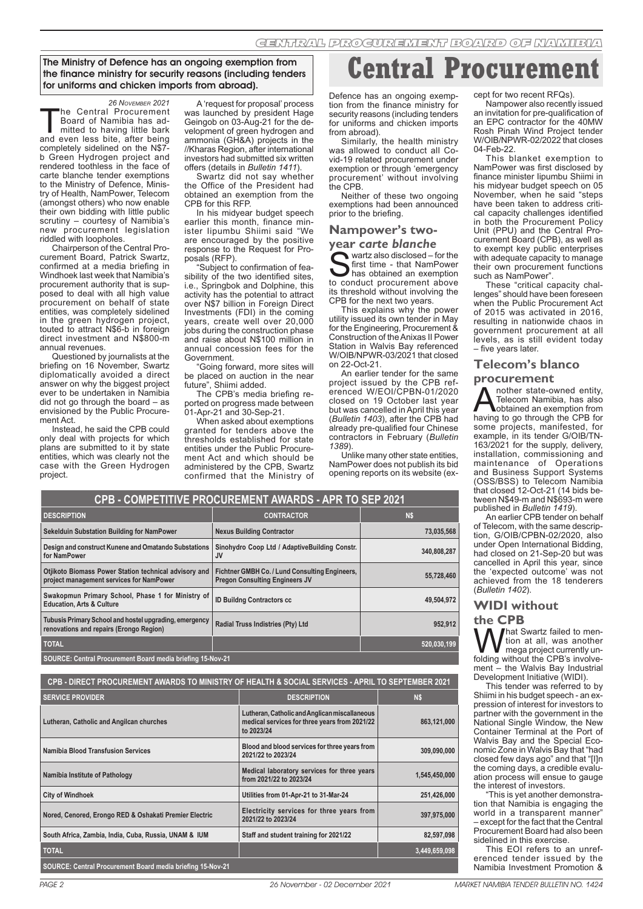# Central Procurement

**The Ministry of Defence has an ongoing exemption from the finance ministry for security reasons (including tenders for uniforms and chicken imports from abroad).**

*26 November 2021*

The Central Procurement Board of Namibia has admitted to having little bark and even less bite, after being completely sidelined on the N$7-b Green Hydrogen project and rendered toothless in the face of carte blanche tender exemptions to the Ministry of Defence, Ministry of Health, NamPower, Telecom (amongst others) who now enable their own bidding with little public scrutiny – courtesy of Namibia's new procurement legislation riddled with loopholes.

Chairperson of the Central Procurement Board, Patrick Swartz, confirmed at a media briefing in Windhoek last week that Namibia's procurement authority that is supposed to deal with all high value procurement on behalf of state entities, was completely sidelined in the green hydrogen project, touted to attract N$6-b in foreign direct investment and N$800-m annual revenues.

Questioned by journalists at the briefing on 16 November, Swartz diplomatically avoided a direct answer on why the biggest project ever to be undertaken in Namibia did not go through the board – as envisioned by the Public Procurement Act.

Instead, he said the CPB could only deal with projects for which plans are submitted to it by state entities, which was clearly not the case with the Green Hydrogen project.

A 'request for proposal' process was launched by president Hage Geingob on 03-Aug-21 for the development of green hydrogen and ammonia (GH&A) projects in the //Kharas Region, after international investors had submitted six written offers (details in *Bulletin 1411*).

Swartz did not say whether the Office of the President had obtained an exemption from the CPB for this RFP.

In his midyear budget speech earlier this month, finance minister Iipumbu Shiimi said "We are encouraged by the positive response to the Request for Proposals (RFP).

"Subject to confirmation of feasibility of the two identified sites, i.e., Springbok and Dolphine, this activity has the potential to attract over N$7 billion in Foreign Direct Investments (FDI) in the coming years, create well over 20,000 jobs during the construction phase and raise about N$100 million in annual concession fees for the Government.

"Going forward, more sites will be placed on auction in the near future", Shiimi added.

The CPB's media briefing reported on progress made between 01-Apr-21 and 30-Sep-21.

When asked about exemptions granted for tenders above the thresholds established for state entities under the Public Procurement Act and which should be administered by the CPB, Swartz confirmed that the Ministry of Defence has an ongoing exemption from the finance ministry for security reasons (including tenders for uniforms and chicken imports from abroad).

Similarly, the health ministry was allowed to conduct all Covid-19 related procurement under exemption or through 'emergency procurement' without involving the CPB.

Neither of these two ongoing exemptions had been announced prior to the briefing.

## Nampower's two-year *carte blanche*

Swartz also disclosed – for the first time - that NamPower has obtained an exemption to conduct procurement above its threshold without involving the CPB for the next two years.

This explains why the power utility issued its own tender in May for the Engineering, Procurement & Construction of the Anixas II Power Station in Walvis Bay referenced W/OIB/NPWR-03/2021 that closed on 22-Oct-21.

An earlier tender for the same project issued by the CPB referenced W/EOI/CPBN-01/2020 closed on 19 October last year but was cancelled in April this year (*Bulletin 1403*), after the CPB had already pre-qualified four Chinese contractors in February (*Bulletin 1389*).

Unlike many other state entities, NamPower does not publish its bid opening reports on its website (except for two recent RFQs).

Nampower also recently issued an invitation for pre-qualification of an EPC contractor for the 40MW Rosh Pinah Wind Project tender W/OIB/NPWR-02/2022 that closes 04-Feb-22.

This blanket exemption to NamPower was first disclosed by finance minister Iipumbu Shiimi in his midyear budget speech on 05 November, when he said "steps have been taken to address critical capacity challenges identified in both the Procurement Policy Unit (PPU) and the Central Procurement Board (CPB), as well as to exempt key public enterprises with adequate capacity to manage their own procurement functions such as NamPower".

These "critical capacity challenges" should have been foreseen when the Public Procurement Act of 2015 was activated in 2016, resulting in nationwide chaos in government procurement at all levels, as is still evident today – five years later.

## Telecom's blanco procurement

Another state-owned entity, Telecom Namibia, has also obtained an exemption from having to go through the CPB for some projects, manifested, for example, in its tender G/OIB/TN-163/2021 for the supply, delivery, installation, commissioning and maintenance of Operations and Business Support Systems (OSS/BSS) to Telecom Namibia that closed 12-Oct-21 (14 bids between N$49-m and N$693-m were published in *Bulletin 1419*).

An earlier CPB tender on behalf of Telecom, with the same description, G/OIB/CPBN-02/2020, also under Open International Bidding, had closed on 21-Sep-20 but was cancelled in April this year, since the 'expected outcome' was not achieved from the 18 tenderers (*Bulletin 1402*).

## WIDI without the CPB

What Swartz failed to mention at all, was another mega project currently unfolding without the CPB's involvement – the Walvis Bay Industrial Development Initiative (WIDI).

This tender was referred to by Shiimi in his budget speech - an expression of interest for investors to partner with the government in the National Single Window, the New Container Terminal at the Port of Walvis Bay and the Special Economic Zone in Walvis Bay that "had closed few days ago" and that "[I]n the coming days, a credible evaluation process will ensue to gauge the interest of investors.

"This is yet another demonstration that Namibia is engaging the world in a transparent manner" – except for the fact that the Central Procurement Board had also been sidelined in this exercise.

This EOI refers to an unreferenced tender issued by the Namibia Investment Promotion &

**CPB - COMPETITIVE PROCUREMENT AWARDS - APR TO SEP 2021**

| DESCRIPTION | CONTRACTOR | N$ |
|---|---|---|
| Sekelduin Substation Building for NamPower | Nexus Building Contractor | 73,035,568 |
| Design and construct Kunene and Omatando Substations for NamPower | Sinohydro Coop Ltd / AdaptiveBuilding Constr. JV | 340,808,287 |
| Otjikoto Biomass Power Station technical advisory and project management services for NamPower | Fichtner GmBH Co. / Lund Consulting Engineers, Pregon Consulting Engineers JV | 55,728,460 |
| Swakopmun Primary School, Phase 1 for Ministry of Education, Arts & Culture | ID Buildng Contractors cc | 49,504,972 |
| Tubusis Primary School and hostel upgrading, emergency renovations and repairs (Erongo Region) | Radial Truss Indistries (Pty) Ltd | 952,912 |
| TOTAL | | 520,030,199 |

SOURCE: Central Procurement Board media briefing 15-Nov-21

**CPB - DIRECT PROCUREMENT AWARDS TO MINISTRY OF HEALTH & SOCIAL SERVICES - APRIL TO SEPTEMBER 2021**

| SERVICE PROVIDER | DESCRIPTION | N$ |
|---|---|---|
| Lutheran, Catholic and Angilcan churches | Lutheran, Catholic and Anglican miscallaneous medical services for three years from 2021/22 to 2023/24 | 863,121,000 |
| Namibia Blood Transfusion Services | Blood and blood services for three years from 2021/22 to 2023/24 | 309,090,000 |
| Namibia Institute of Pathology | Medical laboratory services for three years from 2021/22 to 2023/24 | 1,545,450,000 |
| City of Windhoek | Utilities from 01-Apr-21 to 31-Mar-24 | 251,426,000 |
| Nored, Cenored, Erongo RED & Oshakati Premier Electric | Electricity services for three years from 2021/22 to 2023/24 | 397,975,000 |
| South Africa, Zambia, India, Cuba, Russia, UNAM & IUM | Staff and student training for 2021/22 | 82,597,098 |
| TOTAL | | 3,449,659,098 |

SOURCE: Central Procurement Board media briefing 15-Nov-21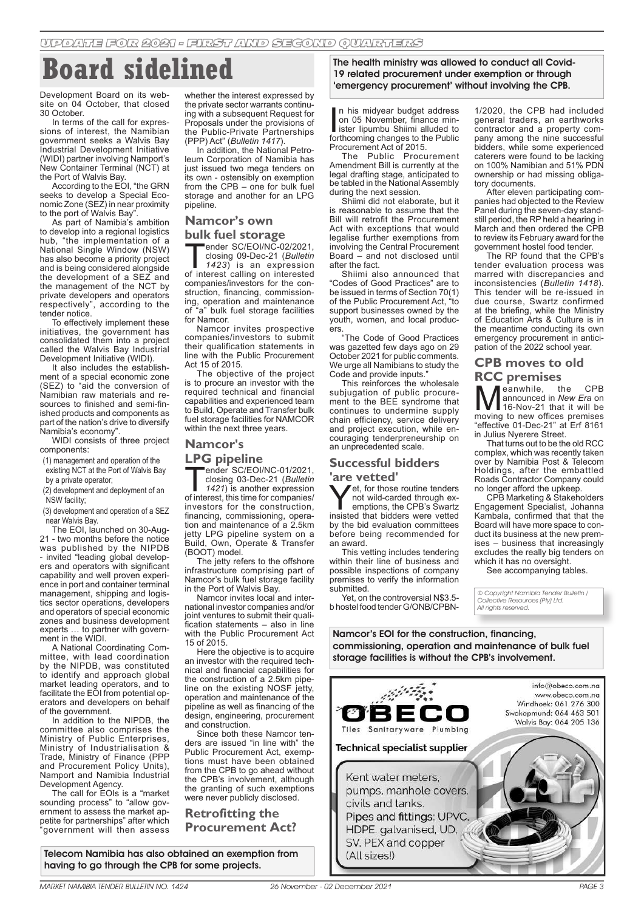# Board sidelined

**The health ministry was allowed to conduct all Covid-19 related procurement under exemption or through 'emergency procurement' without involving the CPB.**

Development Board on its website on 04 October, that closed 30 October.

In terms of the call for expressions of interest, the Namibian government seeks a Walvis Bay Industrial Development Initiative (WIDI) partner involving Namport's New Container Terminal (NCT) at the Port of Walvis Bay.

According to the EOI, "the GRN seeks to develop a Special Economic Zone (SEZ) in near proximity to the port of Walvis Bay".

As part of Namibia's ambition to develop into a regional logistics hub, "the implementation of a National Single Window (NSW) has also become a priority project and is being considered alongside the development of a SEZ and the management of the NCT by private developers and operators respectively", according to the tender notice.

To effectively implement these initiatives, the government has consolidated them into a project called the Walvis Bay Industrial Development Initiative (WIDI).

It also includes the establishment of a special economic zone (SEZ) to "aid the conversion of Namibian raw materials and resources to finished and semi-finished products and components as part of the nation's drive to diversify Namibia's economy".

WIDI consists of three project components:

(1) management and operation of the existing NCT at the Port of Walvis Bay by a private operator;

(2) development and deployment of an NSW facility;

(3) development and operation of a SEZ near Walvis Bay.

The EOI, launched on 30-Aug-21 - two months before the notice was published by the NIPDB - invited "leading global developers and operators with significant capability and well proven experience in port and container terminal management, shipping and logistics sector operations, developers and operators of special economic zones and business development experts … to partner with government in the WIDI.

A National Coordinating Committee, with lead coordination by the NIPDB, was constituted to identify and approach global market leading operators, and to facilitate the EOI from potential operators and developers on behalf of the government.

In addition to the NIPDB, the committee also comprises the Ministry of Public Enterprises, Ministry of Industrialisation & Trade, Ministry of Finance (PPP and Procurement Policy Units), Namport and Namibia Industrial Development Agency.

The call for EOIs is a "market sounding process" to "allow government to assess the market appetite for partnerships" after which "government will then assess whether the interest expressed by the private sector warrants continuing with a subsequent Request for Proposals under the provisions of the Public-Private Partnerships (PPP) Act" (*Bulletin 1417*).

In addition, the National Petroleum Corporation of Namibia has just issued two mega tenders on its own - ostensibly on exemption from the CPB – one for bulk fuel storage and another for an LPG pipeline.

## Namcor's own bulk fuel storage

Tender SC/EOI/NC-02/2021, closing 09-Dec-21 (*Bulletin 1423*) is an expression of interest calling on interested companies/investors for the construction, financing, commissioning, operation and maintenance of "a" bulk fuel storage facilities for Namcor.

Namcor invites prospective companies/investors to submit their qualification statements in line with the Public Procurement Act 15 of 2015.

The objective of the project is to procure an investor with the required technical and financial capabilities and experienced team to Build, Operate and Transfer bulk fuel storage facilities for NAMCOR within the next three years.

## Namcor's LPG pipeline

Tender SC/EOI/NC-01/2021, closing 03-Dec-21 (*Bulletin 1421*) is another expression of interest, this time for companies/investors for the construction, financing, commissioning, operation and maintenance of a 2.5km jetty LPG pipeline system on a Build, Own, Operate & Transfer (BOOT) model.

The jetty refers to the offshore infrastructure comprising part of Namcor's bulk fuel storage facility in the Port of Walvis Bay.

Namcor invites local and international investor companies and/or joint ventures to submit their qualification statements – also in line with the Public Procurement Act 15 of 2015.

Here the objective is to acquire an investor with the required technical and financial capabilities for the construction of a 2.5km pipeline on the existing NOSF jetty, operation and maintenance of the pipeline as well as financing of the design, engineering, procurement and construction.

Since both these Namcor tenders are issued "in line with" the Public Procurement Act, exemptions must have been obtained from the CPB to go ahead without the CPB's involvement, although the granting of such exemptions were never publicly disclosed.

**Telecom Namibia has also obtained an exemption from having to go through the CPB for some projects.**

## Retrofitting the Procurement Act?

In his midyear budget address on 05 November, finance minister Iipumbu Shiimi alluded to forthcoming changes to the Public Procurement Act of 2015.

The Public Procurement Amendment Bill is currently at the legal drafting stage, anticipated to be tabled in the National Assembly during the next session.

Shiimi did not elaborate, but it is reasonable to assume that the Bill will retrofit the Procurement Act with exceptions that would legalise further exemptions from involving the Central Procurement Board – and not disclosed until after the fact.

Shiimi also announced that "Codes of Good Practices" are to be issued in terms of Section 70(1) of the Public Procurement Act, "to support businesses owned by the youth, women, and local producers.

"The Code of Good Practices was gazetted few days ago on 29 October 2021 for public comments. We urge all Namibians to study the Code and provide inputs."

This reinforces the wholesale subjugation of public procurement to the BEE syndrome that continues to undermine supply chain efficiency, service delivery and project execution, while encouraging tenderpreneurship on an unprecedented scale.

## Successful bidders 'are vetted'

Yet, for those routine tenders not wild-carded through exemptions, the CPB's Swartz insisted that bidders were vetted by the bid evaluation committees before being recommended for an award.

This vetting includes tendering within their line of business and possible inspections of company premises to verify the information submitted.

Yet, on the controversial N$3.5-b hostel food tender G/ONB/CPBN-1/2020, the CPB had included general traders, an earthworks contractor and a property company among the nine successful bidders, while some experienced caterers were found to be lacking on 100% Namibian and 51% PDN ownership or had missing obligatory documents.

After eleven participating companies had objected to the Review Panel during the seven-day standstill period, the RP held a hearing in March and then ordered the CPB to review its February award for the government hostel food tender.

The RP found that the CPB's tender evaluation process was marred with discrepancies and inconsistencies (*Bulletin 1418*). This tender will be re-issued in due course, Swartz confirmed at the briefing, while the Ministry of Education Arts & Culture is in the meantime conducting its own emergency procurement in anticipation of the 2022 school year.

## CPB moves to old RCC premises

Meanwhile, the CPB announced in *New Era* on 16-Nov-21 that it will be moving to new offices premises "effective 01-Dec-21" at Erf 8161 in Julius Nyerere Street.

That turns out to be the old RCC complex, which was recently taken over by Namibia Post & Telecom Holdings, after the embattled Roads Contractor Company could no longer afford the upkeep.

CPB Marketing & Stakeholders Engagement Specialist, Johanna Kambala, confirmed that that the Board will have more space to conduct its business at the new premises – business that increasingly excludes the really big tenders on which it has no oversight.

See accompanying tables.

*© Copyright Namibia Tender Bulletin / Collective Resources (Pty) Ltd. All rights reserved.*

**Namcor's EOI for the construction, financing, commissioning, operation and maintenance of bulk fuel storage facilities is without the CPB's involvement.**

OBECO
Tiles Sanitaryware Plumbing

info@obeco.com.na
www.obeco.com.na
Windhoek: 061 276 300
Swakopmund: 064 463 501
Walvis Bay: 064 205 136

Technical specialist supplier

Kent water meters, pumps, manhole covers, civils and tanks.
Pipes and fittings: UPVC, HDPE, galvanised, UD, SV, PEX and copper (All sizes!)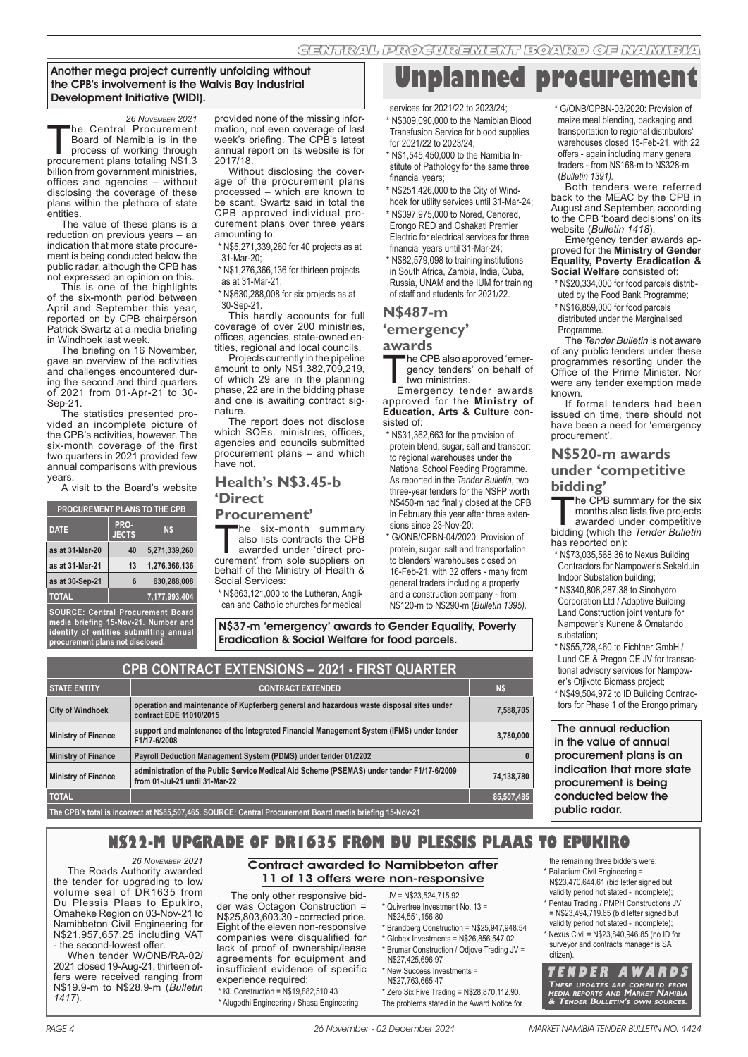# Unplanned procurement

**Another mega project currently unfolding without the CPB's involvement is the Walvis Bay Industrial Development Initiative (WIDI).**

*26 November 2021*

The Central Procurement Board of Namibia is in the process of working through procurement plans totaling N$1.3 billion from government ministries, offices and agencies – without disclosing the coverage of these plans within the plethora of state entities.

The value of these plans is a reduction on previous years – an indication that more state procurement is being conducted below the public radar, although the CPB has not expressed an opinion on this.

This is one of the highlights of the six-month period between April and September this year, reported on by CPB chairperson Patrick Swartz at a media briefing in Windhoek last week.

The briefing on 16 November, gave an overview of the activities and challenges encountered during the second and third quarters of 2021 from 01-Apr-21 to 30-Sep-21.

The statistics presented provided an incomplete picture of the CPB's activities, however. The six-month coverage of the first two quarters in 2021 provided few annual comparisons with previous years.

A visit to the Board's website provided none of the missing information, not even coverage of last week's briefing. The CPB's latest annual report on its website is for 2017/18.

Without disclosing the coverage of the procurement plans processed – which are known to be scant, Swartz said in total the CPB approved individual procurement plans over three years amounting to:

* N$5,271,339,260 for 40 projects as at 31-Mar-20;
* N$1,276,366,136 for thirteen projects as at 31-Mar-21;
* N$630,288,008 for six projects as at 30-Sep-21.

This hardly accounts for full coverage of over 200 ministries, offices, agencies, state-owned entities, regional and local councils.

Projects currently in the pipeline amount to only N$1,382,709,219, of which 29 are in the planning phase, 22 are in the bidding phase and one is awaiting contract signature.

The report does not disclose which SOEs, ministries, offices, agencies and councils submitted procurement plans – and which have not.

| PROCUREMENT PLANS TO THE CPB | | |
|---|---|---|
| DATE | PROJECTS | N$ |
| as at 31-Mar-20 | 40 | 5,271,339,260 |
| as at 31-Mar-21 | 13 | 1,276,366,136 |
| as at 30-Sep-21 | 6 | 630,288,008 |
| TOTAL | | 7,177,993,404 |

SOURCE: Central Procurement Board media briefing 15-Nov-21. Number and identity of entities submitting annual procurement plans not disclosed.

## Health's N$3.45-b 'Direct Procurement'

The six-month summary also lists contracts the CPB awarded under 'direct procurement' from sole suppliers on behalf of the Ministry of Health & Social Services:

* N$863,121,000 to the Lutheran, Anglican and Catholic churches for medical services for 2021/22 to 2023/24;
* N$309,090,000 to the Namibian Blood Transfusion Service for blood supplies for 2021/22 to 2023/24;
* N$1,545,450,000 to the Namibia Institute of Pathology for the same three financial years;
* N$251,426,000 to the City of Windhoek for utility services until 31-Mar-24;
* N$397,975,000 to Nored, Cenored, Erongo RED and Oshakati Premier Electric for electrical services for three financial years until 31-Mar-24;
* N$82,579,098 to training institutions in South Africa, Zambia, India, Cuba, Russia, UNAM and the IUM for training of staff and students for 2021/22.

## N$487-m 'emergency' awards

The CPB also approved 'emergency tenders' on behalf of two ministries.

Emergency tender awards approved for the **Ministry of Education, Arts & Culture** consisted of:

* N$31,362,663 for the provision of protein blend, sugar, salt and transport to regional warehouses under the National School Feeding Programme. As reported in the *Tender Bulletin*, two three-year tenders for the NSFP worth N$450-m had finally closed at the CPB in February this year after three extensions since 23-Nov-20:
* G/ONB/CPBN-04/2020: Provision of protein, sugar, salt and transportation to blenders' warehouses closed on 16-Feb-21, with 32 offers - many from general traders including a property and a construction company - from N$120-m to N$290-m (*Bulletin 1395).*
* G/ONB/CPBN-03/2020: Provision of maize meal blending, packaging and transportation to regional distributors' warehouses closed 15-Feb-21, with 22 offers - again including many general traders - from N$168-m to N$328-m (*Bulletin 1391).*

Both tenders were referred back to the MEAC by the CPB in August and September, according to the CPB 'board decisions' on its website (*Bulletin 1418*).

Emergency tender awards approved for the **Ministry of Gender Equality, Poverty Eradication & Social Welfare** consisted of:

* N$20,334,000 for food parcels distributed by the Food Bank Programme;
* N$16,859,000 for food parcels distributed under the Marginalised Programme.

The *Tender Bulletin* is not aware of any public tenders under these programmes resorting under the Office of the Prime Minister. Nor were any tender exemption made known.

If formal tenders had been issued on time, there should not have been a need for 'emergency procurement'.

**N$37-m 'emergency' awards to Gender Equality, Poverty Eradication & Social Welfare for food parcels.**

## N$520-m awards under 'competitive bidding'

The CPB summary for the six months also lists five projects awarded under competitive bidding (which the *Tender Bulletin* has reported on):

* N$73,035,568.36 to Nexus Building Contractors for Nampower's Sekelduin Indoor Substation building;
* N$340,808,287.38 to Sinohydro Corporation Ltd / Adaptive Building Land Construction joint venture for Nampower's Kunene & Omatando substation;
* N$55,728,460 to Fichtner GmbH / Lund CE & Pregon CE JV for transactional advisory services for Nampower's Otjikoto Biomass project;
* N$49,504,972 to ID Building Contractors for Phase 1 of the Erongo primary

**The annual reduction in the value of annual procurement plans is an indication that more state procurement is being conducted below the public radar.**

| CPB CONTRACT EXTENSIONS – 2021 - FIRST QUARTER | | |
|---|---|---|
| STATE ENTITY | CONTRACT EXTENDED | N$ |
| City of Windhoek | operation and maintenance of Kupferberg general and hazardous waste disposal sites under contract EDE 11010/2015 | 7,588,705 |
| Ministry of Finance | support and maintenance of the Integrated Financial Management System (IFMS) under tender F1/17-6/2008 | 3,780,000 |
| Ministry of Finance | Payroll Deduction Management System (PDMS) under tender 01/2202 | 0 |
| Ministry of Finance | administration of the Public Service Medical Aid Scheme (PSEMAS) under tender F1/17-6/2009 from 01-Jul-21 until 31-Mar-22 | 74,138,780 |
| TOTAL | | 85,507,485 |

The CPB's total is incorrect at N$85,507,465. SOURCE: Central Procurement Board media briefing 15-Nov-21

# N$22-m upgrade of DR1635 from Du Plessis Plaas to Epukiro

**Contract awarded to Namibbeton after 11 of 13 offers were non-responsive**

*26 November 2021*

The Roads Authority awarded the tender for upgrading to low volume seal of DR1635 from Du Plessis Plaas to Epukiro, Omaheke Region on 03-Nov-21 to Namibbeton Civil Engineering for N$21,957,657.25 including VAT - the second-lowest offer.

When tender W/ONB/RA-02/2021 closed 19-Aug-21, thirteen offers were received ranging from N$19.9-m to N$28.9-m (*Bulletin 1417*).

The only other responsive bidder was Octagon Construction = N$25,803,603.30 - corrected price. Eight of the eleven non-responsive companies were disqualified for lack of proof of ownership/lease agreements for equipment and insufficient evidence of specific experience required:

* KL Construction = N$19,882,510.43
* Alugodhi Engineering / Shasa Engineering JV = N$23,524,715.92
* Quivertree Investment No. 13 = N$24,551,156.80
* Brandberg Construction = N$25,947,948.54
* Globex Investments = N$26,856,547.02
* Brumar Construction / Odjove Trading JV = N$27,425,696.97
* New Success Investments = N$27,763,665.47
* Zero Six Five Trading = N$28,870,112.90.

The problems stated in the Award Notice for the remaining three bidders were:

* Palladium Civil Engineering = N$23,470,644.61 (bid letter signed but validity period not stated - incomplete);
* Pentau Trading / PMPH Constructions JV = N$23,494,719.65 (bid letter signed but validity period not stated - incomplete);
* Nexus Civil = N$23,840,946.85 (no ID for surveyor and contracts manager is SA citizen).

**TENDER AWARDS**

*These updates are compiled from media reports and Market Namibia & Tender Bulletin's own sources.*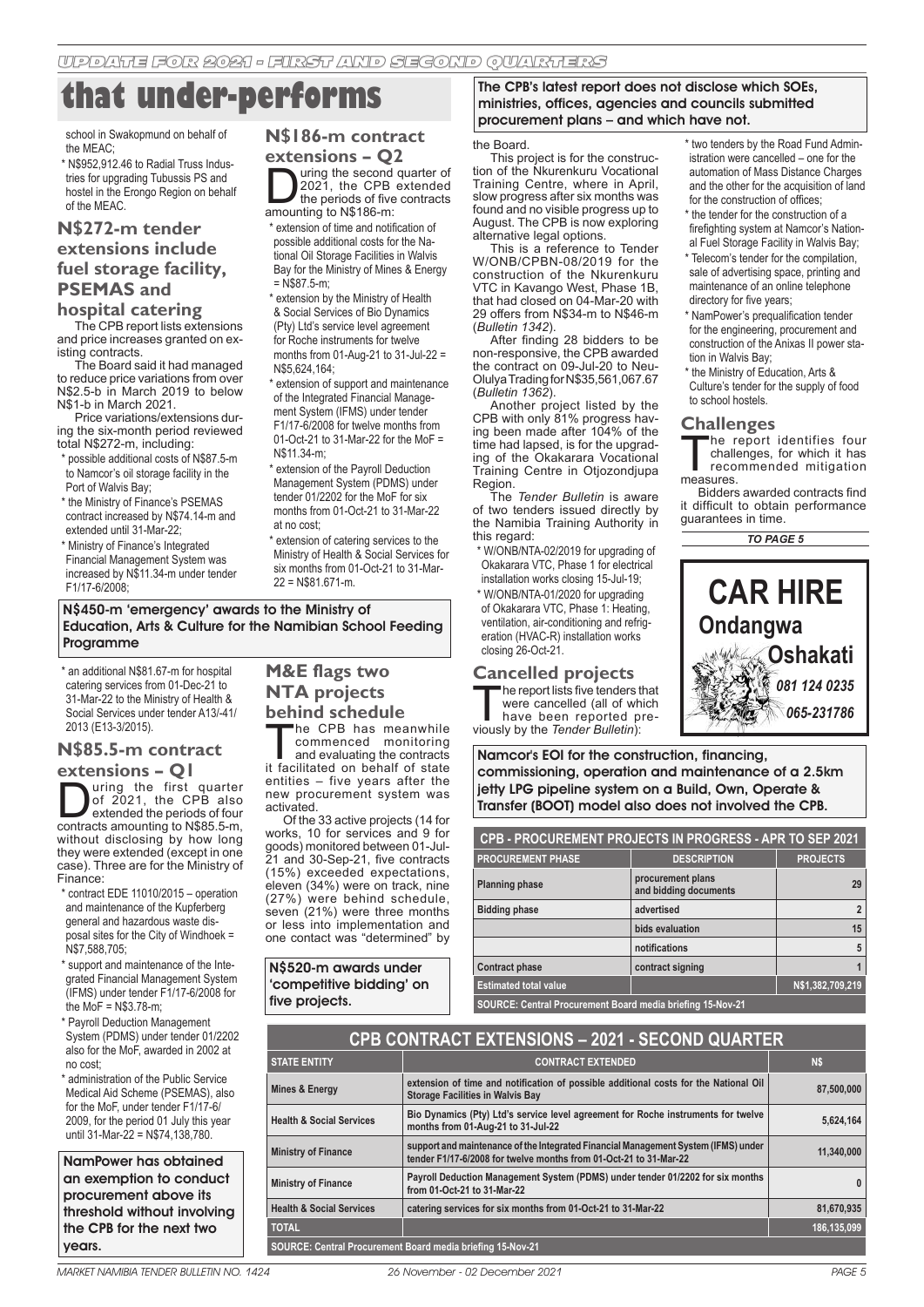UPDATE FOR 2021 - FIRST AND SECOND QUARTERS

# that under-performs

school in Swakopmund on behalf of the MEAC;

* N$952,912.46 to Radial Truss Industries for upgrading Tubussis PS and hostel in the Erongo Region on behalf of the MEAC.

## N$272-m tender extensions include fuel storage facility, PSEMAS and hospital catering

The CPB report lists extensions and price increases granted on existing contracts.

The Board said it had managed to reduce price variations from over N$2.5-b in March 2019 to below N$1-b in March 2021.

Price variations/extensions during the six-month period reviewed total N$272-m, including:

* possible additional costs of N$87.5-m to Namcor's oil storage facility in the Port of Walvis Bay;
* the Ministry of Finance's PSEMAS contract increased by N$74.14-m and extended until 31-Mar-22;
* Ministry of Finance's Integrated Financial Management System was increased by N$11.34-m under tender F1/17-6/2008;

## N$186-m contract extensions – Q2

During the second quarter of 2021, the CPB extended the periods of five contracts amounting to N$186-m:

* extension of time and notification of possible additional costs for the National Oil Storage Facilities in Walvis Bay for the Ministry of Mines & Energy = N$87.5-m;
* extension by the Ministry of Health & Social Services of Bio Dynamics (Pty) Ltd's service level agreement for Roche instruments for twelve months from 01-Aug-21 to 31-Jul-22 = N$5,624,164;
* extension of support and maintenance of the Integrated Financial Management System (IFMS) under tender F1/17-6/2008 for twelve months from 01-Oct-21 to 31-Mar-22 for the MoF = N$11.34-m;
* extension of the Payroll Deduction Management System (PDMS) under tender 01/2202 for the MoF for six months from 01-Oct-21 to 31-Mar-22 at no cost;
* extension of catering services to the Ministry of Health & Social Services for six months from 01-Oct-21 to 31-Mar-22 = N$81.671-m.

**N$450-m 'emergency' awards to the Ministry of Education, Arts & Culture for the Namibian School Feeding Programme**

* an additional N$81.67-m for hospital catering services from 01-Dec-21 to 31-Mar-22 to the Ministry of Health & Social Services under tender A13/-41/2013 (E13-3/2015).

## N$85.5-m contract extensions – Q1

During the first quarter of 2021, the CPB also extended the periods of four contracts amounting to N$85.5-m, without disclosing by how long they were extended (except in one case). Three are for the Ministry of Finance:

* contract EDE 11010/2015 – operation and maintenance of the Kupferberg general and hazardous waste disposal sites for the City of Windhoek = N$7,588,705;
* support and maintenance of the Integrated Financial Management System (IFMS) under tender F1/17-6/2008 for the MoF = N$3.78-m;
* Payroll Deduction Management System (PDMS) under tender 01/2202 also for the MoF, awarded in 2002 at no cost;
* administration of the Public Service Medical Aid Scheme (PSEMAS), also for the MoF, under tender F1/17-6/2009, for the period 01 July this year until 31-Mar-22 = N$74,138,780.

**NamPower has obtained an exemption to conduct procurement above its threshold without involving the CPB for the next two years.**

## M&E flags two NTA projects behind schedule

The CPB has meanwhile commenced monitoring and evaluating the contracts it facilitated on behalf of state entities – five years after the new procurement system was activated.

Of the 33 active projects (14 for works, 10 for services and 9 for goods) monitored between 01-Jul-21 and 30-Sep-21, five contracts (15%) exceeded expectations, eleven (34%) were on track, nine (27%) were behind schedule, seven (21%) were three months or less into implementation and one contact was "determined" by

**N$520-m awards under 'competitive bidding' on five projects.**

**The CPB's latest report does not disclose which SOEs, ministries, offices, agencies and councils submitted procurement plans – and which have not.**

the Board.

This project is for the construction of the Nkurenkuru Vocational Training Centre, where in April, slow progress after six months was found and no visible progress up to August. The CPB is now exploring alternative legal options.

This is a reference to Tender W/ONB/CPBN-08/2019 for the construction of the Nkurenkuru VTC in Kavango West, Phase 1B, that had closed on 04-Mar-20 with 29 offers from N$34-m to N$46-m (*Bulletin 1342*).

After finding 28 bidders to be non-responsive, the CPB awarded the contract on 09-Jul-20 to Neu-Olulya Trading for N$35,561,067.67 (*Bulletin 1362*).

Another project listed by the CPB with only 81% progress having been made after 104% of the time had lapsed, is for the upgrading of the Okakarara Vocational Training Centre in Otjozondjupa Region.

The *Tender Bulletin* is aware of two tenders issued directly by the Namibia Training Authority in this regard:

* W/ONB/NTA-02/2019 for upgrading of Okakarara VTC, Phase 1 for electrical installation works closing 15-Jul-19;
* W/ONB/NTA-01/2020 for upgrading of Okakarara VTC, Phase 1: Heating, ventilation, air-conditioning and refrigeration (HVAC-R) installation works closing 26-Oct-21.

## Cancelled projects

The report lists five tenders that were cancelled (all of which have been reported previously by the *Tender Bulletin*):

* two tenders by the Road Fund Administration were cancelled – one for the automation of Mass Distance Charges and the other for the acquisition of land for the construction of offices;
* the tender for the construction of a firefighting system at Namcor's National Fuel Storage Facility in Walvis Bay;
* Telecom's tender for the compilation, sale of advertising space, printing and maintenance of an online telephone directory for five years;
* NamPower's prequalification tender for the engineering, procurement and construction of the Anixas II power station in Walvis Bay;
* the Ministry of Education, Arts & Culture's tender for the supply of food to school hostels.

## Challenges

The report identifies four challenges, for which it has recommended mitigation measures.

Bidders awarded contracts find it difficult to obtain performance guarantees in time.

*TO PAGE 5*

**CAR HIRE**
**Ondangwa**
**Oshakati**
*081 124 0235*
*065-231786*

**Namcor's EOI for the construction, financing, commissioning, operation and maintenance of a 2.5km jetty LPG pipeline system on a Build, Own, Operate & Transfer (BOOT) model also does not involved the CPB.**

**CPB - PROCUREMENT PROJECTS IN PROGRESS - APR TO SEP 2021**

| PROCUREMENT PHASE | DESCRIPTION | PROJECTS |
|---|---|---|
| Planning phase | procurement plans and bidding documents | 29 |
| Bidding phase | advertised | 2 |
| | bids evaluation | 15 |
| | notifications | 5 |
| Contract phase | contract signing | 1 |
| Estimated total value | | N$1,382,709,219 |

SOURCE: Central Procurement Board media briefing 15-Nov-21

**CPB CONTRACT EXTENSIONS – 2021 - SECOND QUARTER**

| STATE ENTITY | CONTRACT EXTENDED | N$ |
|---|---|---|
| Mines & Energy | extension of time and notification of possible additional costs for the National Oil Storage Facilities in Walvis Bay | 87,500,000 |
| Health & Social Services | Bio Dynamics (Pty) Ltd's service level agreement for Roche instruments for twelve months from 01-Aug-21 to 31-Jul-22 | 5,624,164 |
| Ministry of Finance | support and maintenance of the Integrated Financial Management System (IFMS) under tender F1/17-6/2008 for twelve months from 01-Oct-21 to 31-Mar-22 | 11,340,000 |
| Ministry of Finance | Payroll Deduction Management System (PDMS) under tender 01/2202 for six months from 01-Oct-21 to 31-Mar-22 | 0 |
| Health & Social Services | catering services for six months from 01-Oct-21 to 31-Mar-22 | 81,670,935 |
| TOTAL | | 186,135,099 |

SOURCE: Central Procurement Board media briefing 15-Nov-21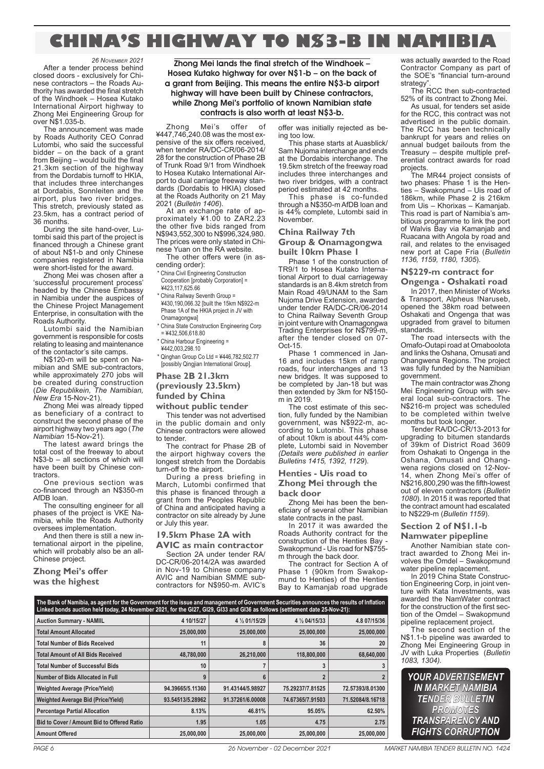# CHINA'S HIGHWAY TO N$3-B IN NAMIBIA

*26 November 2021*

After a tender process behind closed doors - exclusively for Chinese contractors – the Roads Authority has awarded the final stretch of the Windhoek – Hosea Kutako International Airport highway to Zhong Mei Engineering Group for over N$1.035-b.

**Zhong Mei lands the final stretch of the Windhoek – Hosea Kutako highway for over N$1-b – on the back of a grant from Beijing. This means the entire N$3-b airport highway will have been built by Chinese contractors, while Zhong Mei's portfolio of known Namibian state contracts is also worth at least N$3-b.**

The announcement was made by Roads Authority CEO Conrad Lutombi, who said the successful bidder – on the back of a grant from Beijing – would build the final 21.3km section of the highway from the Dordabis turnoff to HKIA, that includes three interchanges at Dordabis, Sonnleiten and the airport, plus two river bridges. This stretch, previously stated as 23.5km, has a contract period of 36 months.

During the site hand-over, Lutombi said this part of the project is financed through a Chinese grant of about N$1-b and only Chinese companies registered in Namibia were short-listed for the award.

Zhong Mei was chosen after a 'successful procurement process' headed by the Chinese Embassy in Namibia under the auspices of the Chinese Project Management Enterprise, in consultation with the Roads Authority.

Lutombi said the Namibian government is responsible for costs relating to leasing and maintenance of the contactor's site camps.

N$120-m will be spent on Namibian and SME sub-contractors, while approximately 270 jobs will be created during construction (*Die Republikein, The Namibian, New Era* 15-Nov-21).

Zhong Mei was already tipped as beneficiary of a contract to construct the second phase of the airport highway two years ago (*The Namibian* 15-Nov-21).

The latest award brings the total cost of the freeway to about N$3-b – all sections of which will have been built by Chinese contractors.

One previous section was co-financed through an N$350-m AfDB loan.

The consulting engineer for all phases of the project is VKE Namibia, while the Roads Authority oversees implementation.

And then there is still a new international airport in the pipeline, which will probably also be an all-Chinese project.

## Zhong Mei's offer was the highest

Zhong Mei's offer of ¥447,746,240.08 was the most expensive of the six offers received, when tender RA/DC-CR/06-2014/28 for the construction of Phase 2B of Trunk Road 9/1 from Windhoek to Hosea Kutako International Airport to dual carriage freeway standards (Dordabis to HKIA) closed at the Roads Authority on 21 May 2021 (*Bulletin 1406*).

At an exchange rate of approximately ¥1.00 to ZAR2.23 the other five bids ranged from N$943,552,300 to N$996,324,980. The prices were only stated in Chinese Yuan on the RA website.

The other offers were (in ascending order):

- \* China Civil Engineering Construction Cooperation [probably Corporation] = ¥423,117,625.66
- \* China Railway Seventh Group = ¥430,190,066.32 [built the 15km N$922-m Phase 1A of the HKIA project in JV with Onamagongwa]
- \* China State Construction Engineering Corp = ¥432,506,618.80
- \* China Harbour Engineering = ¥442,003,298.10
- \* Qinghan Group Co Ltd = ¥446,782,502.77 [possibly Qingjian International Group].

## Phase 2B 21.3km (previously 23.5km) funded by China without public tender

This tender was not advertised in the public domain and only Chinese contractors were allowed to tender.

The contract for Phase 2B of the airport highway covers the longest stretch from the Dordabis turn-off to the airport.

During a press briefing in March, Lutombi confirmed that this phase is financed through a grant from the Peoples Republic of China and anticipated having a contractor on site already by June or July this year.

## 19.5km Phase 2A with AVIC as main contractor

Section 2A under tender RA/DC-CR/06-2014/2A was awarded in Nov-19 to Chinese company AVIC and Namibian SMME subcontractors for N$950-m. AVIC's offer was initially rejected as being too low.

This phase starts at Auasblick/Sam Nujoma interchange and ends at the Dordabis interchange. The 19.5km stretch of the freeway road includes three interchanges and two river bridges, with a contract period estimated at 42 months.

This phase is co-funded through a N$350-m AfDB loan and is 44% complete, Lutombi said in November.

## China Railway 7th Group & Onamagongwa built 10km Phase 1

Phase 1 of the construction of TR9/1 to Hosea Kutako International Airport to dual carriageway standards is an 8.4km stretch from Main Road 49/UNAM to the Sam Nujoma Drive Extension, awarded under tender RA/DC-CR/06-2014 to China Railway Seventh Group in joint venture with Onamagongwa Trading Enterprises for N$799-m, after the tender closed on 07-Oct-15.

Phase 1 commenced in Jan-16 and includes 15km of ramp roads, four interchanges and 13 new bridges. It was supposed to be completed by Jan-18 but was then extended by 3km for N$150-m in 2019.

The cost estimate of this section, fully funded by the Namibian government, was N$922-m, according to Lutombi. This phase of about 10km is about 44% complete, Lutombi said in November (*Details were published in earlier Bulletins 1415, 1392, 1129*).

## Henties - Uis road to Zhong Mei through the back door

Zhong Mei has been the beneficiary of several other Namibian state contracts in the past.

In 2017 it was awarded the Roads Authority contract for the construction of the Henties Bay - Swakopmund - Uis road for N$755-m through the back door.

The contract for Section A of Phase 1 (90km from Swakopmund to Henties) of the Henties Bay to Kamanjab road upgrade was actually awarded to the Road Contractor Company as part of the SOE's "financial turn-around strategy".

The RCC then sub-contracted 52% of its contract to Zhong Mei.

As usual, for tenders set aside for the RCC, this contract was not advertised in the public domain. The RCC has been technically bankrupt for years and relies on annual budget bailouts from the Treasury – despite multiple preferential contract awards for road projects.

The MR44 project consists of two phases: Phase 1 is the Henties – Swakopmund – Uis road of 186km, while Phase 2 is 216km from Uis – Khorixas – Kamanjab. This road is part of Namibia's ambitious programme to link the port of Walvis Bay via Kamanjab and Ruacana with Angola by road and rail, and relates to the envisaged new port at Cape Fria (*Bulletin 1136, 1159, 1180, 1305*).

## N$229-m contract for Ongenga - Oshakati road

In 2017, then Minister of Works & Transport, Alpheus !Naruseb, opened the 38km road between Oshakati and Ongenga that was upgraded from gravel to bitumen standards.

The road intersects with the Omafo-Outapi road at Omaboolota and links the Oshana, Omusati and Ohangwena Regions. The project was fully funded by the Namibian government.

The main contractor was Zhong Mei Engineering Group with several local sub-contractors. The N$216-m project was scheduled to be completed within twelve months but took longer.

Tender RA/DC-CR/13-2013 for upgrading to bitumen standards of 39km of District Road 3609 from Oshakati to Ongenga in the Oshana, Omusati and Ohangwena regions closed on 12-Nov-14, when Zhong Mei's offer of N$216,800,290 was the fifth-lowest out of eleven contractors (*Bulletin 1080*). In 2015 it was reported that the contract amount had escalated to N$229-m (*Bulletin 1159*).

## Section 2 of N$1.1-b Namwater pipeline

Another Namibian state contract awarded to Zhong Mei involves the Omdel – Swakopmund water pipeline replacement.

In 2019 China State Construction Engineering Corp, in joint venture with Kata Investments, was awarded the NamWater contract for the construction of the first section of the Omdel – Swakopmund pipeline replacement project.

The second section of the N$1.1-b pipeline was awarded to Zhong Mei Engineering Group in JV with Luka Properties (*Bulletin 1083, 1304*).

**The Bank of Namibia, as agent for the Government for the issue and management of Government Securities announces the results of Inflation Linked bonds auction held today, 24 November 2021, for the GI27, GI29, GI33 and GI36 as follows (settlement date 25-Nov-21):**

| Auction Summary - NAMIIL | 4 10/15/27 | 4 ½ 01/15/29 | 4 ½ 04/15/33 | 4.8 07/15/36 |
|---|---|---|---|---|
| Total Amount Allocated | 25,000,000 | 25,000,000 | 25,000,000 | 25,000,000 |
| Total Number of Bids Received | 11 | 8 | 36 | 20 |
| Total Amount of All Bids Received | 48,780,000 | 26,210,000 | 118,800,000 | 68,640,000 |
| Total Number of Successful Bids | 10 | 7 | 3 | 3 |
| Number of Bids Allocated in Full | 9 | 6 | 2 | 2 |
| Weighted Average (Price/Yield) | 94.39665/5.11360 | 91.43144/5.98927 | 75.29237/7.81525 | 72.57393/8.01300 |
| Weighted Average Bid (Price/Yield) | 93.54513/5.28962 | 91.37261/6.00008 | 74.67365/7.91503 | 71.52084/8.16718 |
| Percentage Partial Allocation | 8.13% | 46.81% | 95.05% | 62.50% |
| Bid to Cover / Amount Bid to Offered Ratio | 1.95 | 1.05 | 4.75 | 2.75 |
| Amount Offered | 25,000,000 | 25,000,000 | 25,000,000 | 25,000,000 |

**YOUR ADVERTISEMENT IN MARKET NAMIBIA TENDER BULLETIN PROMOTES TRANSPARENCY AND FIGHTS CORRUPTION**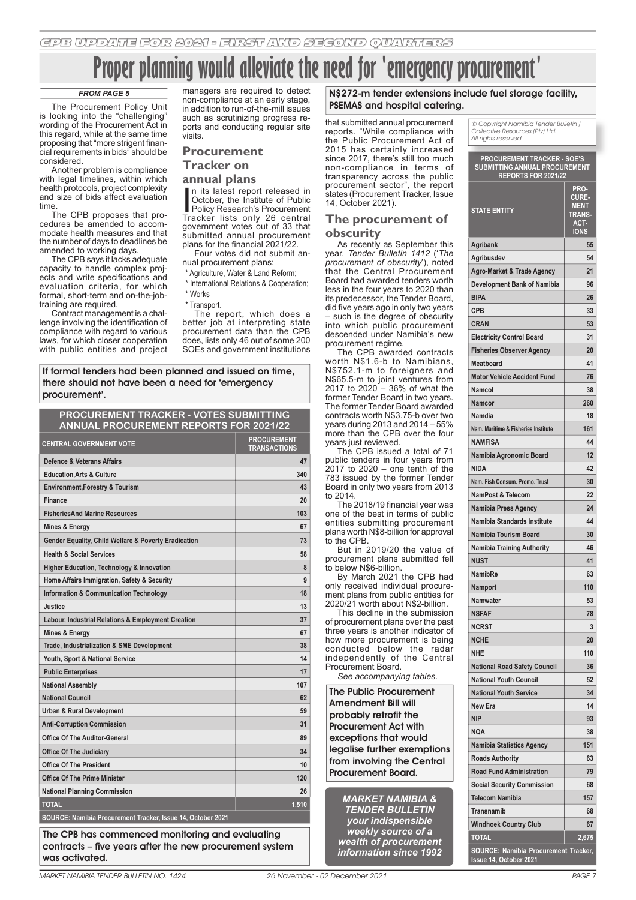# Proper planning would alleviate the need for 'emergency procurement'

*FROM PAGE 5*

The Procurement Policy Unit is looking into the "challenging" wording of the Procurement Act in this regard, while at the same time proposing that "more strigent financial requirements in bids" should be considered.

Another problem is compliance with legal timelines, within which health protocols, project complexity and size of bids affect evaluation time.

The CPB proposes that procedures be amended to accommodate health measures and that the number of days to deadlines be amended to working days.

The CPB says it lacks adequate capacity to handle complex projects and write specifications and evaluation criteria, for which formal, short-term and on-the-job-training are required.

Contract management is a challenge involving the identification of compliance with regard to various laws, for which closer cooperation with public entities and project managers are required to detect non-compliance at an early stage, in addition to run-of-the-mill issues such as scrutinizing progress reports and conducting regular site visits.

## Procurement Tracker on annual plans

In its latest report released in October, the Institute of Public Policy Research's Procurement Tracker lists only 26 central government votes out of 33 that submitted annual procurement plans for the financial 2021/22.

Four votes did not submit annual procurement plans:

* Agriculture, Water & Land Reform;
* International Relations & Cooperation;
* Works
* Transport.

The report, which does a better job at interpreting state procurement data than the CPB does, lists only 46 out of some 200 SOEs and government institutions that submitted annual procurement reports. "While compliance with the Public Procurement Act of 2015 has certainly increased since 2017, there's still too much non-compliance in terms of transparency across the public procurement sector", the report states (Procurement Tracker, Issue 14, October 2021).

**N$272-m tender extensions include fuel storage facility, PSEMAS and hospital catering.**

## The procurement of obscurity

As recently as September this year, *Tender Bulletin 1412* ('*The procurement of obscurity*'), noted that the Central Procurement Board had awarded tenders worth less in the four years to 2020 than its predecessor, the Tender Board, did five years ago in only two years – such is the degree of obscurity into which public procurement descended under Namibia's new procurement regime.

The CPB awarded contracts worth N$1.6-b to Namibians, N$752.1-m to foreigners and N$65.5-m to joint ventures from 2017 to 2020 – 36% of what the former Tender Board in two years. The former Tender Board awarded contracts worth N$3.75-b over two years during 2013 and 2014 – 55% more than the CPB over the four years just reviewed.

The CPB issued a total of 71 public tenders in four years from 2017 to 2020 – one tenth of the 783 issued by the former Tender Board in only two years from 2013 to 2014.

The 2018/19 financial year was one of the best in terms of public entities submitting procurement plans worth N$8-billion for approval to the CPB.

But in 2019/20 the value of procurement plans submitted fell to below N$6-billion.

By March 2021 the CPB had only received individual procurement plans from public entities for 2020/21 worth about N$2-billion.

This decline in the submission of procurement plans over the past three years is another indicator of how more procurement is being conducted below the radar independently of the Central Procurement Board.

*See accompanying tables.*

**If formal tenders had been planned and issued on time, there should not have been a need for 'emergency procurement'.**

**The Public Procurement Amendment Bill will probably retrofit the Procurement Act with exceptions that would legalise further exemptions from involving the Central Procurement Board.**

**The CPB has commenced monitoring and evaluating contracts – five years after the new procurement system was activated.**

**PROCUREMENT TRACKER - VOTES SUBMITTING ANNUAL PROCUREMENT REPORTS FOR 2021/22**

| CENTRAL GOVERNMENT VOTE | PROCUREMENT TRANSACTIONS |
|---|---|
| Defence & Veterans Affairs | 47 |
| Education,Arts & Culture | 340 |
| Environment,Forestry & Tourism | 43 |
| Finance | 20 |
| FisheriesAnd Marine Resources | 103 |
| Mines & Energy | 67 |
| Gender Equality, Child Welfare & Poverty Eradication | 73 |
| Health & Social Services | 58 |
| Higher Education, Technology & Innovation | 8 |
| Home Affairs Immigration, Safety & Security | 9 |
| Information & Communication Technology | 18 |
| Justice | 13 |
| Labour, Industrial Relations & Employment Creation | 37 |
| Mines & Energy | 67 |
| Trade, Industrialization & SME Development | 38 |
| Youth, Sport & National Service | 14 |
| Public Enterprises | 17 |
| National Assembly | 107 |
| National Council | 62 |
| Urban & Rural Development | 59 |
| Anti-Corruption Commission | 31 |
| Office Of The Auditor-General | 89 |
| Office Of The Judiciary | 34 |
| Office Of The President | 10 |
| Office Of The Prime Minister | 120 |
| National Planning Commission | 26 |
| TOTAL | 1,510 |

SOURCE: Namibia Procurement Tracker, Issue 14, October 2021

*© Copyright Namibia Tender Bulletin / Collective Resources (Pty) Ltd. All rights reserved.*

**PROCUREMENT TRACKER - SOE'S SUBMITTING ANNUAL PROCUREMENT REPORTS FOR 2021/22**

| STATE ENTITY | PROCUREMENT TRANSACTIONS |
|---|---|
| Agribank | 55 |
| Agribusdev | 54 |
| Agro-Market & Trade Agency | 21 |
| Development Bank of Namibia | 96 |
| BIPA | 26 |
| CPB | 33 |
| CRAN | 53 |
| Electricity Control Board | 31 |
| Fisheries Observer Agency | 20 |
| Meatboard | 41 |
| Motor Vehicle Accident Fund | 76 |
| Namcol | 38 |
| Namcor | 260 |
| Namdia | 18 |
| Nam. Maritime & Fisheries Institute | 161 |
| NAMFISA | 44 |
| Namibia Agronomic Board | 12 |
| NIDA | 42 |
| Nam. Fish Consum. Promo. Trust | 30 |
| NamPost & Telecom | 22 |
| Namibia Press Agency | 24 |
| Namibia Standards Institute | 44 |
| Namibia Tourism Board | 30 |
| Namibia Training Authority | 46 |
| NUST | 41 |
| NamibRe | 63 |
| Namport | 110 |
| Namwater | 53 |
| NSFAF | 78 |
| NCRST | 3 |
| NCHE | 20 |
| NHE | 110 |
| National Road Safety Council | 36 |
| National Youth Council | 52 |
| National Youth Service | 34 |
| New Era | 14 |
| NIP | 93 |
| NQA | 38 |
| Namibia Statistics Agency | 151 |
| Roads Authority | 63 |
| Road Fund Administration | 79 |
| Social Security Commission | 68 |
| Telecom Namibia | 157 |
| Transnamib | 68 |
| Windhoek Country Club | 67 |
| TOTAL | 2,675 |

SOURCE: Namibia Procurement Tracker, Issue 14, October 2021

***MARKET NAMIBIA & TENDER BULLETIN your indispensible weekly source of a wealth of procurement information since 1992***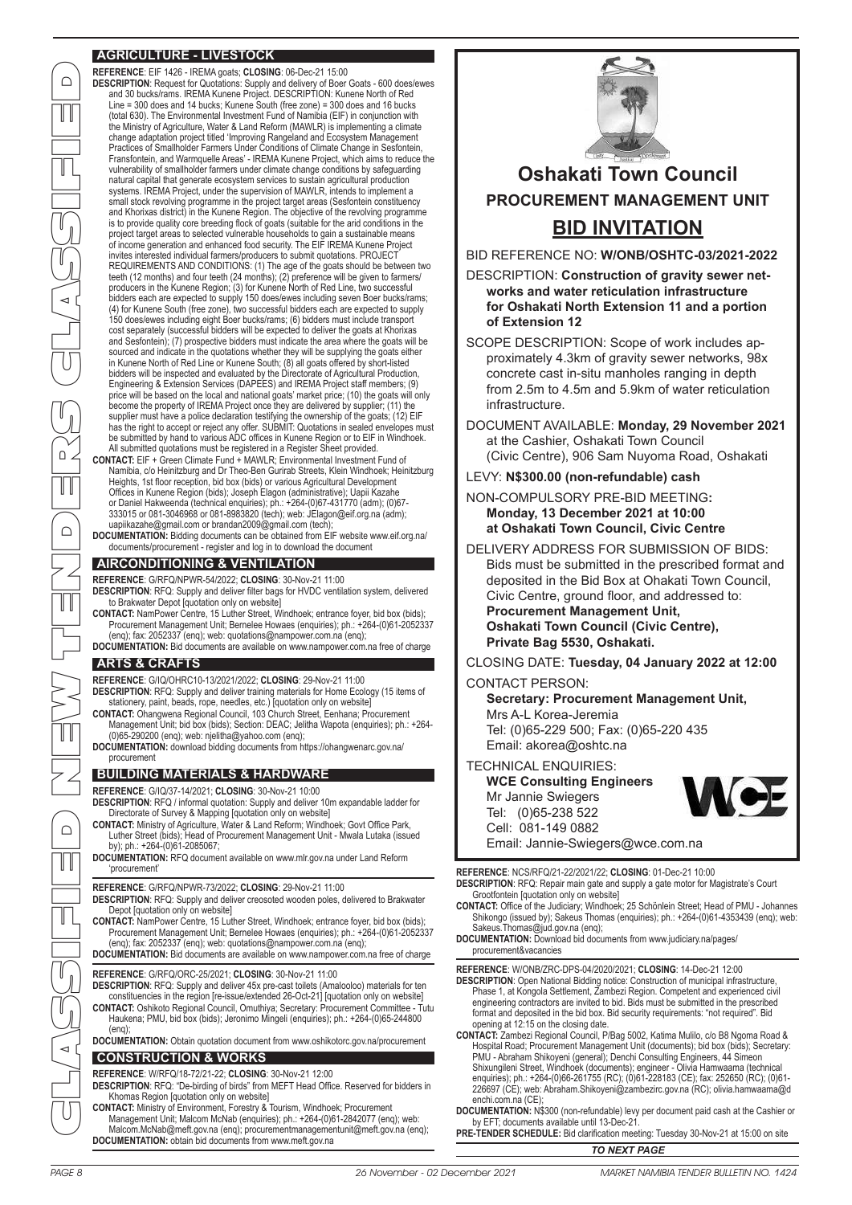## AGRICULTURE - LIVESTOCK

**REFERENCE**: EIF 1426 - IREMA goats; **CLOSING**: 06-Dec-21 15:00

**DESCRIPTION**: Request for Quotations: Supply and delivery of Boer Goats - 600 does/ewes and 30 bucks/rams. IREMA Kunene Project. DESCRIPTION: Kunene North of Red Line = 300 does and 14 bucks; Kunene South (free zone) = 300 does and 16 bucks (total 630). The Environmental Investment Fund of Namibia (EIF) in conjunction with the Ministry of Agriculture, Water & Land Reform (MAWLR) is implementing a climate change adaptation project titled 'Improving Rangeland and Ecosystem Management Practices of Smallholder Farmers Under Conditions of Climate Change in Sesfontein, Fransfontein, and Warmquelle Areas' - IREMA Kunene Project, which aims to reduce the vulnerability of smallholder farmers under climate change conditions by safeguarding natural capital that generate ecosystem services to sustain agricultural production systems. IREMA Project, under the supervision of MAWLR, intends to implement a small stock revolving programme in the project target areas (Sesfontein constituency and Khorixas district) in the Kunene Region. The objective of the revolving programme is to provide quality core breeding flock of goats (suitable for the arid conditions in the project target areas to selected vulnerable households to gain a sustainable means of income generation and enhanced food security. The EIF IREMA Kunene Project invites interested individual farmers/producers to submit quotations. PROJECT REQUIREMENTS AND CONDITIONS: (1) The age of the goats should be between two teeth (12 months) and four teeth (24 months); (2) preference will be given to farmers/producers in the Kunene Region; (3) for Kunene North of Red Line, two successful bidders each are expected to supply 150 does/ewes including seven Boer bucks/rams; (4) for Kunene South (free zone), two successful bidders each are expected to supply 150 does/ewes including eight Boer bucks/rams; (6) bidders must include transport cost separately (successful bidders will be expected to deliver the goats at Khorixas and Sesfontein); (7) prospective bidders must indicate the area where the goats will be sourced and indicate in the quotations whether they will be supplying the goats either in Kunene North of Red Line or Kunene South; (8) all goats offered by short-listed bidders will be inspected and evaluated by the Directorate of Agricultural Production, Engineering & Extension Services (DAPEES) and IREMA Project staff members; (9) price will be based on the local and national goats' market price; (10) the goats will only become the property of IREMA Project once they are delivered by supplier; (11) the supplier must have a police declaration testifying the ownership of the goats; (12) EIF has the right to accept or reject any offer. SUBMIT: Quotations in sealed envelopes must be submitted by hand to various ADC offices in Kunene Region or to EIF in Windhoek. All submitted quotations must be registered in a Register Sheet provided.

**CONTACT:** EIF + Green Climate Fund + MAWLR; Environmental Investment Fund of Namibia, c/o Heinitzburg and Dr Theo-Ben Gurirab Streets, Klein Windhoek; Heinitzburg Heights, 1st floor reception, bid box (bids) or various Agricultural Development Offices in Kunene Region (bids); Joseph Elagon (administrative); Uapii Kazahe or Daniel Hakweenda (technical enquiries); ph.: +264-(0)67-431770 (adm); (0)67-333015 or 081-3046968 or 081-8983820 (tech); web: JElagon@eif.org.na (adm); uapiikazahe@gmail.com or brandan2009@gmail.com (tech);

**DOCUMENTATION:** Bidding documents can be obtained from EIF website www.eif.org.na/documents/procurement - register and log in to download the document

## AIRCONDITIONING & VENTILATION

**REFERENCE**: G/RFQ/NPWR-54/2022; **CLOSING**: 30-Nov-21 11:00

**DESCRIPTION**: RFQ: Supply and deliver filter bags for HVDC ventilation system, delivered to Brakwater Depot [quotation only on website]

**CONTACT:** NamPower Centre, 15 Luther Street, Windhoek; entrance foyer, bid box (bids); Procurement Management Unit; Bernelee Howaes (enquiries); ph.: +264-(0)61-2052337 (enq); fax: 2052337 (enq); web: quotations@nampower.com.na (enq);

**DOCUMENTATION:** Bid documents are available on www.nampower.com.na free of charge

## ARTS & CRAFTS

**REFERENCE**: G/IQ/OHRC10-13/2021/2022; **CLOSING**: 29-Nov-21 11:00

**DESCRIPTION**: RFQ: Supply and deliver training materials for Home Ecology (15 items of stationery, paint, beads, rope, needles, etc.) [quotation only on website]

**CONTACT:** Ohangwena Regional Council, 103 Church Street, Eenhana; Procurement Management Unit; bid box (bids); Section: DEAC; Jelitha Wapota (enquiries); ph.: +264-(0)65-290200 (enq); web: njelitha@yahoo.com (enq);

**DOCUMENTATION:** download bidding documents from https://ohangwenarc.gov.na/procurement

## BUILDING MATERIALS & HARDWARE

**REFERENCE**: G/IQ/37-14/2021; **CLOSING**: 30-Nov-21 10:00

**DESCRIPTION**: RFQ / informal quotation: Supply and deliver 10m expandable ladder for Directorate of Survey & Mapping [quotation only on website]

**CONTACT:** Ministry of Agriculture, Water & Land Reform; Windhoek; Govt Office Park, Luther Street (bids); Head of Procurement Management Unit - Mwala Lutaka (issued by); ph.: +264-(0)61-2085067;

**DOCUMENTATION:** RFQ document available on www.mlr.gov.na under Land Reform 'procurement'

**REFERENCE**: G/RFQ/NPWR-73/2022; **CLOSING**: 29-Nov-21 11:00

**DESCRIPTION**: RFQ: Supply and deliver creosoted wooden poles, delivered to Brakwater Depot [quotation only on website]

**CONTACT:** NamPower Centre, 15 Luther Street, Windhoek; entrance foyer, bid box (bids); Procurement Management Unit; Bernelee Howaes (enquiries); ph.: +264-(0)61-2052337 (enq); fax: 2052337 (enq); web: quotations@nampower.com.na (enq);

**DOCUMENTATION:** Bid documents are available on www.nampower.com.na free of charge

**REFERENCE**: G/RFQ/ORC-25/2021; **CLOSING**: 30-Nov-21 11:00

**DESCRIPTION**: RFQ: Supply and deliver 45x pre-cast toilets (Amalooloo) materials for ten constituencies in the region [re-issue/extended 26-Oct-21] [quotation only on website]

**CONTACT:** Oshikoto Regional Council, Omuthiya; Secretary: Procurement Committee - Tutu Haukena; PMU, bid box (bids); Jeronimo Mingeli (enquiries); ph.: +264-(0)65-244800 (enq);

**DOCUMENTATION:** Obtain quotation document from www.oshikotorc.gov.na/procurement

## CONSTRUCTION & WORKS

**REFERENCE**: W/RFQ/18-72/21-22; **CLOSING**: 30-Nov-21 12:00

**DESCRIPTION**: RFQ: "De-birding of birds" from MEFT Head Office. Reserved for bidders in Khomas Region [quotation only on website]

**CONTACT:** Ministry of Environment, Forestry & Tourism, Windhoek; Procurement Management Unit; Malcom McNab (enquiries); ph.: +264-(0)61-2842077 (enq); web: Malcom.McNab@meft.gov.na (enq); procurementmanagementunit@meft.gov.na (enq);

**DOCUMENTATION:** obtain bid documents from www.meft.gov.na

---

# Oshakati Town Council

## PROCUREMENT MANAGEMENT UNIT

## BID INVITATION

BID REFERENCE NO: **W/ONB/OSHTC-03/2021-2022**

DESCRIPTION: **Construction of gravity sewer networks and water reticulation infrastructure for Oshakati North Extension 11 and a portion of Extension 12**

SCOPE DESCRIPTION: Scope of work includes approximately 4.3km of gravity sewer networks, 98x concrete cast in-situ manholes ranging in depth from 2.5m to 4.5m and 5.9km of water reticulation infrastructure.

DOCUMENT AVAILABLE: **Monday, 29 November 2021** at the Cashier, Oshakati Town Council (Civic Centre), 906 Sam Nuyoma Road, Oshakati

LEVY: **N$300.00 (non-refundable) cash**

NON-COMPULSORY PRE-BID MEETING: **Monday, 13 December 2021 at 10:00 at Oshakati Town Council, Civic Centre**

DELIVERY ADDRESS FOR SUBMISSION OF BIDS: Bids must be submitted in the prescribed format and deposited in the Bid Box at Ohakati Town Council, Civic Centre, ground floor, and addressed to:
**Procurement Management Unit,**
**Oshakati Town Council (Civic Centre),**
**Private Bag 5530, Oshakati.**

CLOSING DATE: **Tuesday, 04 January 2022 at 12:00**

CONTACT PERSON:
**Secretary: Procurement Management Unit,**
Mrs A-L Korea-Jeremia
Tel: (0)65-229 500; Fax: (0)65-220 435
Email: akorea@oshtc.na

TECHNICAL ENQUIRIES:
**WCE Consulting Engineers**
Mr Jannie Swiegers
Tel: (0)65-238 522
Cell: 081-149 0882
Email: Jannie-Swiegers@wce.com.na

---

**REFERENCE**: NCS/RFQ/21-22/2021/22; **CLOSING**: 01-Dec-21 10:00

**DESCRIPTION**: RFQ: Repair main gate and supply a gate motor for Magistrate's Court Grootfontein [quotation only on website]

**CONTACT:** Office of the Judiciary; Windhoek; 25 Schönlein Street; Head of PMU - Johannes Shikongo (issued by); Sakeus Thomas (enquiries); ph.: +264-(0)61-4353439 (enq); web: Sakeus.Thomas@jud.gov.na (enq);

**DOCUMENTATION:** Download bid documents from www.judiciary.na/pages/procurement&vacancies

**REFERENCE**: W/ONB/ZRC-DPS-04/2020/2021; **CLOSING**: 14-Dec-21 12:00

**DESCRIPTION**: Open National Bidding notice: Construction of municipal infrastructure, Phase 1, at Kongola Settlement, Zambezi Region. Competent and experienced civil engineering contractors are invited to bid. Bids must be submitted in the prescribed format and deposited in the bid box. Bid security requirements: "not required". Bid opening at 12:15 on the closing date.

**CONTACT:** Zambezi Regional Council, P/Bag 5002, Katima Mulilo, c/o B8 Ngoma Road & Hospital Road; Procurement Management Unit (documents); bid box (bids); Secretary: PMU - Abraham Shikoyeni (general); Denchi Consulting Engineers, 44 Simeon Shixungileni Street, Windhoek (documents); engineer - Olivia Hamwaama (technical enquiries); ph.: +264-(0)66-261755 (RC); (0)61-228183 (CE); fax: 252650 (RC); (0)61-226697 (CE); web: Abraham.Shikoyeni@zambezirc.gov.na (RC); olivia.hamwaama@denchi.com.na (CE);

**DOCUMENTATION:** N$300 (non-refundable) levy per document paid cash at the Cashier or by EFT; documents available until 13-Dec-21.

**PRE-TENDER SCHEDULE:** Bid clarification meeting: Tuesday 30-Nov-21 at 15:00 on site

*TO NEXT PAGE*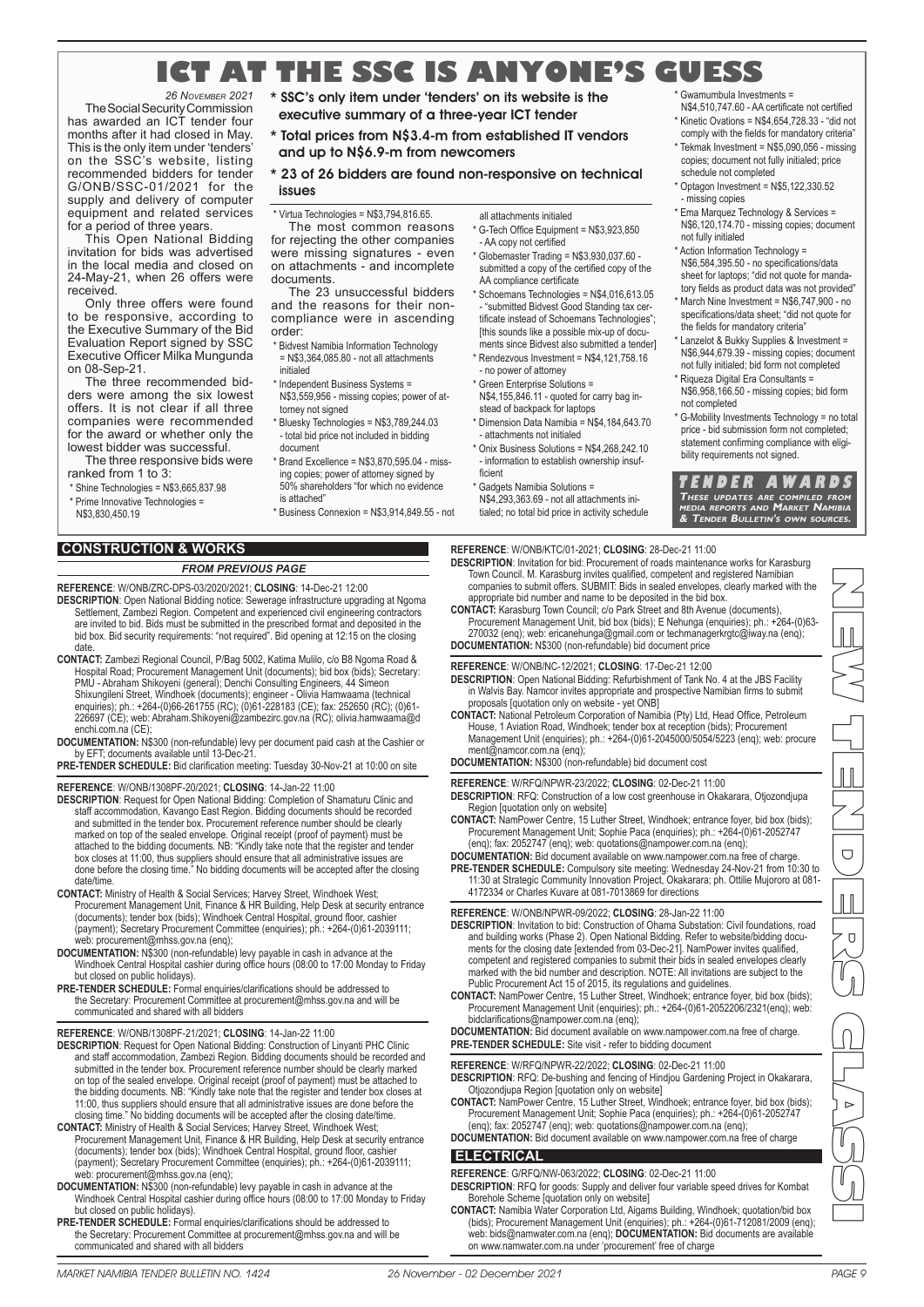# ICT AT THE SSC IS ANYONE'S GUESS

*26 November 2021*

The Social Security Commission has awarded an ICT tender four months after it had closed in May. This is the only item under 'tenders' on the SSC's website, listing recommended bidders for tender G/ONB/SSC-01/2021 for the supply and delivery of computer equipment and related services for a period of three years.

This Open National Bidding invitation for bids was advertised in the local media and closed on 24-May-21, when 26 offers were received.

Only three offers were found to be responsive, according to the Executive Summary of the Bid Evaluation Report signed by SSC Executive Officer Milka Mungunda on 08-Sep-21.

The three recommended bidders were among the six lowest offers. It is not clear if all three companies were recommended for the award or whether only the lowest bidder was successful.

The three responsive bids were ranked from 1 to 3:

* Shine Technologies = N$3,665,837.98
* Prime Innovative Technologies = N$3,830,450.19

**\* SSC's only item under 'tenders' on its website is the executive summary of a three-year ICT tender**

**\* Total prices from N$3.4-m from established IT vendors and up to N$6.9-m from newcomers**

**\* 23 of 26 bidders are found non-responsive on technical issues**

* Virtua Technologies = N$3,794,816.65.

The most common reasons for rejecting the other companies were missing signatures - even on attachments - and incomplete documents.

The 23 unsuccessful bidders and the reasons for their non-compliance were in ascending order:

* Bidvest Namibia Information Technology = N$3,364,085.80 - not all attachments initialed
* Independent Business Systems = N$3,559,956 - missing copies; power of attorney not signed
* Bluesky Technologies = N$3,789,244.03 - total bid price not included in bidding document
* Brand Excellence = N$3,870,595.04 - missing copies; power of attorney signed by 50% shareholders "for which no evidence is attached"
* Business Connexion = N$3,914,849.55 - not all attachments initialed
* G-Tech Office Equipment = N$3,923,850 - AA copy not certified
* Globemaster Trading = N$3,930,037.60 - submitted a copy of the certified copy of the AA compliance certificate
* Schoemans Technologies = N$4,016,613.05 - "submitted Bidvest Good Standing tax certificate instead of Schoemans Technologies"; [this sounds like a possible mix-up of documents since Bidvest also submitted a tender]
* Rendezvous Investment = N$4,121,758.16 - no power of attorney
* Green Enterprise Solutions = N$4,155,846.11 - quoted for carry bag instead of backpack for laptops
* Dimension Data Namibia = N$4,184,643.70 - attachments not initialed
* Onix Business Solutions = N$4,268,242.10 - information to establish ownership insufficient
* Gadgets Namibia Solutions = N$4,293,363.69 - not all attachments initialed; no total bid price in activity schedule
* Gwamumbula Investments = N$4,510,747.60 - AA certificate not certified
* Kinetic Ovations = N$4,654,728.33 - "did not comply with the fields for mandatory criteria"
* Tekmak Investment = N$5,090,056 - missing copies; document not fully initialed; price schedule not completed
* Optagon Investment = N$5,122,330.52 - missing copies
* Ema Marquez Technology & Services = N$6,120,174.70 - missing copies; document not fully initialed
* Action Information Technology = N$6,584,395.50 - no specifications/data sheet for laptops; "did not quote for mandatory fields as product data was not provided"
* March Nine Investment = N$6,747,900 - no specifications/data sheet; "did not quote for the fields for mandatory criteria"
* Lanzelot & Bukky Supplies & Investment = N$6,944,679.39 - missing copies; document not fully initialed; bid form not completed
* Riqueza Digital Era Consultants = N$6,958,166.50 - missing copies; bid form not completed
* G-Mobility Investments Technology = no total price - bid submission form not completed; statement confirming compliance with eligibility requirements not signed.

**TENDER AWARDS**

*These updates are compiled from media reports and Market Namibia & Tender Bulletin's own sources.*

# NEW TENDERS CLASSI

## CONSTRUCTION & WORKS

*FROM PREVIOUS PAGE*

**REFERENCE**: W/ONB/ZRC-DPS-03/2020/2021; **CLOSING**: 14-Dec-21 12:00

**DESCRIPTION**: Open National Bidding notice: Sewerage infrastructure upgrading at Ngoma Settlement, Zambezi Region. Competent and experienced civil engineering contractors are invited to bid. Bids must be submitted in the prescribed format and deposited in the bid box. Bid security requirements: "not required". Bid opening at 12:15 on the closing date.

**CONTACT:** Zambezi Regional Council, P/Bag 5002, Katima Mulilo, c/o B8 Ngoma Road & Hospital Road; Procurement Management Unit (documents); bid box (bids); Secretary: PMU - Abraham Shikoyeni (general); Denchi Consulting Engineers, 44 Simeon Shixungileni Street, Windhoek (documents); engineer - Olivia Hamwaama (technical enquiries); ph.: +264-(0)66-261755 (RC); (0)61-228183 (CE); fax: 252650 (RC); (0)61-226697 (CE); web: Abraham.Shikoyeni@zambezirc.gov.na (RC); olivia.hamwaama@denchi.com.na (CE);

**DOCUMENTATION:** N$300 (non-refundable) levy per document paid cash at the Cashier or by EFT; documents available until 13-Dec-21.

**PRE-TENDER SCHEDULE:** Bid clarification meeting: Tuesday 30-Nov-21 at 10:00 on site

**REFERENCE**: W/ONB/1308PF-20/2021; **CLOSING**: 14-Jan-22 11:00

**DESCRIPTION**: Request for Open National Bidding: Completion of Shamaturu Clinic and staff accommodation, Kavango East Region. Bidding documents should be recorded and submitted in the tender box. Procurement reference number should be clearly marked on top of the sealed envelope. Original receipt (proof of payment) must be attached to the bidding documents. NB: "Kindly take note that the register and tender box closes at 11:00, thus suppliers should ensure that all administrative issues are done before the closing time." No bidding documents will be accepted after the closing date/time.

**CONTACT:** Ministry of Health & Social Services; Harvey Street, Windhoek West; Procurement Management Unit, Finance & HR Building, Help Desk at security entrance (documents); tender box (bids); Windhoek Central Hospital, ground floor, cashier (payment); Secretary Procurement Committee (enquiries); ph.: +264-(0)61-2039111; web: procurement@mhss.gov.na (enq);

**DOCUMENTATION:** N$300 (non-refundable) levy payable in cash in advance at the Windhoek Central Hospital cashier during office hours (08:00 to 17:00 Monday to Friday but closed on public holidays).

**PRE-TENDER SCHEDULE:** Formal enquiries/clarifications should be addressed to the Secretary: Procurement Committee at procurement@mhss.gov.na and will be communicated and shared with all bidders

**REFERENCE**: W/ONB/1308PF-21/2021; **CLOSING**: 14-Jan-22 11:00

**DESCRIPTION**: Request for Open National Bidding: Construction of Linyanti PHC Clinic and staff accommodation, Zambezi Region. Bidding documents should be recorded and submitted in the tender box. Procurement reference number should be clearly marked on top of the sealed envelope. Original receipt (proof of payment) must be attached to the bidding documents. NB: "Kindly take note that the register and tender box closes at 11:00, thus suppliers should ensure that all administrative issues are done before the closing time." No bidding documents will be accepted after the closing date/time.

**CONTACT:** Ministry of Health & Social Services; Harvey Street, Windhoek West; Procurement Management Unit, Finance & HR Building, Help Desk at security entrance (documents); tender box (bids); Windhoek Central Hospital, ground floor, cashier (payment); Secretary Procurement Committee (enquiries); ph.: +264-(0)61-2039111; web: procurement@mhss.gov.na (enq);

**DOCUMENTATION:** N$300 (non-refundable) levy payable in cash in advance at the Windhoek Central Hospital cashier during office hours (08:00 to 17:00 Monday to Friday but closed on public holidays).

**PRE-TENDER SCHEDULE:** Formal enquiries/clarifications should be addressed to the Secretary: Procurement Committee at procurement@mhss.gov.na and will be communicated and shared with all bidders

**REFERENCE**: W/ONB/KTC/01-2021; **CLOSING**: 28-Dec-21 11:00

**DESCRIPTION**: Invitation for bid: Procurement of roads maintenance works for Karasburg Town Council. M. Karasburg invites qualified, competent and registered Namibian companies to submit offers. SUBMIT: Bids in sealed envelopes, clearly marked with the appropriate bid number and name to be deposited in the bid box.

**CONTACT:** Karasburg Town Council; c/o Park Street and 8th Avenue (documents), Procurement Management Unit, bid box (bids); E Nehunga (enquiries); ph.: +264-(0)63-270032 (enq); web: ericanehunga@gmail.com or techmanagerkrgtc@iway.na (enq);

**DOCUMENTATION:** N$300 (non-refundable) bid document price

**REFERENCE**: W/ONB/NC-12/2021; **CLOSING**: 17-Dec-21 12:00

**DESCRIPTION**: Open National Bidding: Refurbishment of Tank No. 4 at the JBS Facility in Walvis Bay. Namcor invites appropriate and prospective Namibian firms to submit proposals [quotation only on website - yet ONB]

**CONTACT:** National Petroleum Corporation of Namibia (Pty) Ltd, Head Office, Petroleum House, 1 Aviation Road, Windhoek; tender box at reception (bids); Procurement Management Unit (enquiries); ph.: +264-(0)61-2045000/5054/5223 (enq); web: procurement@namcor.com.na (enq);

**DOCUMENTATION:** N$300 (non-refundable) bid document cost

**REFERENCE**: W/RFQ/NPWR-23/2022; **CLOSING**: 02-Dec-21 11:00

**DESCRIPTION**: RFQ: Construction of a low cost greenhouse in Okakarara, Otjozondjupa Region [quotation only on website]

**CONTACT:** NamPower Centre, 15 Luther Street, Windhoek; entrance foyer, bid box (bids); Procurement Management Unit; Sophie Paca (enquiries); ph.: +264-(0)61-2052747 (enq); fax: 2052747 (enq); web: quotations@nampower.com.na (enq);

**DOCUMENTATION:** Bid document available on www.nampower.com.na free of charge.

**PRE-TENDER SCHEDULE:** Compulsory site meeting: Wednesday 24-Nov-21 from 10:30 to 11:30 at Strategic Community Innovation Project, Okakarara; ph. Ottilie Mujororo at 081-4172334 or Charles Kuvare at 081-7013869 for directions

**REFERENCE**: W/ONB/NPWR-09/2022; **CLOSING**: 28-Jan-22 11:00

**DESCRIPTION**: Invitation to bid: Construction of Ohama Substation: Civil foundations, road and building works (Phase 2). Open National Bidding. Refer to website/bidding documents for the closing date [extended from 03-Dec-21]. NamPower invites qualified, competent and registered companies to submit their bids in sealed envelopes clearly marked with the bid number and description. NOTE: All invitations are subject to the Public Procurement Act 15 of 2015, its regulations and guidelines.

**CONTACT:** NamPower Centre, 15 Luther Street, Windhoek; entrance foyer, bid box (bids); Procurement Management Unit (enquiries); ph.: +264-(0)61-2052206/2321(enq); web: bidclarifications@nampower.com.na (enq);

**DOCUMENTATION:** Bid document available on www.nampower.com.na free of charge.

**PRE-TENDER SCHEDULE:** Site visit - refer to bidding document

**REFERENCE**: W/RFQ/NPWR-22/2022; **CLOSING**: 02-Dec-21 11:00

**DESCRIPTION**: RFQ: De-bushing and fencing of Hindjou Gardening Project in Okakarara, Otjozondjupa Region [quotation only on website]

**CONTACT:** NamPower Centre, 15 Luther Street, Windhoek; entrance foyer, bid box (bids); Procurement Management Unit; Sophie Paca (enquiries); ph.: +264-(0)61-2052747 (enq); fax: 2052747 (enq); web: quotations@nampower.com.na (enq);

**DOCUMENTATION:** Bid document available on www.nampower.com.na free of charge

## ELECTRICAL

**REFERENCE**: G/RFQ/NW-063/2022; **CLOSING**: 02-Dec-21 11:00

**DESCRIPTION**: RFQ for goods: Supply and deliver four variable speed drives for Kombat Borehole Scheme [quotation only on website]

**CONTACT:** Namibia Water Corporation Ltd, Aigams Building, Windhoek; quotation/bid box (bids); Procurement Management Unit (enquiries); ph.: +264-(0)61-712081/2009 (enq); web: bids@namwater.com.na (enq); **DOCUMENTATION:** Bid documents are available on www.namwater.com.na under 'procurement' free of charge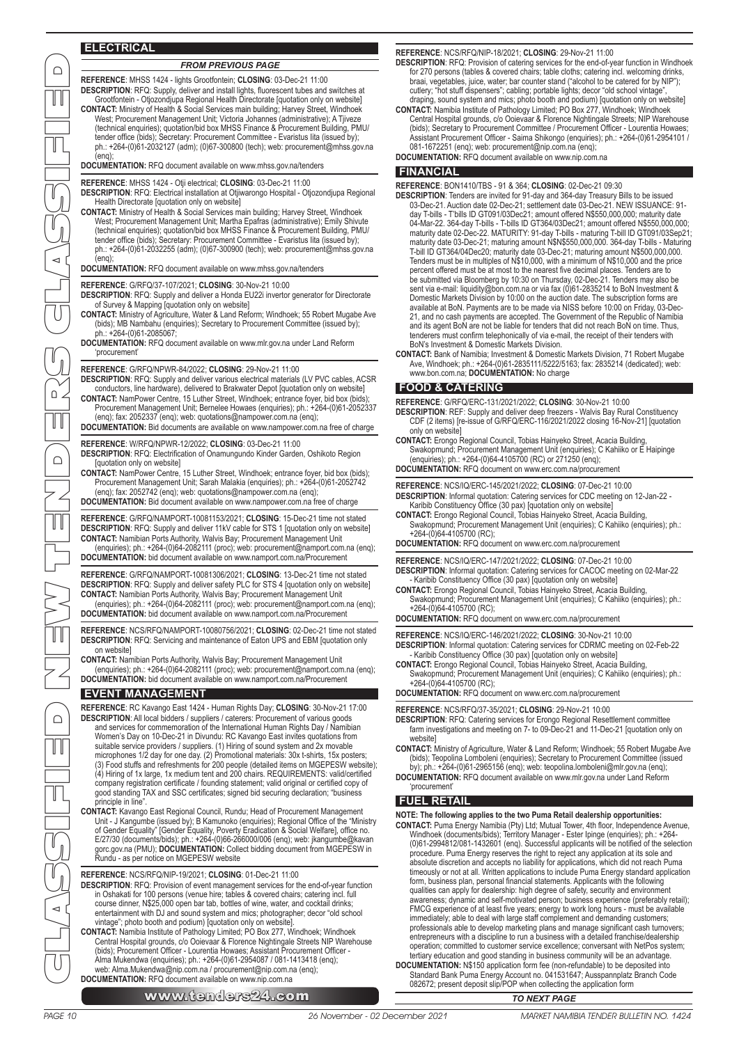## ELECTRICAL

*FROM PREVIOUS PAGE*

**REFERENCE**: MHSS 1424 - lights Grootfontein; **CLOSING**: 03-Dec-21 11:00
**DESCRIPTION**: RFQ: Supply, deliver and install lights, fluorescent tubes and switches at Grootfontein - Otjozondjupa Regional Health Directorate [quotation only on website]
**CONTACT:** Ministry of Health & Social Services main building; Harvey Street, Windhoek West; Procurement Management Unit; Victoria Johannes (administrative); A Tjiveze (technical enquiries); quotation/bid box MHSS Finance & Procurement Building, PMU/tender office (bids); Secretary: Procurement Committee - Evaristus Iita (issued by); ph.: +264-(0)61-2032127 (adm); (0)67-300800 (tech); web: procurement@mhss.gov.na (enq);
**DOCUMENTATION:** RFQ document available on www.mhss.gov.na/tenders

**REFERENCE**: MHSS 1424 - Otji electrical; **CLOSING**: 03-Dec-21 11:00
**DESCRIPTION**: RFQ: Electrical installation at Otjiwarongo Hospital - Otjozondjupa Regional Health Directorate [quotation only on website]
**CONTACT:** Ministry of Health & Social Services main building; Harvey Street, Windhoek West; Procurement Management Unit; Martha Epafras (administrative); Emily Shivute (technical enquiries); quotation/bid box MHSS Finance & Procurement Building, PMU/tender office (bids); Secretary: Procurement Committee - Evaristus Iita (issued by); ph.: +264-(0)61-2032255 (adm); (0)67-300900 (tech); web: procurement@mhss.gov.na (enq);
**DOCUMENTATION:** RFQ document available on www.mhss.gov.na/tenders

**REFERENCE**: G/RFQ/37-107/2021; **CLOSING**: 30-Nov-21 10:00
**DESCRIPTION**: RFQ: Supply and deliver a Honda EU22i invertor generator for Directorate of Survey & Mapping [quotation only on website]
**CONTACT:** Ministry of Agriculture, Water & Land Reform; Windhoek; 55 Robert Mugabe Ave (bids); MB Nambahu (enquiries); Secretary to Procurement Committee (issued by); ph.: +264-(0)61-2085067;
**DOCUMENTATION:** RFQ document available on www.mlr.gov.na under Land Reform 'procurement'

**REFERENCE**: G/RFQ/NPWR-84/2022; **CLOSING**: 29-Nov-21 11:00
**DESCRIPTION**: RFQ: Supply and deliver various electrical materials (LV PVC cables, ACSR conductors, line hardware), delivered to Brakwater Depot [quotation only on website]
**CONTACT:** NamPower Centre, 15 Luther Street, Windhoek; entrance foyer, bid box (bids); Procurement Management Unit; Bernelee Howaes (enquiries); ph.: +264-(0)61-2052337 (enq); fax: 2052337 (enq); web: quotations@nampower.com.na (enq);
**DOCUMENTATION:** Bid documents are available on www.nampower.com.na free of charge

**REFERENCE**: W/RFQ/NPWR-12/2022; **CLOSING**: 03-Dec-21 11:00
**DESCRIPTION**: RFQ: Electrification of Onamungundo Kinder Garden, Oshikoto Region [quotation only on website]
**CONTACT:** NamPower Centre, 15 Luther Street, Windhoek; entrance foyer, bid box (bids); Procurement Management Unit; Sarah Malakia (enquiries); ph.: +264-(0)61-2052742 (enq); fax: 2052742 (enq); web: quotations@nampower.com.na (enq);
**DOCUMENTATION:** Bid document available on www.nampower.com.na free of charge

**REFERENCE**: G/RFQ/NAMPORT-10081153/2021; **CLOSING**: 15-Dec-21 time not stated
**DESCRIPTION**: RFQ: Supply and deliver 11kV cable for STS 1 [quotation only on website]
**CONTACT:** Namibian Ports Authority, Walvis Bay; Procurement Management Unit (enquiries); ph.: +264-(0)64-2082111 (proc); web: procurement@namport.com.na (enq);
**DOCUMENTATION:** bid document available on www.namport.com.na/Procurement

**REFERENCE**: G/RFQ/NAMPORT-10081306/2021; **CLOSING**: 13-Dec-21 time not stated
**DESCRIPTION**: RFQ: Supply and deliver safety PLC for STS 4 [quotation only on website]
**CONTACT:** Namibian Ports Authority, Walvis Bay; Procurement Management Unit (enquiries); ph.: +264-(0)64-2082111 (proc); web: procurement@namport.com.na (enq);
**DOCUMENTATION:** bid document available on www.namport.com.na/Procurement

**REFERENCE**: NCS/RFQ/NAMPORT-10080756/2021; **CLOSING**: 02-Dec-21 time not stated
**DESCRIPTION**: RFQ: Servicing and maintenance of Eaton UPS and EBM [quotation only on website]
**CONTACT:** Namibian Ports Authority, Walvis Bay; Procurement Management Unit (enquiries); ph.: +264-(0)64-2082111 (proc); web: procurement@namport.com.na (enq);
**DOCUMENTATION:** bid document available on www.namport.com.na/Procurement

## EVENT MANAGEMENT

**REFERENCE**: RC Kavango East 1424 - Human Rights Day; **CLOSING**: 30-Nov-21 17:00
**DESCRIPTION**: All local bidders / suppliers / caterers: Procurement of various goods and services for commemoration of the International Human Rights Day / Namibian Women's Day on 10-Dec-21 in Divundu: RC Kavango East invites quotations from suitable service providers / suppliers. (1) Hiring of sound system and 2x movable microphones 1/2 day for one day. (2) Promotional materials: 30x t-shirts, 15x posters; (3) Food stuffs and refreshments for 200 people (detailed items on MGEPESW website); (4) Hiring of 1x large, 1x medium tent and 200 chairs. REQUIREMENTS: valid/certified company registration certificate / founding statement; valid original or certified copy of good standing TAX and SSC certificates; signed bid securing declaration; "business principle in line".
**CONTACT:** Kavango East Regional Council, Rundu; Head of Procurement Management Unit - J Kangumbe (issued by); B Kamunoko (enquiries); Regional Office of the "Ministry of Gender Equality" [Gender Equality, Poverty Eradication & Social Welfare], office no. E/27/30 (documents/bids); ph.: +264-(0)66-266000/006 (enq); web: jkangumbe@kavan gorc.gov.na (PMU); **DOCUMENTATION:** Collect bidding document from MGEPESW in Rundu - as per notice on MGEPESW website

**REFERENCE**: NCS/RFQ/NIP-19/2021; **CLOSING**: 01-Dec-21 11:00
**DESCRIPTION**: RFQ: Provision of event management services for the end-of-year function in Oshakati for 100 persons (venue hire; tables & covered chairs; catering incl. full course dinner, N$25,000 open bar tab, bottles of wine, water, and cocktail drinks; entertainment with DJ and sound system and mics; photographer; decor "old school vintage"; photo booth and podium) [quotation only on website].
**CONTACT:** Namibia Institute of Pathology Limited; PO Box 277, Windhoek; Windhoek Central Hospital grounds, c/o Ooievaar & Florence Nightingale Streets NIP Warehouse (bids); Procurement Officer - Lourentia Howaes; Assistant Procurement Officer - Alma Mukendwa (enquiries); ph.: +264-(0)61-2954087 / 081-1413418 (enq); web: Alma.Mukendwa@nip.com.na / procurement@nip.com.na (enq);
**DOCUMENTATION:** RFQ document available on www.nip.com.na

**REFERENCE**: NCS/RFQ/NIP-18/2021; **CLOSING**: 29-Nov-21 11:00
**DESCRIPTION**: RFQ: Provision of catering services for the end-of-year function in Windhoek for 270 persons (tables & covered chairs; table cloths; catering incl. welcoming drinks, braai, vegetables, juice, water; bar counter stand ("alcohol to be catered for by NIP"); cutlery; "hot stuff dispensers"; cabling; portable lights; decor "old school vintage", draping, sound system and mics; photo booth and podium) [quotation only on website]
**CONTACT:** Namibia Institute of Pathology Limited; PO Box 277, Windhoek; Windhoek Central Hospital grounds, c/o Ooievaar & Florence Nightingale Streets; NIP Warehouse (bids); Secretary to Procurement Committee / Procurement Officer - Lourentia Howaes; Assistant Procurement Officer - Saima Shikongo (enquiries); ph.: +264-(0)61-2954101 / 081-1672251 (enq); web: procurement@nip.com.na (enq);
**DOCUMENTATION:** RFQ document available on www.nip.com.na

## FINANCIAL

**REFERENCE**: BON1410/TBS - 91 & 364; **CLOSING**: 02-Dec-21 09:30
**DESCRIPTION**: Tenders are invited for 91-day and 364-day Treasury Bills to be issued 03-Dec-21. Auction date 02-Dec-21; settlement date 03-Dec-21. NEW ISSUANCE: 91-day T-bills - T'bills ID GT091/03Dec21; amount offered N$550,000,000; maturity date 04-Mar-22. 364-day T-bills - T-bills ID GT364/03Dec21; amount offered N$550,000,000; maturity date 02-Dec-22. MATURITY: 91-day T-bills - maturing T-bill ID GT091/03Sep21; maturity date 03-Dec-21; maturing amount N$N$550,000,000. 364-day T-bills - Maturing T-bill ID GT364/04Dec20; maturity date 03-Dec-21; maturing amount N$500,000,000. Tenders must be in multiples of N$10,000, with a minimum of N$10,000 and the price percent offered must be at most to the nearest five decimal places. Tenders are to be submitted via Bloomberg by 10:30 on Thursday, 02-Dec-21. Tenders may also be sent via e-mail: liquidity@bon.com.na or via fax (0)61-2835214 to BoN Investment & Domestic Markets Division by 10:00 on the auction date. The subscription forms are available at BoN. Payments are to be made via NISS before 10:00 on Friday, 03-Dec-21, and no cash payments are accepted. The Government of the Republic of Namibia and its agent BoN are not be liable for tenders that did not reach BoN on time. Thus, tenderers must confirm telephonically of via e-mail, the receipt of their tenders with BoN's Investment & Domestic Markets Division.
**CONTACT:** Bank of Namibia; Investment & Domestic Markets Division, 71 Robert Mugabe Ave, Windhoek; ph.: +264-(0)61-2835111/5222/5163; fax: 2835214 (dedicated); web: www.bon.com.na; **DOCUMENTATION:** No charge

## FOOD & CATERING

**REFERENCE**: G/RFQ/ERC-131/2021/2022; **CLOSING**: 30-Nov-21 10:00
**DESCRIPTION**: REF: Supply and deliver deep freezers - Walvis Bay Rural Constituency CDF (2 items) [re-issue of G/RFQ/ERC-116/2021/2022 closing 16-Nov-21] [quotation only on website]
**CONTACT:** Erongo Regional Council, Tobias Hainyeko Street, Acacia Building, Swakopmund; Procurement Management Unit (enquiries); C Kahiiko or E Haipinge (enquiries); ph.: +264-(0)64-4105700 (RC) or 271250 (enq);
**DOCUMENTATION:** RFQ document on www.erc.com.na/procurement

**REFERENCE**: NCS/IQ/ERC-145/2021/2022; **CLOSING**: 07-Dec-21 10:00
**DESCRIPTION**: Informal quotation: Catering services for CDC meeting on 12-Jan-22 - Karibib Constituency Office (30 pax) [quotation only on website]
**CONTACT:** Erongo Regional Council, Tobias Hainyeko Street, Acacia Building, Swakopmund; Procurement Management Unit (enquiries); C Kahiiko (enquiries); ph.: +264-(0)64-4105700 (RC);
**DOCUMENTATION:** RFQ document on www.erc.com.na/procurement

**REFERENCE**: NCS/IQ/ERC-147/2021/2022; **CLOSING**: 07-Dec-21 10:00
**DESCRIPTION**: Informal quotation: Catering services for CACOC meeting on 02-Mar-22 - Karibib Constituency Office (30 pax) [quotation only on website]
**CONTACT:** Erongo Regional Council, Tobias Hainyeko Street, Acacia Building, Swakopmund; Procurement Management Unit (enquiries); C Kahiiko (enquiries); ph.: +264-(0)64-4105700 (RC);
**DOCUMENTATION:** RFQ document on www.erc.com.na/procurement

**REFERENCE**: NCS/IQ/ERC-146/2021/2022; **CLOSING**: 30-Nov-21 10:00
**DESCRIPTION**: Informal quotation: Catering services for CDRMC meeting on 02-Feb-22 - Karibib Constituency Office (30 pax) [quotation only on website]
**CONTACT:** Erongo Regional Council, Tobias Hainyeko Street, Acacia Building, Swakopmund; Procurement Management Unit (enquiries); C Kahiiko (enquiries); ph.: +264-(0)64-4105700 (RC);
**DOCUMENTATION:** RFQ document on www.erc.com.na/procurement

**REFERENCE**: NCS/RFQ/37-35/2021; **CLOSING**: 29-Nov-21 10:00
**DESCRIPTION**: RFQ: Catering services for Erongo Regional Resettlement committee farm investigations and meeting on 7- to 09-Dec-21 and 11-Dec-21 [quotation only on website]
**CONTACT:** Ministry of Agriculture, Water & Land Reform; Windhoek; 55 Robert Mugabe Ave (bids); Teopolina Lomboleni (enquiries); Secretary to Procurement Committee (issued by); ph.: +264-(0)61-2965156 (enq); web: teopolina.lomboleni@mlr.gov.na (enq);
**DOCUMENTATION:** RFQ document available on www.mlr.gov.na under Land Reform 'procurement'

## FUEL RETAIL

**NOTE: The following applies to the two Puma Retail dealership opportunities:**
**CONTACT:** Puma Energy Namibia (Pty) Ltd; Mutual Tower, 4th floor, Independence Avenue, Windhoek (documents/bids); Territory Manager - Ester Ipinge (enquiries); ph.: +264-(0)61-2994812/081-1432601 (enq). Successful applicants will be notified of the selection procedure. Puma Energy reserves the right to reject any application at its sole and absolute discretion and accepts no liability for applications, which did not reach Puma timeously or not at all. Written applications to include Puma Energy standard application form, business plan, personal financial statements. Applicants with the following qualities can apply for dealership: high degree of safety, security and environment awareness; dynamic and self-motivated person; business experience (preferably retail); FMCG experience of at least five years; energy to work long hours - must be available immediately; able to deal with large staff complement and demanding customers; professionals able to develop marketing plans and manage significant cash turnovers; entrepreneurs with a discipline to run a business with a detailed franchise/dealership operation; committed to customer service excellence; conversant with NetPos system; tertiary education and good standing in business community will be an advantage.
**DOCUMENTATION:** N$150 application form fee (non-refundable) to be deposited into Standard Bank Puma Energy Account no. 041531647; Ausspannplatz Branch Code 082672; present deposit slip/POP when collecting the application form

*TO NEXT PAGE*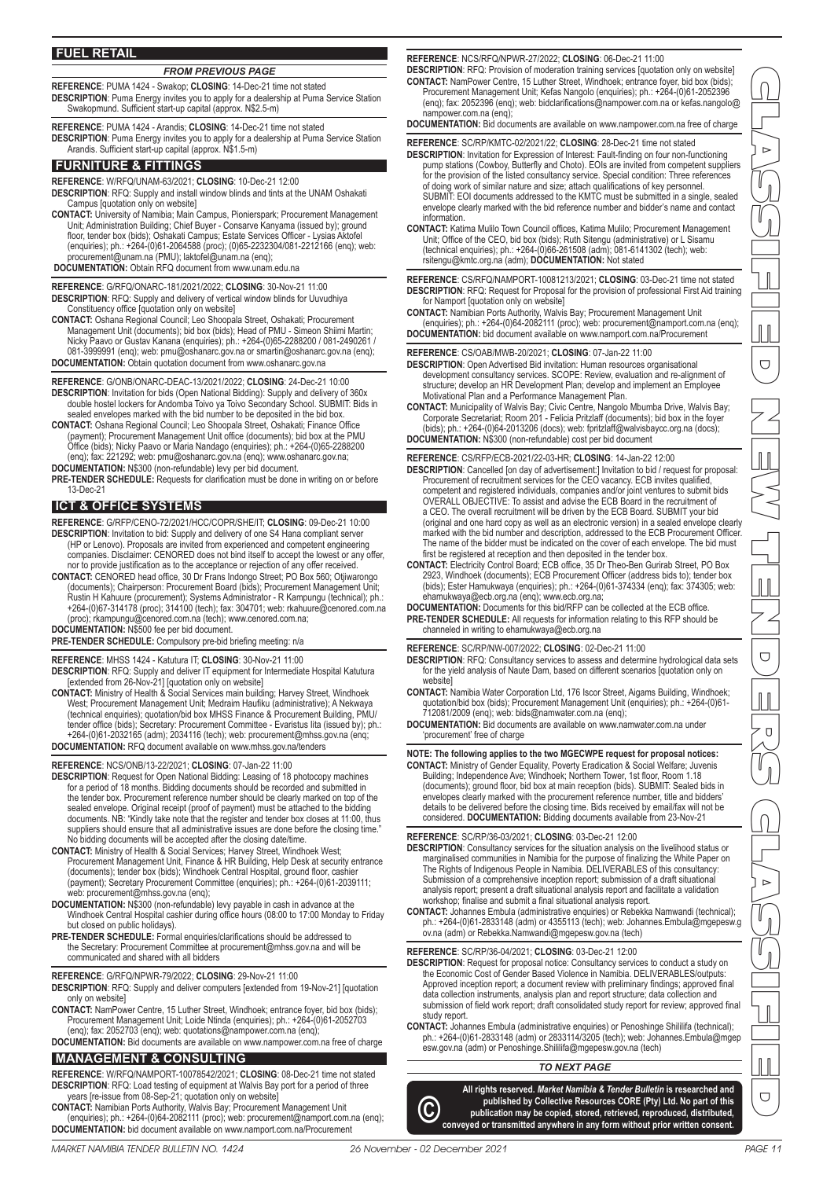## FUEL RETAIL

*FROM PREVIOUS PAGE*

**REFERENCE**: PUMA 1424 - Swakop; **CLOSING**: 14-Dec-21 time not stated
**DESCRIPTION**: Puma Energy invites you to apply for a dealership at Puma Service Station Swakopmund. Sufficient start-up capital (approx. N$2.5-m)

**REFERENCE**: PUMA 1424 - Arandis; **CLOSING**: 14-Dec-21 time not stated
**DESCRIPTION**: Puma Energy invites you to apply for a dealership at Puma Service Station Arandis. Sufficient start-up capital (approx. N$1.5-m)

## FURNITURE & FITTINGS

**REFERENCE**: W/RFQ/UNAM-63/2021; **CLOSING**: 10-Dec-21 12:00
**DESCRIPTION**: RFQ: Supply and install window blinds and tints at the UNAM Oshakati Campus [quotation only on website]
**CONTACT:** University of Namibia; Main Campus, Pionierspark; Procurement Management Unit; Administration Building; Chief Buyer - Consarve Kanyama (issued by); ground floor, tender box (bids); Oshakati Campus; Estate Services Officer - Lysias Aktofel (enquiries); ph.: +264-(0)61-2064588 (proc); (0)65-2232304/081-2212166 (enq); web: procurement@unam.na (PMU); laktofel@unam.na (enq);
**DOCUMENTATION:** Obtain RFQ document from www.unam.edu.na

**REFERENCE**: G/RFQ/ONARC-181/2021/2022; **CLOSING**: 30-Nov-21 11:00
**DESCRIPTION**: RFQ: Supply and delivery of vertical window blinds for Uuvudhiya Constituency office [quotation only on website]
**CONTACT:** Oshana Regional Council; Leo Shoopala Street, Oshakati; Procurement Management Unit (documents); bid box (bids); Head of PMU - Simeon Shiimi Martin; Nicky Paavo or Gustav Kanana (enquiries); ph.: +264-(0)65-2288200 / 081-2490261 / 081-3999991 (enq); web: pmu@oshanarc.gov.na or smartin@oshanarc.gov.na (enq);
**DOCUMENTATION:** Obtain quotation document from www.oshanarc.gov.na

**REFERENCE**: G/ONB/ONARC-DEAC-13/2021/2022; **CLOSING**: 24-Dec-21 10:00
**DESCRIPTION**: Invitation for bids (Open National Bidding): Supply and delivery of 360x double hostel lockers for Andomba Toivo ya Toivo Secondary School. SUBMIT: Bids in sealed envelopes marked with the bid number to be deposited in the bid box.
**CONTACT:** Oshana Regional Council; Leo Shoopala Street, Oshakati; Finance Office (payment); Procurement Management Unit office (documents); bid box at the PMU Office (bids); Nicky Paavo or Maria Nandago (enquiries); ph.: +264-(0)65-2288200 (enq); fax: 221292; web: pmu@oshanarc.gov.na (enq); www.oshanarc.gov.na;
**DOCUMENTATION:** N$300 (non-refundable) levy per bid document.
**PRE-TENDER SCHEDULE:** Requests for clarification must be done in writing on or before 13-Dec-21

## ICT & OFFICE SYSTEMS

**REFERENCE**: G/RFP/CENO-72/2021/HCC/COPR/SHE/IT; **CLOSING**: 09-Dec-21 10:00
**DESCRIPTION**: Invitation to bid: Supply and delivery of one S4 Hana compliant server (HP or Lenovo). Proposals are invited from experienced and competent engineering companies. Disclaimer: CENORED does not bind itself to accept the lowest or any offer, nor to provide justification as to the acceptance or rejection of any offer received.
**CONTACT:** CENORED head office, 30 Dr Frans Indongo Street; PO Box 560; Otjiwarongo (documents); Chairperson: Procurement Board (bids); Procurement Management Unit; Rustin H Kahuure (procurement); Systems Administrator - R Kampungu (technical); ph.: +264-(0)67-314178 (proc); 314100 (tech); fax: 304701; web: rkahuure@cenored.com.na (proc); rkampungu@cenored.com.na (tech); www.cenored.com.na;
**DOCUMENTATION:** N$500 fee per bid document.
**PRE-TENDER SCHEDULE:** Compulsory pre-bid briefing meeting: n/a

**REFERENCE**: MHSS 1424 - Katutura IT; **CLOSING**: 30-Nov-21 11:00
**DESCRIPTION**: RFQ: Supply and deliver IT equipment for Intermediate Hospital Katutura [extended from 26-Nov-21] [quotation only on website]
**CONTACT:** Ministry of Health & Social Services main building; Harvey Street, Windhoek West; Procurement Management Unit; Medraim Haufiku (administrative); A Nekwaya (technical enquiries); quotation/bid box MHSS Finance & Procurement Building, PMU/ tender office (bids); Secretary: Procurement Committee - Evaristus Iita (issued by); ph.: +264-(0)61-2032165 (adm); 2034116 (tech); web: procurement@mhss.gov.na (enq;
**DOCUMENTATION:** RFQ document available on www.mhss.gov.na/tenders

**REFERENCE**: NCS/ONB/13-22/2021; **CLOSING**: 07-Jan-22 11:00
**DESCRIPTION**: Request for Open National Bidding: Leasing of 18 photocopy machines for a period of 18 months. Bidding documents should be recorded and submitted in the tender box. Procurement reference number should be clearly marked on top of the sealed envelope. Original receipt (proof of payment) must be attached to the bidding documents. NB: "Kindly take note that the register and tender box closes at 11:00, thus suppliers should ensure that all administrative issues are done before the closing time." No bidding documents will be accepted after the closing date/time.
**CONTACT:** Ministry of Health & Social Services; Harvey Street, Windhoek West; Procurement Management Unit, Finance & HR Building, Help Desk at security entrance (documents); tender box (bids); Windhoek Central Hospital, ground floor, cashier (payment); Secretary Procurement Committee (enquiries); ph.: +264-(0)61-2039111; web: procurement@mhss.gov.na (enq);
**DOCUMENTATION:** N$300 (non-refundable) levy payable in cash in advance at the Windhoek Central Hospital cashier during office hours (08:00 to 17:00 Monday to Friday but closed on public holidays).
**PRE-TENDER SCHEDULE:** Formal enquiries/clarifications should be addressed to the Secretary: Procurement Committee at procurement@mhss.gov.na and will be communicated and shared with all bidders

**REFERENCE**: G/RFQ/NPWR-79/2022; **CLOSING**: 29-Nov-21 11:00
**DESCRIPTION**: RFQ: Supply and deliver computers [extended from 19-Nov-21] [quotation only on website]
**CONTACT:** NamPower Centre, 15 Luther Street, Windhoek; entrance foyer, bid box (bids); Procurement Management Unit; Loide Ntinda (enquiries); ph.: +264-(0)61-2052703 (enq); fax: 2052703 (enq); web: quotations@nampower.com.na (enq);
**DOCUMENTATION:** Bid documents are available on www.nampower.com.na free of charge

## MANAGEMENT & CONSULTING

**REFERENCE**: W/RFQ/NAMPORT-10078542/2021; **CLOSING**: 08-Dec-21 time not stated
**DESCRIPTION**: RFQ: Load testing of equipment at Walvis Bay port for a period of three years [re-issue from 08-Sep-21; quotation only on website]
**CONTACT:** Namibian Ports Authority, Walvis Bay; Procurement Management Unit (enquiries); ph.: +264-(0)64-2082111 (proc); web: procurement@namport.com.na (enq);
**DOCUMENTATION:** bid document available on www.namport.com.na/Procurement

**REFERENCE**: NCS/RFQ/NPWR-27/2022; **CLOSING**: 06-Dec-21 11:00
**DESCRIPTION**: RFQ: Provision of moderation training services [quotation only on website]
**CONTACT:** NamPower Centre, 15 Luther Street, Windhoek; entrance foyer, bid box (bids); Procurement Management Unit; Kefas Nangolo (enquiries); ph.: +264-(0)61-2052396 (enq); fax: 2052396 (enq); web: bidclarifications@nampower.com.na or kefas.nangolo@nampower.com.na (enq);
**DOCUMENTATION:** Bid documents are available on www.nampower.com.na free of charge

**REFERENCE**: SC/RP/KMTC-02/2021/22; **CLOSING**: 28-Dec-21 time not stated
**DESCRIPTION**: Invitation for Expression of Interest: Fault-finding on four non-functioning pump stations (Cowboy, Butterfly and Choto). EOIs are invited from competent suppliers for the provision of the listed consultancy service. Special condition: Three references of doing work of similar nature and size; attach qualifications of key personnel. SUBMIT: EOI documents addressed to the KMTC must be submitted in a single, sealed envelope clearly marked with the bid reference number and bidder's name and contact information.
**CONTACT:** Katima Mulilo Town Council offices, Katima Mulilo; Procurement Management Unit; Office of the CEO, bid box (bids); Ruth Sitengu (administrative) or L Sisamu (technical enquiries); ph.: +264-(0)66-261508 (adm); 081-6141302 (tech); web: rsitengu@kmtc.org.na (adm); **DOCUMENTATION:** Not stated

**REFERENCE**: CS/RFQ/NAMPORT-10081213/2021; **CLOSING**: 03-Dec-21 time not stated
**DESCRIPTION**: RFQ: Request for Proposal for the provision of professional First Aid training for Namport [quotation only on website]
**CONTACT:** Namibian Ports Authority, Walvis Bay; Procurement Management Unit (enquiries); ph.: +264-(0)64-2082111 (proc); web: procurement@namport.com.na (enq);
**DOCUMENTATION:** bid document available on www.namport.com.na/Procurement

**REFERENCE**: CS/OAB/MWB-20/2021; **CLOSING**: 07-Jan-22 11:00
**DESCRIPTION**: Open Advertised Bid invitation: Human resources organisational development consultancy services. SCOPE: Review, evaluation and re-alignment of structure; develop an HR Development Plan; develop and implement an Employee Motivational Plan and a Performance Management Plan.
**CONTACT:** Municipality of Walvis Bay; Civic Centre, Nangolo Mbumba Drive, Walvis Bay; Corporate Secretariat; Room 201 - Felicia Pritzlaff (documents); bid box in the foyer (bids); ph.: +264-(0)64-2013206 (docs); web: fpritzlaff@walvisbaycc.org.na (docs);
**DOCUMENTATION:** N$300 (non-refundable) cost per bid document

**REFERENCE**: CS/RFP/ECB-2021/22-03-HR; **CLOSING**: 14-Jan-22 12:00
**DESCRIPTION**: Cancelled [on day of advertisement:] Invitation to bid / request for proposal: Procurement of recruitment services for the CEO vacancy. ECB invites qualified, competent and registered individuals, companies and/or joint ventures to submit bids OVERALL OBJECTIVE: To assist and advise the ECB Board in the recruitment of a CEO. The overall recruitment will be driven by the ECB Board. SUBMIT your bid (original and one hard copy as well as an electronic version) in a sealed envelope clearly marked with the bid number and description, addressed to the ECB Procurement Officer. The name of the bidder must be indicated on the cover of each envelope. The bid must first be registered at reception and then deposited in the tender box.
**CONTACT:** Electricity Control Board; ECB office, 35 Dr Theo-Ben Gurirab Street, PO Box 2923, Windhoek (documents); ECB Procurement Officer (address bids to); tender box (bids); Ester Hamukwaya (enquiries); ph.: +264-(0)61-374334 (enq; fax: 374305; web: ehamukwaya@ecb.org.na (enq); www.ecb.org.na;
**DOCUMENTATION:** Documents for this bid/RFP can be collected at the ECB office.
**PRE-TENDER SCHEDULE:** All requests for information relating to this RFP should be channeled in writing to ehamukwaya@ecb.org.na

**REFERENCE**: SC/RP/NW-007/2022; **CLOSING**: 02-Dec-21 11:00
**DESCRIPTION**: RFQ: Consultancy services to assess and determine hydrological data sets for the yield analysis of Naute Dam, based on different scenarios [quotation only on website]
**CONTACT:** Namibia Water Corporation Ltd, 176 Iscor Street, Aigams Building, Windhoek; quotation/bid box (bids); Procurement Management Unit (enquiries); ph.: +264-(0)61-712081/2009 (enq); web: bids@namwater.com.na (enq);
**DOCUMENTATION:** Bid documents are available on www.namwater.com.na under 'procurement' free of charge

**NOTE: The following applies to the two MGECWPE request for proposal notices:**
**CONTACT:** Ministry of Gender Equality, Poverty Eradication & Social Welfare; Juvenis Building; Independence Ave; Windhoek; Northern Tower, 1st floor, Room 1.18 (documents); ground floor, bid box at main reception (bids). SUBMIT: Sealed bids in envelopes clearly marked with the procurement reference number, title and bidders' details to be delivered before the closing time. Bids received by email/fax will not be considered. **DOCUMENTATION:** Bidding documents available from 23-Nov-21

**REFERENCE**: SC/RP/36-03/2021; **CLOSING**: 03-Dec-21 12:00
**DESCRIPTION**: Consultancy services for the situation analysis on the livelihood status or marginalised communities in Namibia for the purpose of finalizing the White Paper on The Rights of Indigenous People in Namibia. DELIVERABLES of this consultancy: Submission of a comprehensive inception report; submission of a draft situational analysis report; present a draft situational analysis report and facilitate a validation workshop; finalise and submit a final situational analysis report.
**CONTACT:** Johannes Embula (administrative enquiries) or Rebekka Namwandi (technical); ph.: +264-(0)61-2833148 (adm) or 4355113 (tech); web: Johannes.Embula@mgepesw.gov.na (adm) or Rebekka.Namwandi@mgepesw.gov.na (tech)

**REFERENCE**: SC/RP/36-04/2021; **CLOSING**: 03-Dec-21 12:00
**DESCRIPTION**: Request for proposal notice: Consultancy services to conduct a study on the Economic Cost of Gender Based Violence in Namibia. DELIVERABLES/outputs: Approved inception report; a document review with preliminary findings; approved final data collection instruments, analysis plan and report structure; data collection and submission of field work report; draft consolidated study report for review; approved final study report.
**CONTACT:** Johannes Embula (administrative enquiries) or Penoshinge Shililifa (technical); ph.: +264-(0)61-2833148 (adm) or 2833114/3205 (tech); web: Johannes.Embula@mgepesw.gov.na (adm) or Penoshinge.Shililifa@mgepesw.gov.na (tech)

*TO NEXT PAGE*

**All rights reserved. *Market Namibia & Tender Bulletin* is researched and published by Collective Resources CORE (Pty) Ltd. No part of this publication may be copied, stored, retrieved, reproduced, distributed, conveyed or transmitted anywhere in any form without prior written consent.**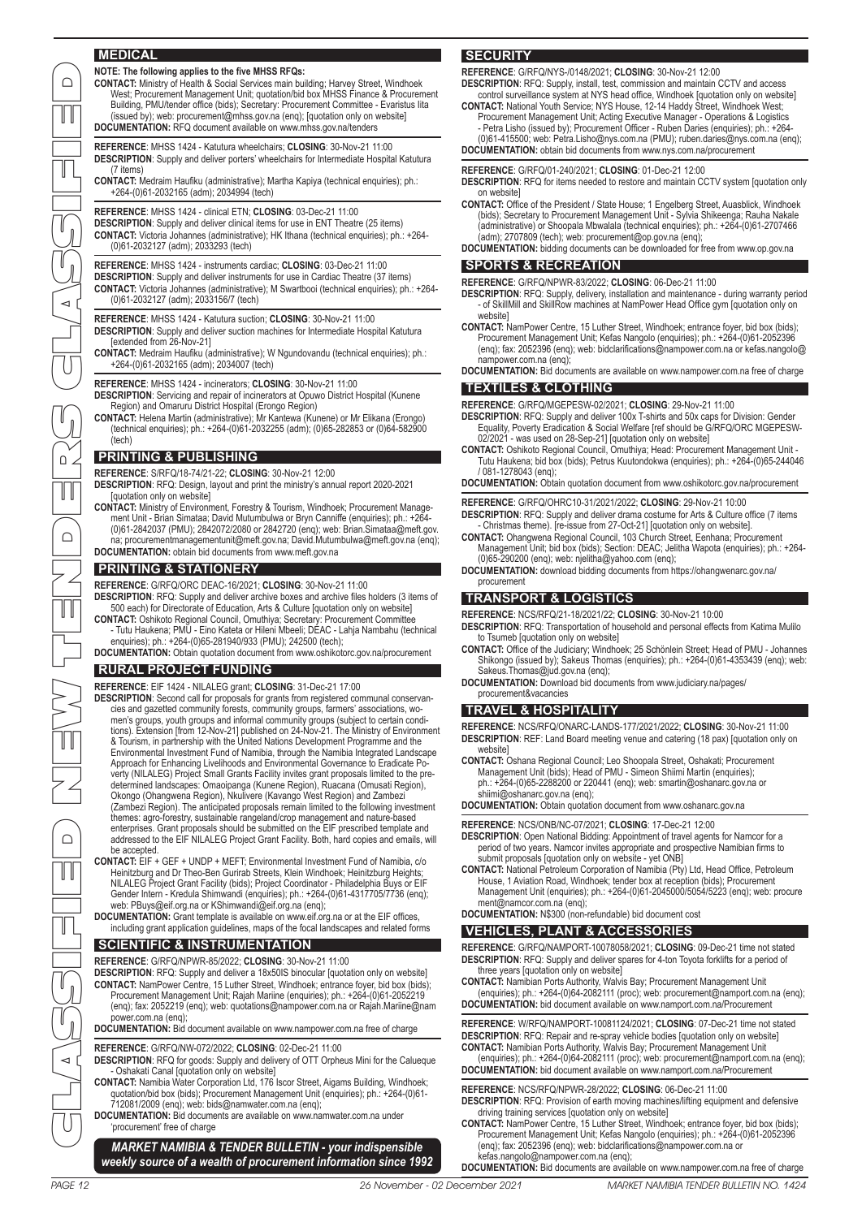## MEDICAL

**NOTE: The following applies to the five MHSS RFQs:**

**CONTACT:** Ministry of Health & Social Services main building; Harvey Street, Windhoek West; Procurement Management Unit; quotation/bid box MHSS Finance & Procurement Building, PMU/tender office (bids); Secretary: Procurement Committee - Evaristus Iita (issued by); web: procurement@mhss.gov.na (enq); [quotation only on website]

**DOCUMENTATION:** RFQ document available on www.mhss.gov.na/tenders

**REFERENCE**: MHSS 1424 - Katutura wheelchairs; **CLOSING**: 30-Nov-21 11:00

**DESCRIPTION**: Supply and deliver porters' wheelchairs for Intermediate Hospital Katutura (7 items)

**CONTACT:** Medraim Haufiku (administrative); Martha Kapiya (technical enquiries); ph.: +264-(0)61-2032165 (adm); 2034994 (tech)

**REFERENCE**: MHSS 1424 - clinical ETN; **CLOSING**: 03-Dec-21 11:00

**DESCRIPTION**: Supply and deliver clinical items for use in ENT Theatre (25 items)

**CONTACT:** Victoria Johannes (administrative); HK Ithana (technical enquiries); ph.: +264-(0)61-2032127 (adm); 2033293 (tech)

**REFERENCE**: MHSS 1424 - instruments cardiac; **CLOSING**: 03-Dec-21 11:00

**DESCRIPTION**: Supply and deliver instruments for use in Cardiac Theatre (37 items)

**CONTACT:** Victoria Johannes (administrative); M Swartbooi (technical enquiries); ph.: +264-(0)61-2032127 (adm); 2033156/7 (tech)

**REFERENCE**: MHSS 1424 - Katutura suction; **CLOSING**: 30-Nov-21 11:00

**DESCRIPTION**: Supply and deliver suction machines for Intermediate Hospital Katutura [extended from 26-Nov-21]

**CONTACT:** Medraim Haufiku (administrative); W Ngundovandu (technical enquiries); ph.: +264-(0)61-2032165 (adm); 2034007 (tech)

**REFERENCE**: MHSS 1424 - incinerators; **CLOSING**: 30-Nov-21 11:00

**DESCRIPTION**: Servicing and repair of incinerators at Opuwo District Hospital (Kunene Region) and Omaruru District Hospital (Erongo Region)

**CONTACT:** Helena Martin (administrative); Mr Kantewa (Kunene) or Mr Elikana (Erongo) (technical enquiries); ph.: +264-(0)61-2032255 (adm); (0)65-282853 or (0)64-582900 (tech)

## PRINTING & PUBLISHING

**REFERENCE**: S/RFQ/18-74/21-22; **CLOSING**: 30-Nov-21 12:00

**DESCRIPTION**: RFQ: Design, layout and print the ministry's annual report 2020-2021 [quotation only on website]

**CONTACT:** Ministry of Environment, Forestry & Tourism, Windhoek; Procurement Management Unit - Brian Simataa; David Mutumbulwa or Bryn Canniffe (enquiries); ph.: +264-(0)61-2842037 (PMU); 2842072/2080 or 2842720 (enq); web: Brian.Simataa@meft.gov.na; procurementmanagementunit@meft.gov.na; David.Mutumbulwa@meft.gov.na (enq);

**DOCUMENTATION:** obtain bid documents from www.meft.gov.na

## PRINTING & STATIONERY

**REFERENCE**: G/RFQ/ORC DEAC-16/2021; **CLOSING**: 30-Nov-21 11:00

**DESCRIPTION**: RFQ: Supply and deliver archive boxes and archive files holders (3 items of 500 each) for Directorate of Education, Arts & Culture [quotation only on website]

**CONTACT:** Oshikoto Regional Council, Omuthiya; Secretary: Procurement Committee - Tutu Haukena; PMU - Eino Kateta or Hileni Mbeeli; DEAC - Lahja Nambahu (technical enquiries); ph.: +264-(0)65-281940/933 (PMU); 242500 (tech);

**DOCUMENTATION:** Obtain quotation document from www.oshikotorc.gov.na/procurement

## RURAL PROJECT FUNDING

**REFERENCE**: EIF 1424 - NILALEG grant; **CLOSING**: 31-Dec-21 17:00

**DESCRIPTION**: Second call for proposals for grants from registered communal conservancies and gazetted community forests, community groups, farmers' associations, women's groups, youth groups and informal community groups (subject to certain conditions). Extension [from 12-Nov-21] published on 24-Nov-21. The Ministry of Environment & Tourism, in partnership with the United Nations Development Programme and the Environmental Investment Fund of Namibia, through the Namibia Integrated Landscape Approach for Enhancing Livelihoods and Environmental Governance to Eradicate Poverty (NILALEG) Project Small Grants Facility invites grant proposals limited to the pre-determined landscapes: Omaoipanga (Kunene Region), Ruacana (Omusati Region), Okongo (Ohangwena Region), Nkulivere (Kavango West Region) and Zambezi (Zambezi Region). The anticipated proposals remain limited to the following investment themes: agro-forestry, sustainable rangeland/crop management and nature-based enterprises. Grant proposals should be submitted on the EIF prescribed template and addressed to the EIF NILALEG Project Grant Facility. Both, hard copies and emails, will be accepted.

**CONTACT:** EIF + GEF + UNDP + MEFT; Environmental Investment Fund of Namibia, c/o Heinitzburg and Dr Theo-Ben Gurirab Streets, Klein Windhoek; Heinitzburg Heights; NILALEG Project Grant Facility (bids); Project Coordinator - Philadelphia Buys or EIF Gender Intern - Kredula Shimwandi (enquiries); ph.: +264-(0)61-4317705/7736 (enq); web: PBuys@eif.org.na or KShimwandi@eif.org.na (enq);

**DOCUMENTATION:** Grant template is available on www.eif.org.na or at the EIF offices, including grant application guidelines, maps of the focal landscapes and related forms

## SCIENTIFIC & INSTRUMENTATION

**REFERENCE**: G/RFQ/NPWR-85/2022; **CLOSING**: 30-Nov-21 11:00

**DESCRIPTION**: RFQ: Supply and deliver a 18x50IS binocular [quotation only on website]

**CONTACT:** NamPower Centre, 15 Luther Street, Windhoek; entrance foyer, bid box (bids); Procurement Management Unit; Rajah Mariine (enquiries); ph.: +264-(0)61-2052219 (enq); fax: 2052219 (enq); web: quotations@nampower.com.na or Rajah.Mariine@nampower.com.na (enq);

**DOCUMENTATION:** Bid document available on www.nampower.com.na free of charge

**REFERENCE**: G/RFQ/NW-072/2022; **CLOSING**: 02-Dec-21 11:00

**DESCRIPTION**: RFQ for goods: Supply and delivery of OTT Orpheus Mini for the Calueque - Oshakati Canal [quotation only on website]

**CONTACT:** Namibia Water Corporation Ltd, 176 Iscor Street, Aigams Building, Windhoek; quotation/bid box (bids); Procurement Management Unit (enquiries); ph.: +264-(0)61-712081/2009 (enq); web: bids@namwater.com.na (enq);

**DOCUMENTATION:** Bid documents are available on www.namwater.com.na under 'procurement' free of charge

***MARKET NAMIBIA & TENDER BULLETIN - your indispensible weekly source of a wealth of procurement information since 1992***

## SECURITY

**REFERENCE**: G/RFQ/NYS-/0148/2021; **CLOSING**: 30-Nov-21 12:00

**DESCRIPTION**: RFQ: Supply, install, test, commission and maintain CCTV and access control surveillance system at NYS head office, Windhoek [quotation only on website]

**CONTACT:** National Youth Service; NYS House, 12-14 Haddy Street, Windhoek West; Procurement Management Unit; Acting Executive Manager - Operations & Logistics - Petra Lisho (issued by); Procurement Officer - Ruben Daries (enquiries); ph.: +264-(0)61-415500; web: Petra.Lisho@nys.com.na (PMU); ruben.daries@nys.com.na (enq);

**DOCUMENTATION:** obtain bid documents from www.nys.com.na/procurement

**REFERENCE**: G/RFQ/01-240/2021; **CLOSING**: 01-Dec-21 12:00

**DESCRIPTION**: RFQ for items needed to restore and maintain CCTV system [quotation only on website]

**CONTACT:** Office of the President / State House; 1 Engelberg Street, Auasblick, Windhoek (bids); Secretary to Procurement Management Unit - Sylvia Shikeenga; Rauha Nakale (administrative) or Shoopala Mbwalala (technical enquiries); ph.: +264-(0)61-2707466 (adm); 2707809 (tech); web: procurement@op.gov.na (enq);

**DOCUMENTATION:** bidding documents can be downloaded for free from www.op.gov.na

## SPORTS & RECREATION

**REFERENCE**: G/RFQ/NPWR-83/2022; **CLOSING**: 06-Dec-21 11:00

**DESCRIPTION**: RFQ: Supply, delivery, installation and maintenance - during warranty period - of SkillMill and SkillRow machines at NamPower Head Office gym [quotation only on website]

**CONTACT:** NamPower Centre, 15 Luther Street, Windhoek; entrance foyer, bid box (bids); Procurement Management Unit; Kefas Nangolo (enquiries); ph.: +264-(0)61-2052396 (enq); fax: 2052396 (enq); web: bidclarifications@nampower.com.na or kefas.nangolo@nampower.com.na (enq);

**DOCUMENTATION:** Bid documents are available on www.nampower.com.na free of charge

## TEXTILES & CLOTHING

**REFERENCE**: G/RFQ/MGEPESW-02/2021; **CLOSING**: 29-Nov-21 11:00

**DESCRIPTION**: RFQ: Supply and deliver 100x T-shirts and 50x caps for Division: Gender Equality, Poverty Eradication & Social Welfare [ref should be G/RFQ/ORC MGEPESW-02/2021 - was used on 28-Sep-21] [quotation only on website]

**CONTACT:** Oshikoto Regional Council, Omuthiya; Head: Procurement Management Unit - Tutu Haukena; bid box (bids); Petrus Kuutondokwa (enquiries); ph.: +264-(0)65-244046 / 081-1278043 (enq);

**DOCUMENTATION:** Obtain quotation document from www.oshikotorc.gov.na/procurement

**REFERENCE**: G/RFQ/OHRC10-31/2021/2022; **CLOSING**: 29-Nov-21 10:00

**DESCRIPTION**: RFQ: Supply and deliver drama costume for Arts & Culture office (7 items - Christmas theme). [re-issue from 27-Oct-21] [quotation only on website].

**CONTACT:** Ohangwena Regional Council, 103 Church Street, Eenhana; Procurement Management Unit; bid box (bids); Section: DEAC; Jelitha Wapota (enquiries); ph.: +264-(0)65-290200 (enq); web: njelitha@yahoo.com (enq);

**DOCUMENTATION:** download bidding documents from https://ohangwenarc.gov.na/procurement

## TRANSPORT & LOGISTICS

**REFERENCE**: NCS/RFQ/21-18/2021/22; **CLOSING**: 30-Nov-21 10:00

**DESCRIPTION**: RFQ: Transportation of household and personal effects from Katima Mulilo to Tsumeb [quotation only on website]

**CONTACT:** Office of the Judiciary; Windhoek; 25 Schönlein Street; Head of PMU - Johannes Shikongo (issued by); Sakeus Thomas (enquiries); ph.: +264-(0)61-4353439 (enq); web: Sakeus.Thomas@jud.gov.na (enq);

**DOCUMENTATION:** Download bid documents from www.judiciary.na/pages/procurement&vacancies

## TRAVEL & HOSPITALITY

**REFERENCE**: NCS/RFQ/ONARC-LANDS-177/2021/2022; **CLOSING**: 30-Nov-21 11:00

**DESCRIPTION**: REF: Land Board meeting venue and catering (18 pax) [quotation only on website]

**CONTACT:** Oshana Regional Council; Leo Shoopala Street, Oshakati; Procurement Management Unit (bids); Head of PMU - Simeon Shiimi Martin (enquiries); ph.: +264-(0)65-2288200 or 220441 (enq); web: smartin@oshanarc.gov.na or shiimi@oshanarc.gov.na (enq);

**DOCUMENTATION:** Obtain quotation document from www.oshanarc.gov.na

**REFERENCE**: NCS/ONB/NC-07/2021; **CLOSING**: 17-Dec-21 12:00

**DESCRIPTION**: Open National Bidding: Appointment of travel agents for Namcor for a period of two years. Namcor invites appropriate and prospective Namibian firms to submit proposals [quotation only on website - yet ONB]

**CONTACT:** National Petroleum Corporation of Namibia (Pty) Ltd, Head Office, Petroleum House, 1 Aviation Road, Windhoek; tender box at reception (bids); Procurement Management Unit (enquiries); ph.: +264-(0)61-2045000/5054/5223 (enq); web: procurement@namcor.com.na (enq);

**DOCUMENTATION:** N$300 (non-refundable) bid document cost

## VEHICLES, PLANT & ACCESSORIES

**REFERENCE**: G/RFQ/NAMPORT-10078058/2021; **CLOSING**: 09-Dec-21 time not stated

**DESCRIPTION**: RFQ: Supply and deliver spares for 4-ton Toyota forklifts for a period of three years [quotation only on website]

**CONTACT:** Namibian Ports Authority, Walvis Bay; Procurement Management Unit (enquiries); ph.: +264-(0)64-2082111 (proc); web: procurement@namport.com.na (enq);

**DOCUMENTATION:** bid document available on www.namport.com.na/Procurement

**REFERENCE**: W/RFQ/NAMPORT-10081124/2021; **CLOSING**: 07-Dec-21 time not stated

**DESCRIPTION**: RFQ: Repair and re-spray vehicle bodies [quotation only on website]

**CONTACT:** Namibian Ports Authority, Walvis Bay; Procurement Management Unit (enquiries); ph.: +264-(0)64-2082111 (proc); web: procurement@namport.com.na (enq);

**DOCUMENTATION:** bid document available on www.namport.com.na/Procurement

**REFERENCE**: NCS/RFQ/NPWR-28/2022; **CLOSING**: 06-Dec-21 11:00

**DESCRIPTION**: RFQ: Provision of earth moving machines/lifting equipment and defensive driving training services [quotation only on website]

**CONTACT:** NamPower Centre, 15 Luther Street, Windhoek; entrance foyer, bid box (bids); Procurement Management Unit; Kefas Nangolo (enquiries); ph.: +264-(0)61-2052396 (enq); fax: 2052396 (enq); web: bidclarifications@nampower.com.na or kefas.nangolo@nampower.com.na (enq);

**DOCUMENTATION:** Bid documents are available on www.nampower.com.na free of charge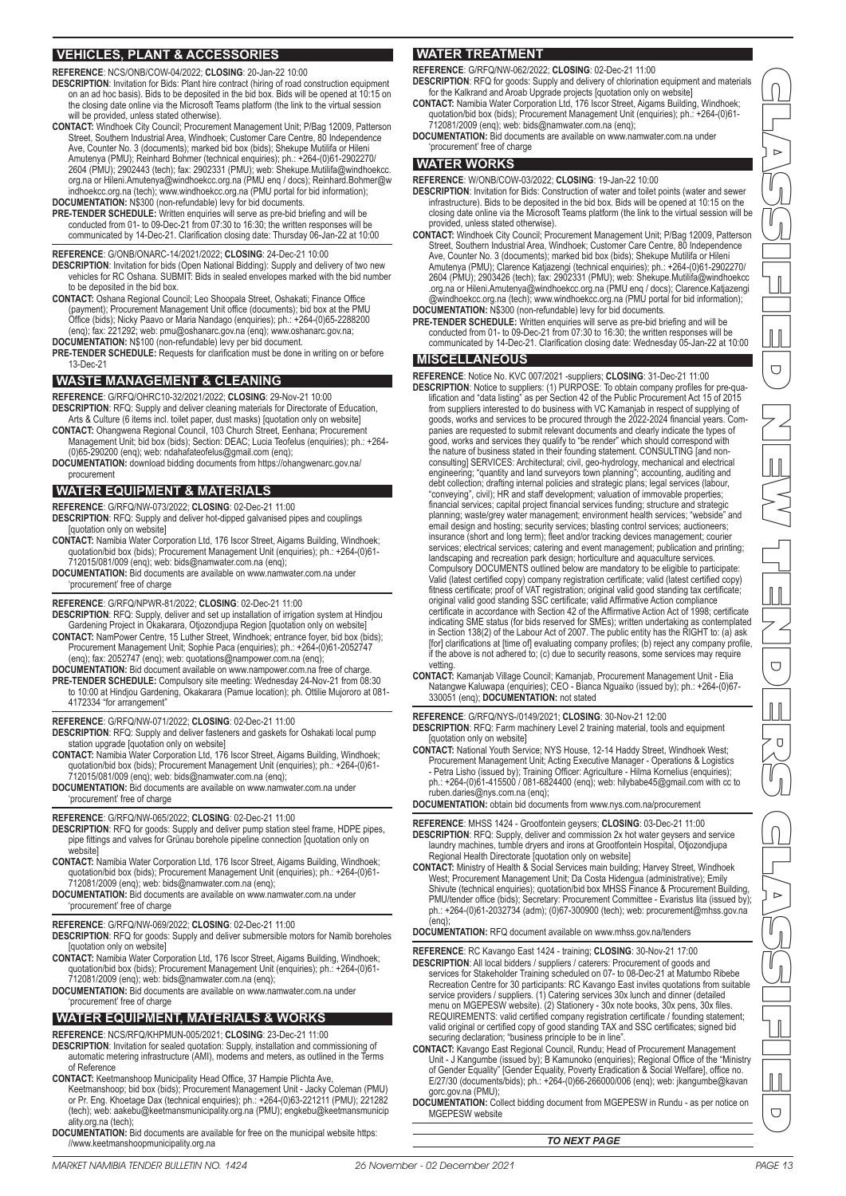## VEHICLES, PLANT & ACCESSORIES

**REFERENCE**: NCS/ONB/COW-04/2022; **CLOSING**: 20-Jan-22 10:00
**DESCRIPTION**: Invitation for Bids: Plant hire contract (hiring of road construction equipment on an ad hoc basis). Bids to be deposited in the bid box. Bids will be opened at 10:15 on the closing date online via the Microsoft Teams platform (the link to the virtual session will be provided, unless stated otherwise).
**CONTACT:** Windhoek City Council; Procurement Management Unit; P/Bag 12009, Patterson Street, Southern Industrial Area, Windhoek; Customer Care Centre, 80 Independence Ave, Counter No. 3 (documents); marked bid box (bids); Shekupe Mutilifa or Hileni Amutenya (PMU); Reinhard Bohmer (technical enquiries); ph.: +264-(0)61-2902270/ 2604 (PMU); 2902443 (tech); fax: 2902331 (PMU); web: Shekupe.Mutilifa@windhoekcc.org.na or Hileni.Amutenya@windhoekcc.org.na (PMU enq / docs); Reinhard.Bohmer@windhoekcc.org.na (tech); www.windhoekcc.org.na (PMU portal for bid information);
**DOCUMENTATION:** N$300 (non-refundable) levy for bid documents.
**PRE-TENDER SCHEDULE:** Written enquiries will serve as pre-bid briefing and will be conducted from 01- to 09-Dec-21 from 07:30 to 16:30; the written responses will be communicated by 14-Dec-21. Clarification closing date: Thursday 06-Jan-22 at 10:00

**REFERENCE**: G/ONB/ONARC-14/2021/2022; **CLOSING**: 24-Dec-21 10:00
**DESCRIPTION**: Invitation for bids (Open National Bidding): Supply and delivery of two new vehicles for RC Oshana. SUBMIT: Bids in sealed envelopes marked with the bid number to be deposited in the bid box.
**CONTACT:** Oshana Regional Council; Leo Shoopala Street, Oshakati; Finance Office (payment); Procurement Management Unit office (documents); bid box at the PMU Office (bids); Nicky Paavo or Maria Nandago (enquiries); ph.: +264-(0)65-2288200 (enq); fax: 221292; web: pmu@oshanarc.gov.na (enq); www.oshanarc.gov.na;
**DOCUMENTATION:** N$100 (non-refundable) levy per bid document.
**PRE-TENDER SCHEDULE:** Requests for clarification must be done in writing on or before 13-Dec-21

## WASTE MANAGEMENT & CLEANING

**REFERENCE**: G/RFQ/OHRC10-32/2021/2022; **CLOSING**: 29-Nov-21 10:00
**DESCRIPTION**: RFQ: Supply and deliver cleaning materials for Directorate of Education, Arts & Culture (6 items incl. toilet paper, dust masks) [quotation only on website]
**CONTACT:** Ohangwena Regional Council, 103 Church Street, Eenhana; Procurement Management Unit; bid box; Section: DEAC; Lucia Teofelus (enquiries); ph.: +264-(0)65-290200 (enq); web: ndahafateofelus@gmail.com (enq);
**DOCUMENTATION:** download bidding documents from https://ohangwenarc.gov.na/procurement

## WATER EQUIPMENT & MATERIALS

**REFERENCE**: G/RFQ/NW-073/2022; **CLOSING**: 02-Dec-21 11:00
**DESCRIPTION**: RFQ: Supply and deliver hot-dipped galvanised pipes and couplings [quotation only on website]
**CONTACT:** Namibia Water Corporation Ltd, 176 Iscor Street, Aigams Building, Windhoek; quotation/bid box (bids); Procurement Management Unit (enquiries); ph.: +264-(0)61-712015/081/009 (enq); web: bids@namwater.com.na (enq);
**DOCUMENTATION:** Bid documents are available on www.namwater.com.na under 'procurement' free of charge

**REFERENCE**: G/RFQ/NPWR-81/2022; **CLOSING**: 02-Dec-21 11:00
**DESCRIPTION**: RFQ: Supply, deliver and set up installation of irrigation system at Hindjou Gardening Project in Okakarara, Otjozondjupa Region [quotation only on website]
**CONTACT:** NamPower Centre, 15 Luther Street, Windhoek; entrance foyer, bid box (bids); Procurement Management Unit; Sophie Paca (enquiries); ph.: +264-(0)61-2052747 (enq); fax: 2052747 (enq); web: quotations@nampower.com.na (enq);
**DOCUMENTATION:** Bid document available on www.nampower.com.na free of charge.
**PRE-TENDER SCHEDULE:** Compulsory site meeting: Wednesday 24-Nov-21 from 08:30 to 10:00 at Hindjou Gardening, Okakarara (Pamue location); ph. Ottilie Mujororo at 081-4172334 "for arrangement"

**REFERENCE**: G/RFQ/NW-071/2022; **CLOSING**: 02-Dec-21 11:00
**DESCRIPTION**: RFQ: Supply and deliver fasteners and gaskets for Oshakati local pump station upgrade [quotation only on website]
**CONTACT:** Namibia Water Corporation Ltd, 176 Iscor Street, Aigams Building, Windhoek; quotation/bid box (bids); Procurement Management Unit (enquiries); ph.: +264-(0)61-712015/081/009 (enq); web: bids@namwater.com.na (enq);
**DOCUMENTATION:** Bid documents are available on www.namwater.com.na under 'procurement' free of charge

**REFERENCE**: G/RFQ/NW-065/2022; **CLOSING**: 02-Dec-21 11:00
**DESCRIPTION**: RFQ for goods: Supply and deliver pump station steel frame, HDPE pipes, pipe fittings and valves for Grünau borehole pipeline connection [quotation only on website]
**CONTACT:** Namibia Water Corporation Ltd, 176 Iscor Street, Aigams Building, Windhoek; quotation/bid box (bids); Procurement Management Unit (enquiries); ph.: +264-(0)61-712081/2009 (enq); web: bids@namwater.com.na (enq);
**DOCUMENTATION:** Bid documents are available on www.namwater.com.na under 'procurement' free of charge

**REFERENCE**: G/RFQ/NW-069/2022; **CLOSING**: 02-Dec-21 11:00
**DESCRIPTION**: RFQ for goods: Supply and deliver submersible motors for Namib boreholes [quotation only on website]
**CONTACT:** Namibia Water Corporation Ltd, 176 Iscor Street, Aigams Building, Windhoek; quotation/bid box (bids); Procurement Management Unit (enquiries); ph.: +264-(0)61-712081/2009 (enq); web: bids@namwater.com.na (enq);
**DOCUMENTATION:** Bid documents are available on www.namwater.com.na under 'procurement' free of charge

## WATER EQUIPMENT, MATERIALS & WORKS

**REFERENCE**: NCS/RFQ/KHPMUN-005/2021; **CLOSING**: 23-Dec-21 11:00
**DESCRIPTION**: Invitation for sealed quotation: Supply, installation and commissioning of automatic metering infrastructure (AMI), modems and meters, as outlined in the Terms of Reference
**CONTACT:** Keetmanshoop Municipality Head Office, 37 Hampie Plichta Ave, Keetmanshoop; bid box (bids); Procurement Management Unit - Jacky Coleman (PMU) or Pr. Eng. Khoetage Dax (technical enquiries); ph.: +264-(0)63-221211 (PMU); 221282 (tech); web: aakebu@keetmansmunicipality.org.na (PMU); engkebu@keetmansmunicipality.org.na (tech);
**DOCUMENTATION:** Bid documents are available for free on the municipal website https://www.keetmanshoopmunicipality.org.na

## WATER TREATMENT

**REFERENCE**: G/RFQ/NW-062/2022; **CLOSING**: 02-Dec-21 11:00
**DESCRIPTION**: RFQ for goods: Supply and delivery of chlorination equipment and materials for the Kalkrand and Aroab Upgrade projects [quotation only on website]
**CONTACT:** Namibia Water Corporation Ltd, 176 Iscor Street, Aigams Building, Windhoek; quotation/bid box (bids); Procurement Management Unit (enquiries); ph.: +264-(0)61-712081/2009 (enq); web: bids@namwater.com.na (enq);
**DOCUMENTATION:** Bid documents are available on www.namwater.com.na under 'procurement' free of charge

## WATER WORKS

**REFERENCE**: W/ONB/COW-03/2022; **CLOSING**: 19-Jan-22 10:00
**DESCRIPTION**: Invitation for Bids: Construction of water and toilet points (water and sewer infrastructure). Bids to be deposited in the bid box. Bids will be opened at 10:15 on the closing date online via the Microsoft Teams platform (the link to the virtual session will be provided, unless stated otherwise).
**CONTACT:** Windhoek City Council; Procurement Management Unit; P/Bag 12009, Patterson Street, Southern Industrial Area, Windhoek; Customer Care Centre, 80 Independence Ave, Counter No. 3 (documents); marked bid box (bids); Shekupe Mutilifa or Hileni Amutenya (PMU); Clarence Katjazengi (technical enquiries); ph.: +264-(0)61-2902270/ 2604 (PMU); 2903426 (tech); fax: 2902331 (PMU); web: Shekupe.Mutilifa@windhoekcc.org.na or Hileni.Amutenya@windhoekcc.org.na (PMU enq / docs); Clarence.Katjazengi@windhoekcc.org.na (tech); www.windhoekcc.org.na (PMU portal for bid information);
**DOCUMENTATION:** N$300 (non-refundable) levy for bid documents.
**PRE-TENDER SCHEDULE:** Written enquiries will serve as pre-bid briefing and will be conducted from 01- to 09-Dec-21 from 07:30 to 16:30; the written responses will be communicated by 14-Dec-21. Clarification closing date: Wednesday 05-Jan-22 at 10:00

## MISCELLANEOUS

**REFERENCE**: Notice No. KVC 007/2021 -suppliers; **CLOSING**: 31-Dec-21 11:00
**DESCRIPTION**: Notice to suppliers: (1) PURPOSE: To obtain company profiles for pre-qualification and "data listing" as per Section 42 of the Public Procurement Act 15 of 2015 from suppliers interested to do business with VC Kamanjab in respect of supplying of goods, works and services to be procured through the 2022-2024 financial years. Companies are requested to submit relevant documents and clearly indicate the types of good, works and services they qualify to "be render" which should correspond with the nature of business stated in their founding statement. CONSULTING [and non-consulting] SERVICES: Architectural; civil, geo-hydrology, mechanical and electrical engineering; "quantity and land surveyors town planning"; accounting, auditing and debt collection; drafting internal policies and strategic plans; legal services (labour, "conveying", civil); HR and staff development; valuation of immovable properties; financial services; capital project financial services funding; structure and strategic planning; waste/grey water management; environment health services; "website" and email design and hosting; security services; blasting control services; auctioneers; insurance (short and long term); fleet and/or tracking devices management; courier services; electrical services; catering and event management; publication and printing; landscaping and recreation park design; horticulture and aquaculture services. Compulsory DOCUMENTS outlined below are mandatory to be eligible to participate: Valid (latest certified copy) company registration certificate; valid (latest certified copy) fitness certificate; proof of VAT registration; original valid good standing tax certificate; original valid good standing SSC certificate; valid Affirmative Action compliance certificate in accordance with Section 42 of the Affirmative Action Act of 1998; certificate indicating SME status (for bids reserved for SMEs); written undertaking as contemplated in Section 138(2) of the Labour Act of 2007. The public entity has the RIGHT to: (a) ask [for] clarifications at [time of] evaluating company profiles; (b) reject any company profile, if the above is not adhered to; (c) due to security reasons, some services may require vetting.
**CONTACT:** Kamanjab Village Council; Kamanjab, Procurement Management Unit - Elia Natangwe Kaluwapa (enquiries); CEO - Bianca Nguaiko (issued by); ph.: +264-(0)67-330051 (enq); **DOCUMENTATION:** not stated

**REFERENCE**: G/RFQ/NYS-/0149/2021; **CLOSING**: 30-Nov-21 12:00
**DESCRIPTION**: RFQ: Farm machinery Level 2 training material, tools and equipment [quotation only on website]
**CONTACT:** National Youth Service; NYS House, 12-14 Haddy Street, Windhoek West; Procurement Management Unit; Acting Executive Manager - Operations & Logistics - Petra Lisho (issued by); Training Officer: Agriculture - Hilma Kornelius (enquiries); ph.: +264-(0)61-415500 / 081-6824400 (enq); web: hilybabe45@gmail.com with cc to ruben.daries@nys.com.na (enq);
**DOCUMENTATION:** obtain bid documents from www.nys.com.na/procurement

**REFERENCE**: MHSS 1424 - Grootfontein geysers; **CLOSING**: 03-Dec-21 11:00
**DESCRIPTION**: RFQ: Supply, deliver and commission 2x hot water geysers and service laundry machines, tumble dryers and irons at Grootfontein Hospital, Otjozondjupa Regional Health Directorate [quotation only on website]
**CONTACT:** Ministry of Health & Social Services main building; Harvey Street, Windhoek West; Procurement Management Unit; Da Costa Hidengua (administrative); Emily Shivute (technical enquiries); quotation/bid box MHSS Finance & Procurement Building, PMU/tender office (bids); Secretary: Procurement Committee - Evaristus Iita (issued by); ph.: +264-(0)61-2032734 (adm); (0)67-300900 (tech); web: procurement@mhss.gov.na (enq);
**DOCUMENTATION:** RFQ document available on www.mhss.gov.na/tenders

**REFERENCE**: RC Kavango East 1424 - training; **CLOSING**: 30-Nov-21 17:00
**DESCRIPTION**: All local bidders / suppliers / caterers: Procurement of goods and services for Stakeholder Training scheduled on 07- to 08-Dec-21 at Matumbo Ribebe Recreation Centre for 30 participants: RC Kavango East invites quotations from suitable service providers / suppliers. (1) Catering services 30x lunch and dinner (detailed menu on MGEPESW website). (2) Stationery - 30x note books, 30x pens, 30x files. REQUIREMENTS: valid certified company registration certificate / founding statement; valid original or certified copy of good standing TAX and SSC certificates; signed bid securing declaration; "business principle to be in line".
**CONTACT:** Kavango East Regional Council, Rundu; Head of Procurement Management Unit - J Kangumbe (issued by); B Kamunoko (enquiries); Regional Office of the "Ministry of Gender Equality" [Gender Equality, Poverty Eradication & Social Welfare], office no. E/27/30 (documents/bids); ph.: +264-(0)66-266000/006 (enq); web: jkangumbe@kavangorc.gov.na (PMU);
**DOCUMENTATION:** Collect bidding document from MGEPESW in Rundu - as per notice on MGEPESW website

*TO NEXT PAGE*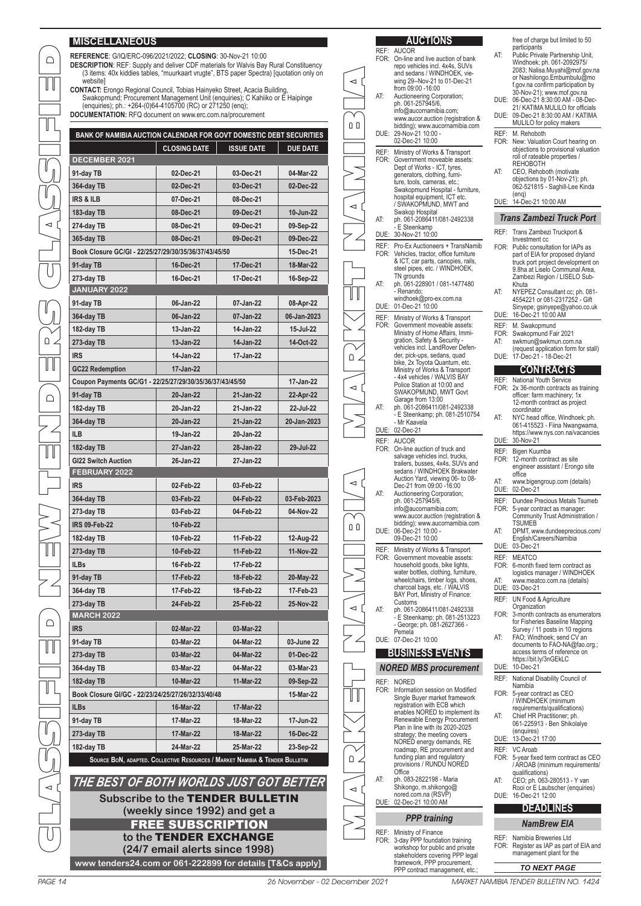## MISCELLANEOUS

**REFERENCE**: G/IQ/ERC-096/2021/2022; **CLOSING**: 30-Nov-21 10:00

**DESCRIPTION**: REF: Supply and deliver CDF materials for Walvis Bay Rural Constituency (3 items: 40x kiddies tables, "muurkaart vrugte", BTS paper Spectra) [quotation only on website]

**CONTACT:** Erongo Regional Council, Tobias Hainyeko Street, Acacia Building, Swakopmund; Procurement Management Unit (enquiries); C Kahiko or E Haipinge (enquiries); ph.: +264-(0)64-4105700 (RC) or 271250 (enq);

**DOCUMENTATION:** RFQ document on www.erc.com.na/procurement

### BANK OF NAMIBIA AUCTION CALENDAR FOR GOVT DOMESTIC DEBT SECURITIES

| | CLOSING DATE | ISSUE DATE | DUE DATE |
|---|---|---|---|
| **DECEMBER 2021** | | | |
| 91-day TB | 02-Dec-21 | 03-Dec-21 | 04-Mar-22 |
| 364-day TB | 02-Dec-21 | 03-Dec-21 | 02-Dec-22 |
| IRS & ILB | 07-Dec-21 | 08-Dec-21 | |
| 183-day TB | 08-Dec-21 | 09-Dec-21 | 10-Jun-22 |
| 274-day TB | 08-Dec-21 | 09-Dec-21 | 09-Sep-22 |
| 365-day TB | 08-Dec-21 | 09-Dec-21 | 09-Dec-22 |
| Book Closure GC/GI - 22/25/27/29/30/35/36/37/43/45/50 | | | 15-Dec-21 |
| 91-day TB | 16-Dec-21 | 17-Dec-21 | 18-Mar-22 |
| 273-day TB | 16-Dec-21 | 17-Dec-21 | 16-Sep-22 |
| **JANUARY 2022** | | | |
| 91-day TB | 06-Jan-22 | 07-Jan-22 | 08-Apr-22 |
| 364-day TB | 06-Jan-22 | 07-Jan-22 | 06-Jan-2023 |
| 182-day TB | 13-Jan-22 | 14-Jan-22 | 15-Jul-22 |
| 273-day TB | 13-Jan-22 | 14-Jan-22 | 14-Oct-22 |
| IRS | 14-Jan-22 | 17-Jan-22 | |
| GC22 Redemption | 17-Jan-22 | | |
| Coupon Payments GC/G1 - 22/25/27/29/30/35/36/37/43/45/50 | | | 17-Jan-22 |
| 91-day TB | 20-Jan-22 | 21-Jan-22 | 22-Apr-22 |
| 182-day TB | 20-Jan-22 | 21-Jan-22 | 22-Jul-22 |
| 364-day TB | 20-Jan-22 | 21-Jan-22 | 20-Jan-2023 |
| ILB | 19-Jan-22 | 20-Jan-22 | |
| 182-day TB | 27-Jan-22 | 28-Jan-22 | 29-Jul-22 |
| GI22 Switch Auction | 26-Jan-22 | 27-Jan-22 | |
| **FEBRUARY 2022** | | | |
| IRS | 02-Feb-22 | 03-Feb-22 | |
| 364-day TB | 03-Feb-22 | 04-Feb-22 | 03-Feb-2023 |
| 273-day TB | 03-Feb-22 | 04-Feb-22 | 04-Nov-22 |
| IRS 09-Feb-22 | 10-Feb-22 | | |
| 182-day TB | 10-Feb-22 | 11-Feb-22 | 12-Aug-22 |
| 273-day TB | 10-Feb-22 | 11-Feb-22 | 11-Nov-22 |
| ILBs | 16-Feb-22 | 17-Feb-22 | |
| 91-day TB | 17-Feb-22 | 18-Feb-22 | 20-May-22 |
| 364-day TB | 17-Feb-22 | 18-Feb-22 | 17-Feb-23 |
| 273-day TB | 24-Feb-22 | 25-Feb-22 | 25-Nov-22 |
| **MARCH 2022** | | | |
| IRS | 02-Mar-22 | 03-Mar-22 | |
| 91-day TB | 03-Mar-22 | 04-Mar-22 | 03-June 22 |
| 273-day TB | 03-Mar-22 | 04-Mar-22 | 01-Dec-22 |
| 364-day TB | 03-Mar-22 | 04-Mar-22 | 03-Mar-23 |
| 182-day TB | 10-Mar-22 | 11-Mar-22 | 09-Sep-22 |
| Book Closure GI/GC - 22/23/24/25/27/26/32/33/40/48 | | | 15-Mar-22 |
| ILBs | 16-Mar-22 | 17-Mar-22 | |
| 91-day TB | 17-Mar-22 | 18-Mar-22 | 17-Jun-22 |
| 273-day TB | 17-Mar-22 | 18-Mar-22 | 16-Dec-22 |
| 182-day TB | 24-Mar-22 | 25-Mar-22 | 23-Sep-22 |

SOURCE BoN, ADAPTED. COLLECTIVE RESOURCES / MARKET NAMIBIA & TENDER BULLETIN

## THE BEST OF BOTH WORLDS JUST GOT BETTER

**Subscribe to the TENDER BULLETIN (weekly since 1992) and get a FREE SUBSCRIPTION to the TENDER EXCHANGE (24/7 email alerts since 1998)**

**www.tenders24.com or 061-222899 for details [T&Cs apply]**

## AUCTIONS

REF: AUCOR
FOR: On-line and live auction of bank repo vehicles incl. 4x4s, SUVs and sedans / WINDHOEK, viewing 29--Nov-21 to 01-Dec-21 from 09:00 -16:00
AT: Auctioneering Corporation; ph. 061-257945/6, info@aucornamibia.com; www.aucor.auction (registration & bidding); www.aucornamibia.com
DUE: 29-Nov-21 10:00 - 02-Dec-21 10:00

REF: Ministry of Works & Transport
FOR: Government moveable assets: Dept of Works - ICT, tyres, generators, clothing, furniture, tools, cameras, etc.; Swakopmund Hospital - furniture, hospital equipment, ICT etc. / SWAKOPMUND, MWT and Swakop Hospital
AT: ph. 061-2086411/081-2492338 - E Steenkamp
DUE: 30-Nov-21 10:00

REF: Pro-Ex Auctioneers + TransNamib
FOR: Vehicles, tractor, office furniture & ICT, car parts, canopies, rails, steel pipes, etc. / WINDHOEK, TN grounds
AT: ph. 061-228901 / 081-1477480 - Renando; windhoek@pro-ex.com.na
DUE: 01-Dec-21 10:00

REF: Ministry of Works & Transport
FOR: Government moveable assets: Ministry of Home Affairs, Immigration, Safety & Security - vehicles incl. LandRover Defender, pick-ups, sedans, quad bike, 2x Toyota Quantum, etc. Ministry of Works & Transport - 4x4 vehicles / WALVIS BAY Police Station at 10:00 and SWAKOPMUND, MWT Govt Garage from 13:00
AT: ph. 061-2086411/081-2492338 - E Steenkamp; ph. 081-2510754 - Mr Kaavela
DUE: 02-Dec-21

REF: AUCOR
FOR: On-line auction of truck and salvage vehicles incl. trucks, trailers, busses, 4x4s, SUVs and sedans / WINDHOEK Brakwater Auction Yard, viewing 06- to 08-Dec-21 from 09:00 -16:00
AT: Auctioneering Corporation; ph. 061-257945/6, info@aucornamibia.com; www.aucor.auction (registration & bidding); www.aucornamibia.com
DUE: 06-Dec-21 10:00 - 09-Dec-21 10:00

REF: Ministry of Works & Transport
FOR: Government moveable assets: household goods, bike lights, water bottles, clothing, furniture, wheelchairs, timber logs, shoes, charcoal bags, etc. / WALVIS BAY Port, Ministry of Finance: Customs
AT: ph. 061-2086411/081-2492338 - E Steenkamp; ph. 081-2513223 - George; ph. 081-2627366 - Pemela
DUE: 07-Dec-21 10:00

## BUSINESS EVENTS

### NORED MBS procurement

REF: NORED
FOR: Information session on Modified Single Buyer market framework registration with ECB which enables NORED to implement its Renewable Energy Procurement Plan in line with its 2020-2025 strategy: the meeting covers NORED energy demands, RE roadmap, RE procurement and funding plan and regulatory provisions / RUNDU NORED Office
AT: ph. 083-2822198 - Maria Shikongo, m.shikongo@nored.com.na (RSVP)
DUE: 02-Dec-21 10:00 AM

### PPP training

REF: Ministry of Finance
FOR: 3-day PPP foundation training workshop for public and private stakeholders covering PPP legal framework, PPP procurement, PPP contract management, etc.; free of charge but limited to 50 participants
AT: Public Private Partnership Unit, Windhoek; ph. 061-2092975/2083; Nalisa.Muyahi@mof.gov.na or Nashilongo.Embumbulu@mof.gov.na confirm participation by 30-Nov-21); www.mof.gov.na
DUE: 06-Dec-21 8:30 AM - 08-Dec-21/ KATIMA MULILO for officials
DUE: 09-Dec-21 8:30:00 AM / KATIMA MULILO for policy makers

REF: M. Rehoboth
FOR: New: Valuation Court hearing on objections to provisional valuation roll of rateable properties / REHOBOTH
AT: CEO, Rehoboth (motivate objections by 01-Nov-21); ph. 062-521815 - Saghill-Lee Kinda (enq)
DUE: 14-Dec-21 10:00 AM

### Trans Zambezi Truck Port

REF: Trans Zambezi Truckport & Investment cc
FOR: Public consultation for IAPs as part of EIA for proposed dryland truck port project development on 9.8ha at Liselo Communal Area, Zambezi Region / LISELO Sub-Khuta
AT: NYEPEZ Consultant cc; ph. 081-4554221 or 081-2317252 - Gift Sinyepe; gsinyepe@yahoo.co.uk
DUE: 16-Dec-21 10:00 AM

REF: M. Swakopmund
FOR: Swakopmund Fair 2021
AT: swkmun@swkmun.com.na (request application form for stall)
DUE: 17-Dec-21 - 18-Dec-21

## CONTRACTS

REF: National Youth Service
FOR: 2x 36-month contracts as training officer: farm machinery; 1x 12-month contract as project coordinator
AT: NYC head office, Windhoek; ph. 061-415523 - Fiina Nwangwama, https://www.nys.com.na/vacancies
DUE: 30-Nov-21

REF: Bigen Kuumba
FOR: 12-month contract as site engineer assistant / Erongo site office
AT: www.bigengroup.com (details)
DUE: 02-Dec-21

REF: Dundee Precious Metals Tsumeb
FOR: 5-year contract as manager: Community Trust Administration / TSUMEB
AT: DPMT, www.dundeeprecious.com/English/Careers/Namibia
DUE: 03-Dec-21

REF: MEATCO
FOR: 6-month fixed term contract as logistics manager / WINDHOEK
AT: www.meatco.com.na (details)
DUE: 03-Dec-21

REF: UN Food & Agriculture Organization
FOR: 3-month contracts as enumerators for Fisheries Baseline Mapping Survey / 11 posts in 10 regions
AT: FAO; Windhoek; send CV an documents to FAO-NA@fao.org.; access terms of reference on https://bit.ly/3nGEkLC
DUE: 10-Dec-21

REF: National Disability Council of Namibia
FOR: 5-year contract as CEO / WINDHOEK (minimum requirements/qualifications)
AT: Chief HR Practitioner; ph. 061-225913 - Ben Shikolalye (enquires)
DUE: 13-Dec-21 17:00

REF: VC Aroab
FOR: 5-year fixed term contract as CEO / AROAB (minimum requirements/qualifications)
AT: CEO; ph. 063-280513 - Y van Rooi or E Laubscher (enquiries)
DUE: 16-Dec-21 12:00

## DEADLINES

### NamBrew EIA

REF: Namibia Breweries Ltd
FOR: Register as IAP as part of EIA and management plant for the

*TO NEXT PAGE*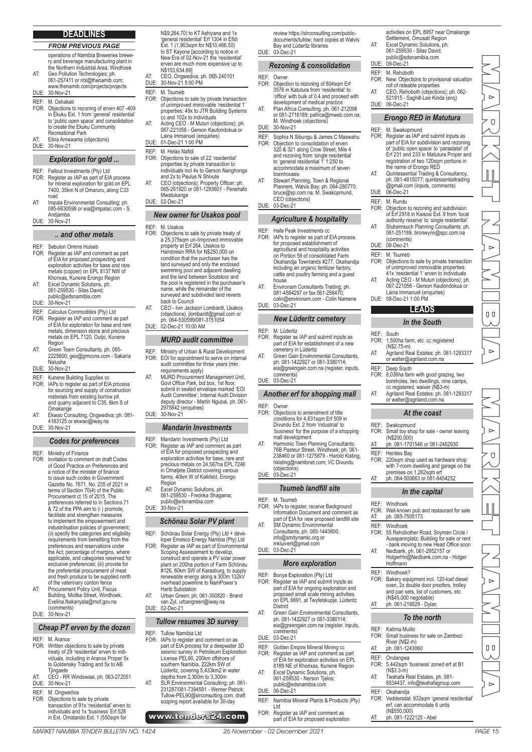## DEADLINES

### FROM PREVIOUS PAGE

operations of Namibia Breweries brewery and beverage manufacturing plant in the Northern Industrial Area, Windhoek

AT: Geo Pollution Technologies; ph. 061-257411 or nbl@thenamib.com; www.thenamib.com/projects/projects

DUE: 30-Nov-21

REF: M. Oshakati

FOR: Objections to rezoning of erven 407 -409 in Ekuku Ext. 1 from 'general' residential' to 'public open space' and consolidation to create the Ekuku Community Recreational Park

AT: Elina Amwaama (objections)

DUE: 30-Nov-21

### Exploration for gold ...

REF: Fallout Investments (Pty) Ltd

FOR: Register as IAP as part of EIA process for mineral exploration for gold on EPL 7400, 35km N of Omaruru, along C33 road

AT: Impala Environmental Consulting; ph. 085-6630598 or eia@impalac.com - S Andjamba

DUE: 30-Nov-21

### .. and other metals

REF: Sebulon Orrens Huiseb

FOR: Register as IAP and comment as part of EIA for proposed prospecting and exploration activities for base and rare metals (copper) on EPL 8137 NW of Khorixas, Kunene Erongo Region

AT: Excel Dynamic Solutions, ph. 061-259530 - Silas David; public@edsnamibia.com

DUE: 30-Nov-21

REF: Calculus Commodities (Pty) Ltd

FOR: Register as IAP and comment as part of EIA for exploration for base and rare metals, dimension stone and precious metals on EPL 7120, Outjo, Kunene Region

AT: Green Team Consultants, ph. 085-2225600; geo@gmcons.com - Sakaria Nalusha

DUE: 30-Nov-21

REF: Kunene Building Supplies cc

FOR: IAPs to register as part of EIA process for sourcing and supply of construction materials from existing borrow pit and quarry adjacent to C35, 6km S of Omakange

AT: Ekwao Consulting, Ongwediva; ph. 081-4183125 or ekwao@iway.na

DUE: 30-Nov-21

### Codes for preferences

REF: Ministry of Finance

FOR: Invitation to comment on draft Codes of Good Practice on Preferences and a notice of the minister of finance to issue such codes in Government Gazette No. 7671, No. 235 of 2021 in terms of Section 70(4) of the Public Procurement ct 15 of 2015. The preferences referred to in Sections 71 & 72 of the PPA aim to (i ) promote, facilitate and strengthen measures to implement the empowerment and industrialisation policies of government; (ii) specify the categories and eligibility requirements from benefiting from the preferences and reservations under the Act; percentage of margins, where applicable, and categories reserved for exclusive preferences; (iii) provide for the preferential procurement of meat and fresh produce to be supplied north of the vaterinary cordon fence

AT: Procurement Policy Unit, Fiscus Building, Moltke Street, Windhoek, Evelina.Nakanyala@mof.gov.na (comments)

DUE: 30-Nov-21

### Cheap PT erven by the dozen

REF: M. Aranos

FOR: Written objections to sale by private treaty of 29 'residential' erven to individuals, including in Aranos Proper 5x to Goldensky Trading and 5x to AB Tjingaete

AT: CEO - RR Windswaai, ph. 063-272051

DUE: 30-Nov-21

REF: M. Ongwediva

FOR: Objections to sale by private transaction of 91s 'residential' erven to individuals and 1x 'business' Erf 528 in Ext. Omatando Ext. 1 (550sqm for N$9,264.70) to KT Ashiyana and 1x 'general residential' Erf 1304 in Efidi Ext. 1 (1,903sqm for N$10,466.50) to ST Kayone [according to notice in New Era of 02-Nov-21 the 'residential' erven are much more expensive up to N$153,634.69]

AT: CEO, Ongwediva, ph. 065-240101

DUE: 30-Nov-21 5:00 PM

REF: M. Tsumeb

FOR: Objections to sale by private transaction of unimproved immovable 'residential 1' properties: 49x to JTR Building Systems cc and 102x to individuals

AT: Acting CEO - M Muturi (objections); ph. 067-221056 - Gerson Kautondokua or Laina Immanuel (enquiries)

DUE: 01-Dec-21 1:00 PM

REF: M. Helao Nafidi

FOR: Objections to sale of 22 'residential' properties by private transaction to individuals incl 4x to Gerson Nanghonga and 2x to Paulus N Shivute

AT: CEO (objections); Property Officer; ph. 065-261920 or 081-1283601 - Penehafo Mwatukange

DUE: 02-Dec-21

### New owner for Usakos pool

REF: M. Usakos

FOR: Objections to sale by private treaty of a 25,375sqm un-/improved immovable property at Erf 264, Usakos to Hambresin RRA for N$250,000 on condition that the purchaser has the land surveyed and only the enclosed swimming pool and adjacent dwelling and the land between Soutstoor and the pool is registered in the purchaser's name, while the remainder of the surveyed and subdivided land reverts back to Council

AT: CEO - Ivin Jackson Lombardt, Usakos (objections), jlombardt@gmail.com or ph. 064-530599/081-3151054

DUE: 02-Dec-21 10:00 AM

### MURD audit committee

REF: Ministry of Urban & Rural Development

FOR: EOI for appointment to serve on internal audit committee for three years (min. requirements apply)

AT: MURD Procurement Management Unit, Govt Office Park, bid box, 1st floor, submit in sealed envelope marked 'EOI Audit Committee'; Internal Audit Division deputy director - Martin Ngubai, ph. 061-2975842 (enquiries)

DUE: 30-Nov-21

### Mandarin Investments

REF: Mandarin Investments (Pty) Ltd

FOR: Register as IAP and comment as part of EIA for proposed prospecting and exploration activities for base, rare and precious metals on 24,567ha EPL 7246 in Omatjete District covering various farms, 40km W of Kalkfeld, Erongo Region

AT: Excel Dynamic Solutions, ph. 061-259530 - Fredrika Shagama; public@edsnamibia.com

DUE: 30-Nov-21

### Schönau Solar PV plant

REF: Schönau Solar Energy (Pty) Ltd + developer Emesco Energy Nambia (Pty) Ltd

FOR: Register as IAP as part of Environmental Scoping Assessement to develop, construct and operate a PV solar power plant on 200ha portion of Farm Schönau #126, 60km SW of Karasburg, to supply renewable energy along a 300m 132kV overhead powerline to NamPower's Harib Substation

AT: Urban Green; ph. 061-300820 - Brand van Zyl, urbangreen@iway.na

DUE: 02-Dec-21

### Tullow resumes 3D survey

REF: Tullow Namibia Ltd

FOR: IAPs to register and comment on as part of EIA process for a deepwater 3D seismic survey in Petroleum Exploration License PEL90, 200km offshore of southern Namibia, 222km SW of Lüderitz, covering 5,433km2 in water depths from 2,300m to 3,300m

AT: SLR Environmental Consulting; ph. 061-231287/081-7394591 - Werner Petrick; Tullow-PEL90@slrconsulting.com, draft scoping report available for 30-day review https://slrconsulting.com/public-documents/tullow; hard copies at Walvis Bay and Lüderitz libraries

DUE: 03-Dec-21

### Rezoning & consolidation

REF: Owner

FOR: Objection to rezoning of 804sqm Erf 3576 in Katutura from 'residential' to 'office' with bulk of 0.4 and proceed with development of medical practice

AT: Plan Africa Consulting, ph. 061-212096 or 081-2716189; pafrica@mweb.com.na; M. Windhoek (objections)

DUE: 30-Nov-21

REF: Sophia N Sibungu & James C Maswahu

FOR: Objection to consolidation of erven 320 & 321 along Crow Street, Mile 4 and rezoning from 'single residential' to 'general residential 1' 1:250 to accommodate a maximum of seven townhouses

AT: Stewart Planning, Town & Regional Planners, Walvis Bay; ph. 064-280770; bruce@sp.com.na; M. Swakopmund, CEO (objections)

DUE: 03-Dec-21

### Agriculture & hospitality

REF: Hafa Peak Investments cc

FOR: IAPs to register as part of EIA process for proposed establishment of agricultural and hospitality activities on Portion 59 of consolidated Farm Okahandja Townlands #277, Okahandja including an organic fertilizer factory, cattle and poultry farming and a guest house

AT: Environam Consultants Trading; ph. 081-4584297 or fax 061-258470; colin@environam.com - Colin Namene

DUE: 03-Dec-21

### New Lüderitz cemetery

REF: M. Lüderitz

FOR: Register as IAP and submit inputs as part of EIA for establishment of a new cemetery in Lüderitz

AT: Green Gain Environmental Consultants, ph. 081-1422927 or 081-3380114; eia@greengain.com.na (register, inputs, comments)

DUE: 03-Dec-21

### Another erf for shopping mall

REF: Owner

FOR: Objections to amendment of title conditions for 4,631sqm Erf 509 in Divundu Ext. 2 from 'industrial' to 'business' for the purpose of a shopping mall development

AT: Harmonic Town Planning Consultants; 76B Pasteur Street, Windhoek; ph. 061-238460 or 081-1275879 - Harold Kisting, hkisting@namibnet.com; VC Divundu (objections)

DUE: 03-Dec-21

### Tsumeb landfill site

REF: M. Tsumeb

FOR: IAPs to register, receive Background Information Document and comment as part of EIA for new proposed landfill site

AT: SM Dynamic Environmental Consultants, ph. 085-1443800, info@smdynamic.org or mkluivert@gmail.com

DUE: 03-Dec-21

### More exploration

REF: Bonya Exploration (Pty) Ltd

FOR: Register as IAP and submit inputs as part of EIA for ongoing exploration and proposed small scale mining activities on EPL 6691, at Twyfelskupje, Lüderitz District

AT: Green Gain Environmental Consultants, ph. 081-1422927 or 081-3380114; eia@greengain.com.na (register, inputs, comments)

DUE: 03-Dec-21

REF: Golden Empire Mineral Mining cc

FOR: Register as IAP and comment as part of EIA for exploration activities on EPL 8189 NE of Khorixas, Kunene Region

AT: Excel Dynamic Solutions, ph. 061-259530 - Nerson Tjelos; public@edsnamibia.com

DUE: 06-Dec-21

REF: Namibia Mineral Plants & Products (Pty) Ltd

FOR: Register as IAP and comment as part of EIA for proposed exploration activities on EPL 8957 near Omakange Settlement, Omusati Region

AT: Excel Dynamic Solutions, ph. 061-259530 - Silas David; public@edsnamibia.com

DUE: 09-Dec-21

REF: M. Rehoboth

FOR: New: Objections to provisional valuation roll of rateable properties

AT: CEO, Rehoboth (objections); ph. 062-521815 - Saghill-Lee Kinda (enq)

DUE: 06-Dec-21

### Erongo RED in Matutura

REF: M. Swakopmund

FOR: Register as IAP and submit inputs as part of EIA for subdivision and rezoning of 'public open space' to 'parastatal' of Erf 231 and 233 in Matutura Proper and registration of two 120sqm portions in the name of Erongo RED

AT: Quintessential Trading & Consultancy, ph. 081-4815077; quintessentialtrading@gmail.com (inputs, comments)

DUE 06-Dec-21

REF: M. Rundu

FOR: Objection to rezoning and subdivision of Erf 2918 in Kaisosi Ext. 9 from 'local authority reserve' to 'single residential'

AT: Stubenrauch Planning Consultants; ph. 061-251189, bronwynn@spc.com.na (comments)

DUE: 08-Dec-21

REF: M. Tsumeb

FOR: Objections to sale by private transaction of unimproved immovable properties: 41x 'residential 1' erven to individuals

AT: Acting CEO - M Muturi (objections); ph. 067-221056 - Gerson Kautondokua or Laina Immanuel (enquiries)

DUE: 08-Dec-21 1:00 PM

## LEADS

### In the South

REF: South

FOR: 1,500ha farm, etc. cc registered (N$2.75-m)

AT: Agriland Real Estates; ph. 081-1293317 or walter@agriland.com.na

REF: Deep South

FOR: 8,036ha farm with good grazing, two boreholes, two dwellings, nine camps, cc registered, waiver (N$3-m)

AT: Agriland Real Estates; ph. 081-1293317 or walter@agriland.com.na

### At the coast

REF: Swakopmund

FOR: Small toy shop for sale - owner leaving (N$200,000)

AT: ph. 081-1701546 or 081-2462930

REF: Henties Bay

FOR: 220sqm shop used as hardware shop with 7-room dwelling and garage on the premises on 1,262sqm erf

AT: ph. 064-500663 or 081-8454252

### In the capital

REF: Windhoek

FOR: Well-known pub and restaurant for sale

AT: ph. 085-7505173

REF: Windhoek

FOR: 55 Rehobother Road, Snyman Circle / Ausspannplatz: Building for sale or rent - bank moving to new Head Office soon

AT: Nedbank, ph. 061-2952157 or HolgerHo@Nedbank.com.na - Holger Hoffmann

REF: Windhoek?

FOR: Bakery equipment incl. 120-loaf diesel oven, 2x double door proofers, trolley and pan sets, list of customers, etc. (N$45,000 negotiable)

AT: ph. 061-218829 - Dylan

### To the north

REF: Katima Mulilo

FOR: Small business for sale on Zambezi River (N$2-m)

AT: ph. 081-1243060

REF: Ondangwa

FOR: 5,442sqm 'business' zoned erf at B1 (N$3.3-m)

AT: Twahafa Real Estates, ph. 081-6534437, info@twahafagroup.com

REF: Okahandja

FOR: Veddersdal: 932sqm 'general residential' erf, can accommodate 6 units (N$550,000)

AT: ph. 081-1222125 - Abel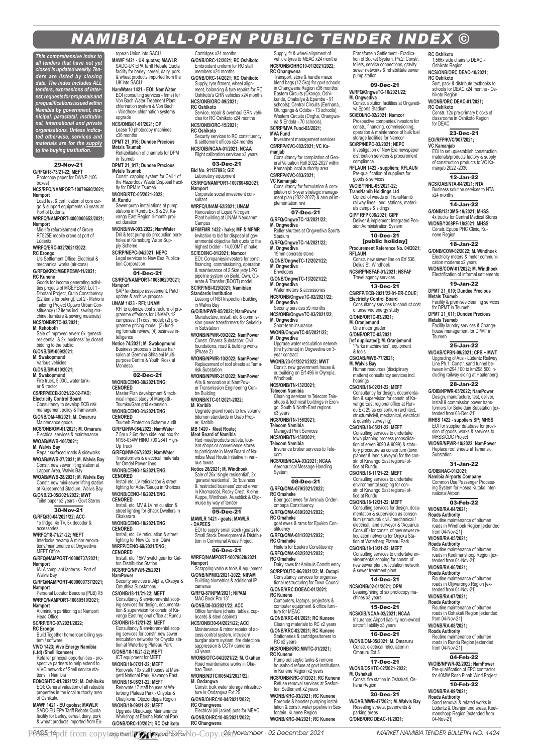# NAMIBIA ALL-OPEN PUBLIC TENDER INDEX ©

***This comprehensive index to all tenders that have not yet closed is updated weekly. Tenders are listed by closing date. The index includes ALL tenders, expressions of interest, requests for proposals and prequalifications issued within Namibia by government, municipal, parastatal, institutional, international and private organisations. Unless indicated otherwise, services and materials are for the supply to the buying institution.***

## 29-Nov-21

**G/RFQ/18-73/21-22; MEFT**
Photocopy paper for DWNP (106 boxes)

**NCS/RFQ/NAMPORT-10079690/2021; Namport**
Load test & certification of core cargo & support equipments x3 years at Port of Lüderitz

**W/RFQ/NAMPORT-4000000652/2021; Namport**
Mid-life refurbishment of Grove RT525E mobile crane at port of Lüderitz

**W/RFQ/ERC-032/2021/2022; RC Erongo**
Uis Settlement Office: Electrical & mechanical works (air-cons)

**G/RFQ/KRC:MGEPESW-11/2021; RC Kunene**
Goods for income generating activities projects of MGEPESW: Lot 1 - Dihotani Project, Outjo Constituency (22 items for baking); Lot 2 - Mehono Tailoring Project Opuwo Urban Constituency (12 items incl. sewing machine, furniture & sewing materials)

**NCS/ONB/RTC-02/2021; M. Rehoboth**
Sale of improved erven: 6x 'general residential' & 2x 'business' by closed bidding to the public

**G/ONB/SM-009/2021; M. Swakopmund**
Various vehicles

**G/ONB/SM-010/2021; M. Swakopmund**
Fire truck, 5,000L water tanker & tractor

**CS/RFP/ECB-2021/22-02-FAD; Electricity Control Board**
Consultancy to develop ECB risk management policy & framework

**G/ONB/OM-46/2021; M. Omaruru**
Maintenance goods

**NCS/ONB/OM-01/2021; M. Omaruru**
Electrical services & maintenance

**W/OAB/MWB-106/2021; M. Walvis Bay**
Repair surfaced roads & sidewalks

**W/OAB/MWB-27/2021; M. Walvis Bay**
Constr. new sewer lifting station at Lagoon Area, Walvis Bay

**W/OAB/MWB-28/2021; M. Walvis Bay**
Constr. new mini-sewer lifting station at Kuisebmond Stadium, Walvis Bay

**G/ONB/23-05/2021/2022; MWT**
Toilet paper x2 years - Govt Stores

## 30-Nov-21

**G/RFQ/30-04/2021/22; ACC**
1x fridge, 4x TV, 5x decoder & accessories

**W/RFQ/18-71/21-22; MEFT**
Interlocks revamp & minor renovations/maintenance at Ongwediva MEFT Office

**G/RFQ/NAMPORT-10080737/2021; Namport**
IALA compliant lanterns - Port of Walvis Bay

**G/RFQ/NAMPORT-4000000737/2021; Namport**
Personal Locator Beacons (PLB) X5

**W/RFQ/NAMPORT-10080510/2021; Namport**
Aluminium partitioning at Namport Head Office

**SC/RP/ERC-07/2021/2022; RC Erongo**
Build Together home loan billing system / software

**VIVO 1423; Vivo Energy Namibia (Ltd) (Shell licensee)**
Retailer principal opportunities - prospective partners to help extend to VIVO network of Shell service stations in Namibia

**EOI/OSHTC-01/2021/22; M. Oshikuku**
EOI: General valuation of all rateable properties in the local authority area of Oshikuku

**MAWF 1421 - EU quotas; MAWLR**
SADC-EU EPA Tariff Rebate Quota facility for barley, cereal, dairy, pork & wheat products imported from European Union into SACU

**MAWF 1421 - UK quotas; MAWLR**
SADC-UK EPA Tariff Rebate Quota facility for barley, cereal, dairy, pork & wheat products imported from the UK into SACU

**NamWater 1421 - EOI; NamWater**
EOI (consulting services - firms) for Von Bach Water Treatment Plant chlorination system & Von Bach - Windhoek chlorination systems upgrade

**NCS/ONB/01-01/2021; OP**
Lease 10 photocopy machines x36 months

**DPMT 21_016; Dundee Precious Metals Tsumeb**
Rehabilitation of channels for DPM in Tsumeb

**DPMT 21_017; Dundee Precious Metals Tsumeb**
Constr. capping system for Cell 1 of the Hazardous Waste Disposal Facility for DPM in Tsumeb

**W/ONB/RTC-05/2021-2022; M. Rundu**
Sewer pump installations at pump stations in Rundu Ext 8 & 29, Kavango East Region 4-month project duration

**W/ONB/NW-003/2022; NamWater**
Dril & test pump six production boreholes at Karasburg Water Supply Scheme

**SC/RP/NEPC-04/2021; NEPC**
Legal services to New Eea Publication Corporation

## 01-Dec-21

**CS/RFQ/NAMPORT-10080620/2021; Namport**
SAP landscape assessment, Patch update & archive proposal

**UNAM 1423 - RFI; UNAM**
RFI to optimize cost structure of programme offerings for UNAM's 12 campuses: (1) cost model; (2) programme pricing model; (3) funding formula review; (4) business intelligence

**Notice 74/2021; M. Swakopmund**
Business proposals to lease hair salon at Germina Shitaleni Multipurpose Centre & Youth Kiosk at Mondesa

## 02-Dec-21

**W/ONB/CENO-30/2021/ENG; CENORED**
Master Plan development & technical impact study of Mangetti - Tsumke/Gam grid extension

**W/ONB/CENO-31/2021/ENG; CENORED**
Tsumeb Protection Scheme audit

**G/RFQ/NW-064/2022; NamWater**
7.5m x 2.6m drop side load box for N198-034W HINO 700 2841 High-Up Truck

**G/RFQ/NW-067/2022; NamWater**
Transformers & electrical materials for Omdel Power lines

**W/ONB/CENO-15/2021/ENG; CENORED**
Install etc. LV reticulation & street lighting for Ada-//Gaugu in Khorixas

**W/ONB/CENO-16/2021/ENG; CENORED**
Install, etc. MV & LV reticulation & street lighting for Shack Dwellers in Okakarara

**W/ONB/CENO-18/2021/ENG; CENORED**
Install, etc. LV reticulation & street lighting for New Cairo in Otavi

**W/RFP/CENO-69/2021/ENG; CENORED**
Install, etc. 15kV switchgear for Galton Distribution Station

**NCS/RFQ/NPWR-25/2021; NamPower**
Security services at Alpha, Okapya & Omuthiya Substations

**CS/ONB/18-11/21-22; MEFT**
Consultancy & environmental scoping services for design, documentation & supervision for constr. of Kavango East regional office at Rundu

**CS/ONB/18-12/21-22; MEFT**
Consultancy & environmental scoping services for constr. new sewer reticulation networks for Onyoka station at Waterberg Plateau Park

**G/ONB/18-10/21-22; MEFT**
ICT equipment for MEFT

**W/ONB/18-07/21-22; MEFT**
Renovate 10x staff houses at Mangetti National Park; Kavango East

**W/ONB/18-08/21-22; MEFT**
Renovate 17 staff houses at Waterberg Plateau Park - Onyoka & Okatjikona, Otjozondjupa Region

**W/ONB/18-09/21-22; MEFT**
Upgrade Okaukuejo Maintenance Workshop at Etosha National Park

**G/ONB/ORC-10/2021; RC Oshikoto**
Cartridges x24 months

**G/ONB/ORC-12/2021; RC Oshikoto**
Embroiderd uniform for RC staff members x24 months

**G/ONB/ORC-14/2021; RC Oshikoto**
Supply, tyre fitment, wheel alignment, balancing & tyre repairs for RC Oshikoto's GRN vehicles x24 months

**NCS/ONB/ORC-09/2021; RC Oshikoto**
Service, repair & overhaul GRN vehicles for RC Oshikoto x24 months

**NCS/ONB/ORC-15/2021; RC Oshikoto**
Security services to RC constituency & settlement offices x24 months

**NCS/OIB/NCAA-01/2021; NCAA**
Flight calibration services x3 years

## 03-Dec-21

**Bid No. 91157893; GIZ**
Laboratory equipment

**CS/RFQ/NAMPORT-10078048/2021; Namport**
Corporate social investment consultant

**W/RFQ/UNAM-62/2021; UNAM**
Renovation of Liquid Nitrogen Plant building at UNAM Neudamm Campus

**MF/MFMR 1422 - hake; MF&MFR**
Invitation to bid for disposal of governmental objective fish quota to the highest bidder - 14,000MT of hake

**SC/EOI/NC-01/2021; Namcor**
EOI: Companies/investors for const., financing, commissioning, operation & maintenance of 2.5km jetty LPG pipeline system on Build, Own, Operate & Transfer (BOOT) model

**SC/RP/NSI-029/2021; Namibian Standards Institution**
Leasing of NSI Inspection Building in Walvis Bay

**G/OIB/NPWR-05/2022; NamPower**
Manufacture, install, etc & commission power transformers for Sekelduin Substation

**W/ONB/NPWR-09/2022; NamPower**
Constr. Ohama Substation: Civil foundations, road & building works (Phase 2)

**W/ONB/NPWR-10/2022; NamPower**
Replacement of roof sheets at Tamarisk Substation

**W/ONB/NPWR-21/2022; NamPower**
Alts & renovation at NamPower Transmission Engineering Centre Building

**W/ONB/KTC-01/2021-2022; M. Karibib**
Upgrade gravel roads to low volume bitumen standards in Usab Proper, Karibib

**MB 1420 - Meat Route; Meat Board of Namibia**
Red meat/products outlets, tourism shops or convenience stores to participate in Meat Board of Namibia Meat Route Initiative in various towns

**Notice 26/2021; M. Windhoek**
Sale of 26x 'single residential', 2x 'general residential', 3x 'business & 'restricted business' zoned erven in Khomasdal, Rocky Crest, Kleine Kuppe, Windhoek, Auasblick & Otjomuise by way of tender

## 05-Dec-21

**MAWLR 1421 - goats; MAWLR - DAPEES**
EOI to supply small stock (goats) for Small Stock Development & Distribution in Communal Areas Project

## 06-Dec-21

**W/RFQ/NAMPORT-10079628/2021; Namport**
Scrapping various tools & equipment

**G/ONB/NPM02/2021-2022; NIPAM**
Building biometrics & additional IP cameras

**G/RFQ-87/NPM/2021; NIPAM**
MAC Book Pro 13"

**G/ONB/30-03/2021/22; ACC**
Office furniture (chairs, tables, cupboards & steel cabinet)

**NCS/ONB/30-04/2021/22; ACC**
Maintenance & minor repairs of access control system, intrusion/ burglar alarm system, fire detection/ suppression & CCTV cameras x3 years

**W/ONB/OTC-04/2021/22; M. Okahao**
Road maintenance works in Okahao Town

**W/ONB/NDTC/005/42/2021/22; M. Ondangwa**
Constr. bulk water storage infrastructure in Ondangwa Ext 25

**G/ONB/OHRC10-04/2021/2022; RC Ohangwena**
Electrical (oil jacket) pots for MEAC

**G/ONB/OHRC10-05/2021/2022; RC Ohangwena**
Supply, fit & wheel alignment of vehicle tyres to MEAC x24 months

**NCS/ONB/OHRC10-01/2021/2022; RC Ohangwena**
Transport, store & handle maize blend bags (12.5kg) for govt schools in Ohangwena Region x36 months: Eastern Circuits (Okongo, Oshikunde, Ohakafya & Epembe - 91 schools); Central Circuits (Eenhana, Otunganga & Odobe - 73 schools); Western Circuits (Ongha, Ohangwena & Endola - 70 schools).

**SC/RP/MVA Fund-03/2021; MVA Fund**
Investment management services

**CS/RFP/KVC-002/2021; VC Kamanjab**
Consultancy for compilation of General Valuation Roll 2022-2027 within Kamanjab local authority area

**CS/RFP/KVC-003/2021; VC Kamanjab**
Consultancy for formulation & compilation of 5-year strategic management plan (2022-2027) & annual implementation revi

## 07-Dec-21

**G/RFQ/OngweTC-13/2021/22; M. Ongwediva**
Roller shutters at Ongwediva Sports Stadium

**G/RFQ/OngweTC-14/2021/22; M. Ongwediva**
19mm concrete stone

**G/ONB/OngweTC-12/2021/22; M. Ongwediva**
Envelopes

**G/ONB/OngweTC-13/2021/22; M. Ongwediva**
Water meters & accessories

**NCS/ONB/OngweTC-02/2021/22; M. Ongwediva**
Security services x9 months

**NCS/ONB/OngweTC-03/2021/22; M. Ongwediva**
Short-term insurance

**W/ONB/OngweTC-05/2021/22; M. Ongwediva**
Upgrade water reticulation network (fire hydrants) in Ongwediva on 3-year contract

**W/ONB/23-01/2021/2022; MWT**
Constr. new government house & outbuilding on Erf 496 in Olympia, Windhoek

**NCS/ONB/TN-132/2021; Telecom Namibia**
Cleaning services to Telecom Teleshops & technical buildings in Erongo, South & North-East regions x3 years

**NCS/ONB/TN-156/2021; Telecom Namibia**
Managed Print Services

**NCS/ONB/TN-158/2021; Telecom Namibia**
Insurance broker services to Telecom

**NCS/OIB/NCAA-03/2021; NCAA**
Aeronautical Message Handling System

## 08-Dec-21

**G/RFQ/OMA-079/2021/2022; RC Omaheke**
Boer goat ewes for Aminuis Onderombapa Constituency

**G/RFQ/OMA-080/2021/2022; RC Omaheke**
goat ewes & rams for Epukiro Constituency

**G/RFQ/OMA-081/2021/2022; RC Omaheke**
Heifers for Epukiro Constituency

**G/RFQ/OMA-082/2021/2022; RC Omaheke**
Dairy cows for Aminuis Constituency

**SC/RP/OUTC-06/2021/22; M. Outapi**
Consultancy services for organisational restructuring for Town Council

**G/ONB/KRC:DOEAC-01/2021; RC Kunene**
Computers, laptops, projectors & computer equipment & office furniture for MEAC

**G/ONB/KRC-01/2021; RC Kunene**
Cleaning materials to RC x2 years

**G/ONB/KRC-02/2021; RC Kunene**
Stationeries & cartridges/toners to RC x2 years

**NCS/ONB/KRC:MWTC-01/2021; RC Kunene**
Pump out septic tanks & remove household refuse at govt institutions in Kunene Region x2 years

**NCS/ONB/KRC-01/2021; RC Kunene**
Refuse removal services at Sesfontein Settlement x2 years

**W/ONB/KRC-03/2021; RC Kunene**
Borehole & booster pumping installation & constr. water pipeline in Sesfontein, Kunene Region

**W/ONB/KRC-04/2021; RC Kunene**
Fransfontein Settlement - Eradication of Bucket System, Ph.2: Constr. toilets, service connections, gravity sewer networks & rehabilitate sewer pump station

## 09-Dec-21

**W/RFQ/OngweTC-10/2021/22; M. Ongwediva**
Constr. ablution facilities at Ongwediva Sports Stadium

**SC/EOI/NC-02/2021; Namcor**
Prospective companies/investors for constr., financing, commissioning, operation & maintenance of bulk fuel storage facilities for Namcor

**SC/RP/NEPC-03/2021; NEPC**
Investigation of New Era newspaper distribution services & procurement compliance

**RFLAUN 1422 - suppliers; RFLAUN**
Pre-qualification of suppliers for goods & services

**W/OIB/TNHL-05/2021-22; TransNamib Holdings Ltd**
Control of weeds on TransNamib railway lines, land, stations, materials camps & sidings

**GIPF RFP 006/2021; GIPF**
Deliver & implement Integrated Pension Administration System

## 10-Dec-21 [public holiday]

**Procurement Reference No. 04/2021; RFLAUN**
Constr. new sewer line on Erf 536, Delius St, Windhoek

**NCS/RP/NSFAF-01/2021; NSFAF**
Travel agency services

## 13-Dec-21

**CS/RFP/ECB-2021/22-01-ER-COUE; Electricity Control Board**
Consultancy services to conduct cost of unserved energy study

**G/ONB/ORTC-03/2021; M. Oranjemund**
One motor grader

**G/ONB/ORTC-03/2021 [ref duplicated]; M. Oranjemund**
"Parks machineries", equipment & tools

**CS/OAB/MWB-77/2021; M. Walvis Bay**
Human resources (disciplinary matters) consultancy services incl. hearings

**CS/ONB/18-02/21-22; MEFT**
Consultancy for design, documentation & supervision for constr. of Kavango East regional office at Rundu Ext 29 as consortium (architect, structural/civil, mechanical, electrical & quantity surveying)

**CS/ONB/18-05/21-22; MEFT**
Consulting services to undertake town planning process (consolidation of erven 9090 & 9099) & statutory procedure as consortium (town planner & land surveyor) for the constr. of Kavango East regional office at Rundu

**CS/ONB/18-11/21-22; MEFT**
Consulting services to undertake environmental scoping for constr. of Kavango East regional office at Rundu

**CS/ONB/18-12/21-22; MEFT**
Consulting services for design, documentation & supervision as consortium (structural/ civil / mechanical / electrical, land surveyor & "Aquarius Consult") for constr. of new sewer reticulation networks for Onyoka Station at Waterberg Plateau Park

**CS/ONB/18-13/21-22; MEFT**
Consulting services to undertake environmental scoping for constr. of new sewer plant reticulation network & sewer treatment plant

## 14-Dec-21

**NCS/ONB/02-01/2021; OPM**
Leasing/hiring of six photocopy machines x3 years

## 15-Dec-21

**NCS/OIB/NCAA-02/2021; NCAA**
Insurance: Airport liability non-owned aircraft liability x3 years

## 16-Dec-21

**W/ONB/OM-05/2021; M. Omaruru**
Constr. electrical reticulation in Omaruru Ext 5

## 17-Dec-21

**W/ONB/OSHTC-02/2021-2022; M. Oshakati**
Constr. fire station in Oshakati, Oshana Region

## 20-Dec-21

**W/OAB/MWB-47/2021; M. Walvis Bay**
Resealing streets, pavements & parking areas

**G/ONB/ORC DEAC-11/2021; RC Oshikoto**
1,566x side chairs to DEAC - Oshikoto Region

**NCS/ONB/ORC DEAC-10/2021; RC Oshikoto**
Sort, pack & distribute textbooks to schools for DEAC x24 months - Oshikoto Region

**W/ONB/ORC DEAC-01/2021; RC Oshikoto**
Constr. 12x pre-primary blocks of classrooms in Oshikoto Region for DEAC

## 23-Dec-21

**EOI/RFP/KVC/007/2021; VC Kamanjab**
EOI to set up/establish construction materials/products factory & supply of construction products to VC Kamanjab 2022 -2030

## 12-Jan-22

**NCS/OAB/NTA-04/2021; NTA**
Business solution services to NTA x24 months

## 14-Jan-22

**G/ONB/1313MS-19/2021; MHSS**
4x trucks for Central Medical Stores

**W/ONB/1308PF-18/2021; MHSS**
Constr. Epupa PHC Clinic, Kunene Region

## 18-Jan-22

**G/ONB/COW-02/2022; M. Windhoek**
Electricity meters & meter communication modems x2 years

**W/ONB/COW-01/2022; M. Windhoek**
Electrification of informal settlements

## 19-Jan-22

**DPMT 21_010; Dundee Precious Metals Tsumeb**
Facility & premises cleaning services for DPMT in Tsumeb

**DPMT 21_011; Dundee Precious Metals Tsumeb**
Facility laundry services & Changehouse management for DPMT in Tsumeb

## 25-Jan-22

**W/OAB/CPBN-09/2021; CPB + MWT**
Upgrading of Aus - Lüderitz Railway Line Ph.1: Constr. sand tunnel between km294,100 to km298,500 including railway siding at Haalenberg

## 28-Jan-22

**G/OIB/NPWR-05/2022; NamPower**
Design, manufacture, test, deliver, install & commission power transformers for Sekelduin Substation [extended from 03-Dec-21]

**MHSS 1422 - suppliers SP; MHSS**
EOI for supplier database for provision of goods, works & services to MHSS/CDC Project

**W/ONB/NPWR-10/2022; NamPower**
Replace roof sheets at Tamarisk Substation

## 31-Jan-22

**G/OIB/NAC-01/2021; Namibia Airports Company**
Common Use Passenger Processing System for Hosea Kutako International Airport

## 03-Feb-22

**W/ONB/RA-04/2021; Roads Authority**
Routine maintenance of bitumen roads in Windhoek Region [extended from 04-Nov-21]

**W/ONB/RA-05/2021; Roads Authority**
Routine maintenance of bitumen roads in Keetmanshoop Region [extended from 04-Nov-21]

**W/ONB/RA-06/2021; Roads Authority**
Routine maintenance of bitumen roads in Otjiwarongo Region [extended from 04-Nov-21]

**W/ONB/RA-07/2021; Roads Authority**
Routine maintenance of bitumen roads in Oshakati Region [extended from 04-Nov-21]

**W/ONB/RA-08/2021; Roads Authority**
Routine maintenance of bitumen roads in Rundu Region [extended from 04-Nov-21]

## 04-Feb-22

**W/OIB/NPWR-02/2022; NamPower**
Pre-qualification of EPC contractor for 40MW Rosh Pinah Wind Project

## 10-Feb-22

**W/ONB/RA-09/2021; Roads Authority**
Sand removal & related works in Lüderitz & Oranjemund areas, Keetmanshoop Region [extended from 04-Nov-21]